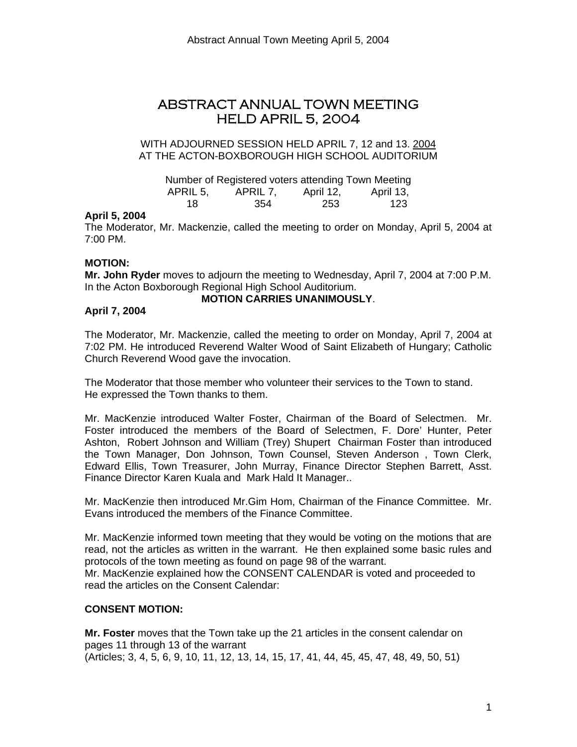# ABSTRACT ANNUAL TOWN MEETING HELD APRIL 5, 2004

WITH ADJOURNED SESSION HELD APRIL 7, 12 and 13. <u>2004</u>
AT THE ACTON-BOXBOROUGH HIGH SCHOOL AUDITORIUM

Number of Registered voters attending Town Meeting

| APRIL 5, | APRIL 7, | April 12, | April 13, |
|---|---|---|---|
| 18 | 354 | 253 | 123 |

**April 5, 2004**

The Moderator, Mr. Mackenzie, called the meeting to order on Monday, April 5, 2004 at 7:00 PM.

**MOTION:**

**Mr. John Ryder** moves to adjourn the meeting to Wednesday, April 7, 2004 at 7:00 P.M. In the Acton Boxborough Regional High School Auditorium.

**MOTION CARRIES UNANIMOUSLY**.

**April 7, 2004**

The Moderator, Mr. Mackenzie, called the meeting to order on Monday, April 7, 2004 at 7:02 PM. He introduced Reverend Walter Wood of Saint Elizabeth of Hungary; Catholic Church Reverend Wood gave the invocation.

The Moderator that those member who volunteer their services to the Town to stand. He expressed the Town thanks to them.

Mr. MacKenzie introduced Walter Foster, Chairman of the Board of Selectmen. Mr. Foster introduced the members of the Board of Selectmen, F. Dore' Hunter, Peter Ashton, Robert Johnson and William (Trey) Shupert Chairman Foster than introduced the Town Manager, Don Johnson, Town Counsel, Steven Anderson , Town Clerk, Edward Ellis, Town Treasurer, John Murray, Finance Director Stephen Barrett, Asst. Finance Director Karen Kuala and Mark Hald It Manager..

Mr. MacKenzie then introduced Mr.Gim Hom, Chairman of the Finance Committee. Mr. Evans introduced the members of the Finance Committee.

Mr. MacKenzie informed town meeting that they would be voting on the motions that are read, not the articles as written in the warrant. He then explained some basic rules and protocols of the town meeting as found on page 98 of the warrant.

Mr. MacKenzie explained how the CONSENT CALENDAR is voted and proceeded to read the articles on the Consent Calendar:

**CONSENT MOTION:**

**Mr. Foster** moves that the Town take up the 21 articles in the consent calendar on pages 11 through 13 of the warrant
(Articles; 3, 4, 5, 6, 9, 10, 11, 12, 13, 14, 15, 17, 41, 44, 45, 45, 47, 48, 49, 50, 51)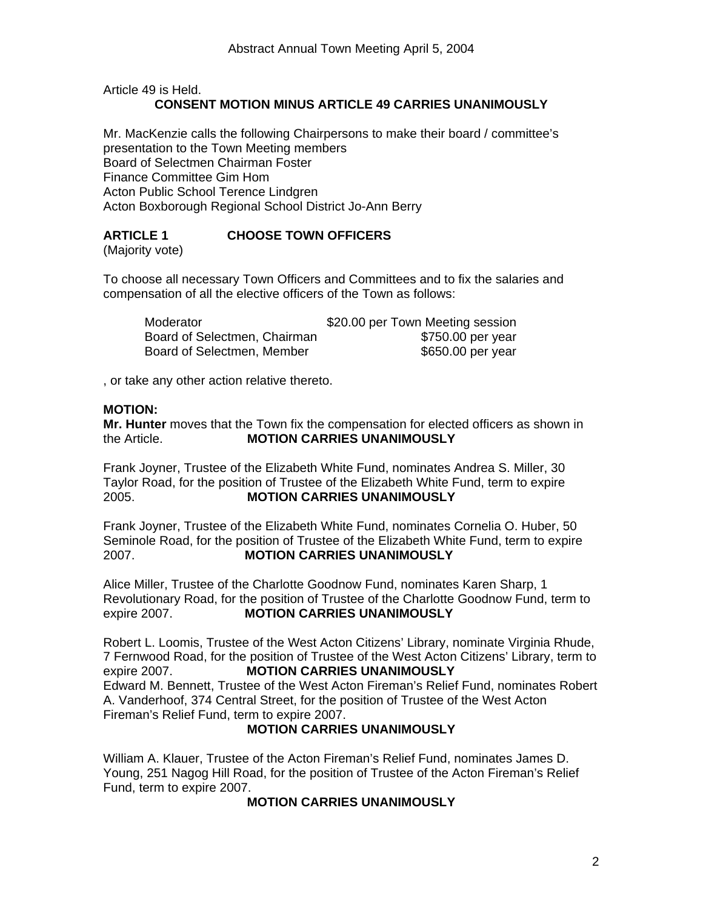Article 49 is Held.

**CONSENT MOTION MINUS ARTICLE 49 CARRIES UNANIMOUSLY**

Mr. MacKenzie calls the following Chairpersons to make their board / committee's presentation to the Town Meeting members
Board of Selectmen Chairman Foster
Finance Committee Gim Hom
Acton Public School Terence Lindgren
Acton Boxborough Regional School District Jo-Ann Berry

**ARTICLE 1 CHOOSE TOWN OFFICERS**
(Majority vote)

To choose all necessary Town Officers and Committees and to fix the salaries and compensation of all the elective officers of the Town as follows:

| | |
|---|---|
| Moderator | $20.00 per Town Meeting session |
| Board of Selectmen, Chairman | $750.00 per year |
| Board of Selectmen, Member | $650.00 per year |

, or take any other action relative thereto.

**MOTION:**
**Mr. Hunter** moves that the Town fix the compensation for elected officers as shown in the Article. **MOTION CARRIES UNANIMOUSLY**

Frank Joyner, Trustee of the Elizabeth White Fund, nominates Andrea S. Miller, 30 Taylor Road, for the position of Trustee of the Elizabeth White Fund, term to expire 2005. **MOTION CARRIES UNANIMOUSLY**

Frank Joyner, Trustee of the Elizabeth White Fund, nominates Cornelia O. Huber, 50 Seminole Road, for the position of Trustee of the Elizabeth White Fund, term to expire 2007. **MOTION CARRIES UNANIMOUSLY**

Alice Miller, Trustee of the Charlotte Goodnow Fund, nominates Karen Sharp, 1 Revolutionary Road, for the position of Trustee of the Charlotte Goodnow Fund, term to expire 2007. **MOTION CARRIES UNANIMOUSLY**

Robert L. Loomis, Trustee of the West Acton Citizens' Library, nominate Virginia Rhude, 7 Fernwood Road, for the position of Trustee of the West Acton Citizens' Library, term to expire 2007. **MOTION CARRIES UNANIMOUSLY**
Edward M. Bennett, Trustee of the West Acton Fireman's Relief Fund, nominates Robert A. Vanderhoof, 374 Central Street, for the position of Trustee of the West Acton Fireman's Relief Fund, term to expire 2007.

**MOTION CARRIES UNANIMOUSLY**

William A. Klauer, Trustee of the Acton Fireman's Relief Fund, nominates James D. Young, 251 Nagog Hill Road, for the position of Trustee of the Acton Fireman's Relief Fund, term to expire 2007.

**MOTION CARRIES UNANIMOUSLY**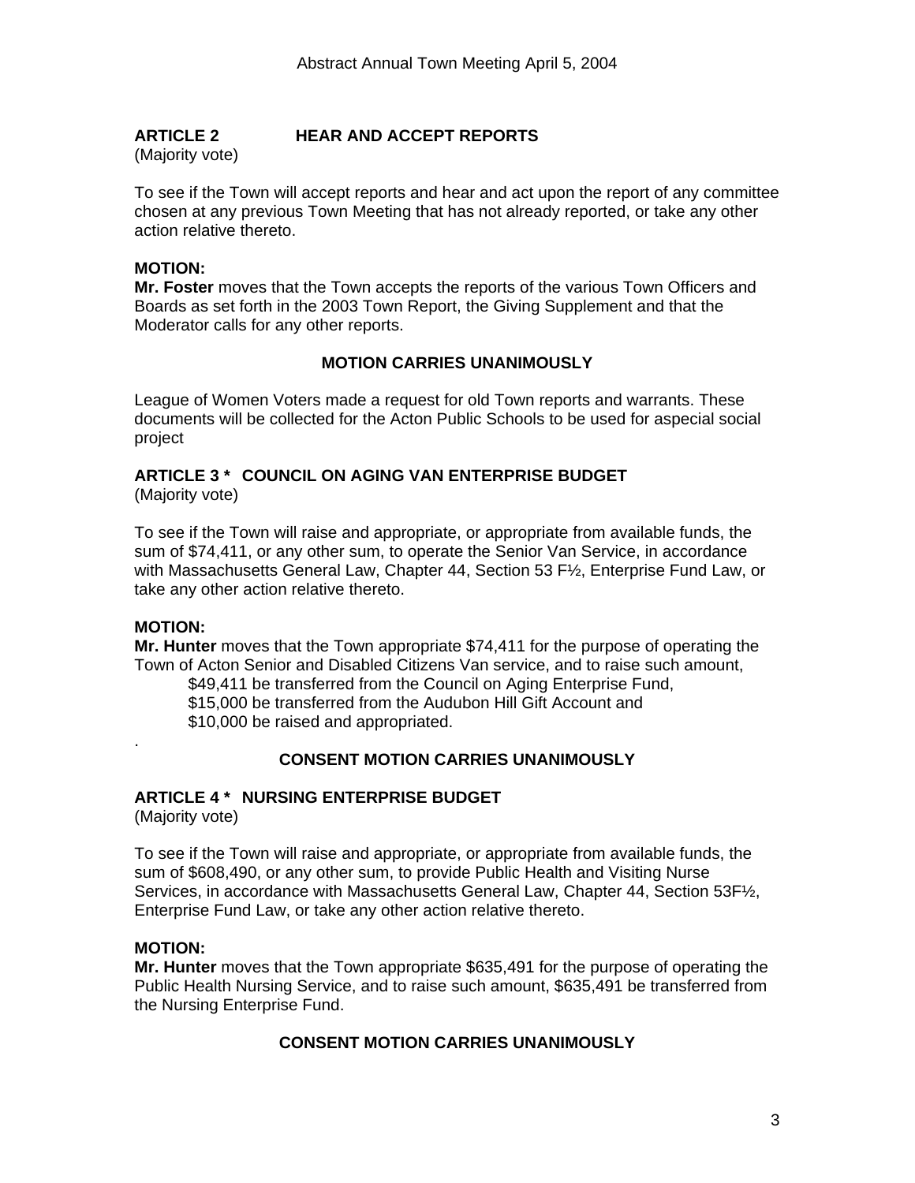## ARTICLE 2 HEAR AND ACCEPT REPORTS

(Majority vote)

To see if the Town will accept reports and hear and act upon the report of any committee chosen at any previous Town Meeting that has not already reported, or take any other action relative thereto.

**MOTION:**

**Mr. Foster** moves that the Town accepts the reports of the various Town Officers and Boards as set forth in the 2003 Town Report, the Giving Supplement and that the Moderator calls for any other reports.

**MOTION CARRIES UNANIMOUSLY**

League of Women Voters made a request for old Town reports and warrants. These documents will be collected for the Acton Public Schools to be used for aspecial social project

## ARTICLE 3 * COUNCIL ON AGING VAN ENTERPRISE BUDGET

(Majority vote)

To see if the Town will raise and appropriate, or appropriate from available funds, the sum of $74,411, or any other sum, to operate the Senior Van Service, in accordance with Massachusetts General Law, Chapter 44, Section 53 F½, Enterprise Fund Law, or take any other action relative thereto.

**MOTION:**

**Mr. Hunter** moves that the Town appropriate $74,411 for the purpose of operating the Town of Acton Senior and Disabled Citizens Van service, and to raise such amount,

$49,411 be transferred from the Council on Aging Enterprise Fund,
$15,000 be transferred from the Audubon Hill Gift Account and
$10,000 be raised and appropriated.

.

**CONSENT MOTION CARRIES UNANIMOUSLY**

## ARTICLE 4 * NURSING ENTERPRISE BUDGET

(Majority vote)

To see if the Town will raise and appropriate, or appropriate from available funds, the sum of $608,490, or any other sum, to provide Public Health and Visiting Nurse Services, in accordance with Massachusetts General Law, Chapter 44, Section 53F½, Enterprise Fund Law, or take any other action relative thereto.

**MOTION:**

**Mr. Hunter** moves that the Town appropriate $635,491 for the purpose of operating the Public Health Nursing Service, and to raise such amount, $635,491 be transferred from the Nursing Enterprise Fund.

**CONSENT MOTION CARRIES UNANIMOUSLY**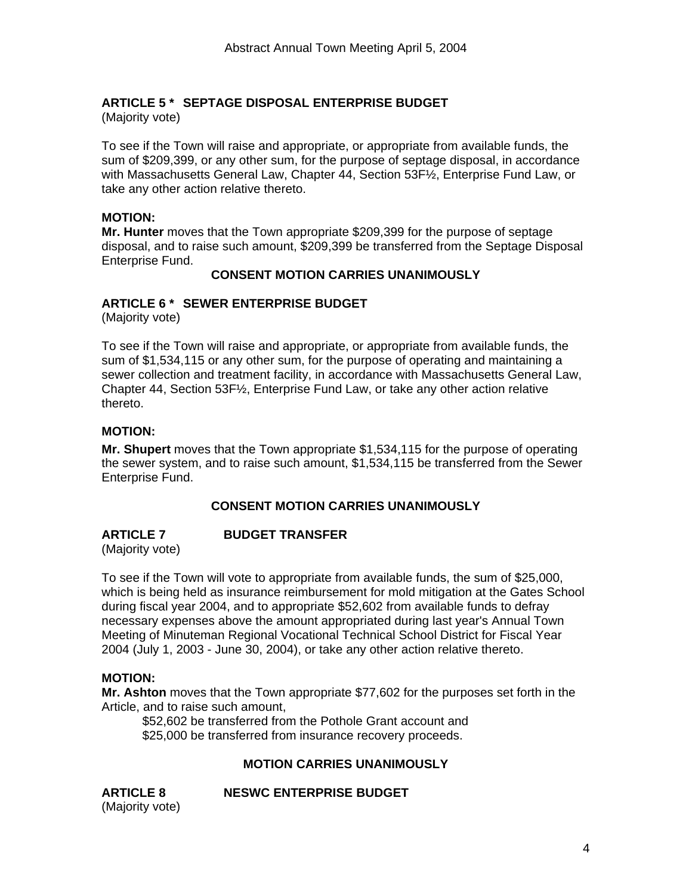### ARTICLE 5 * SEPTAGE DISPOSAL ENTERPRISE BUDGET
(Majority vote)

To see if the Town will raise and appropriate, or appropriate from available funds, the sum of $209,399, or any other sum, for the purpose of septage disposal, in accordance with Massachusetts General Law, Chapter 44, Section 53F½, Enterprise Fund Law, or take any other action relative thereto.

**MOTION:**
**Mr. Hunter** moves that the Town appropriate $209,399 for the purpose of septage disposal, and to raise such amount, $209,399 be transferred from the Septage Disposal Enterprise Fund.

**CONSENT MOTION CARRIES UNANIMOUSLY**

### ARTICLE 6 * SEWER ENTERPRISE BUDGET
(Majority vote)

To see if the Town will raise and appropriate, or appropriate from available funds, the sum of $1,534,115 or any other sum, for the purpose of operating and maintaining a sewer collection and treatment facility, in accordance with Massachusetts General Law, Chapter 44, Section 53F½, Enterprise Fund Law, or take any other action relative thereto.

**MOTION:**

**Mr. Shupert** moves that the Town appropriate $1,534,115 for the purpose of operating the sewer system, and to raise such amount, $1,534,115 be transferred from the Sewer Enterprise Fund.

**CONSENT MOTION CARRIES UNANIMOUSLY**

### ARTICLE 7 BUDGET TRANSFER
(Majority vote)

To see if the Town will vote to appropriate from available funds, the sum of $25,000, which is being held as insurance reimbursement for mold mitigation at the Gates School during fiscal year 2004, and to appropriate $52,602 from available funds to defray necessary expenses above the amount appropriated during last year's Annual Town Meeting of Minuteman Regional Vocational Technical School District for Fiscal Year 2004 (July 1, 2003 - June 30, 2004), or take any other action relative thereto.

**MOTION:**
**Mr. Ashton** moves that the Town appropriate $77,602 for the purposes set forth in the Article, and to raise such amount,

$52,602 be transferred from the Pothole Grant account and
$25,000 be transferred from insurance recovery proceeds.

**MOTION CARRIES UNANIMOUSLY**

### ARTICLE 8 NESWC ENTERPRISE BUDGET
(Majority vote)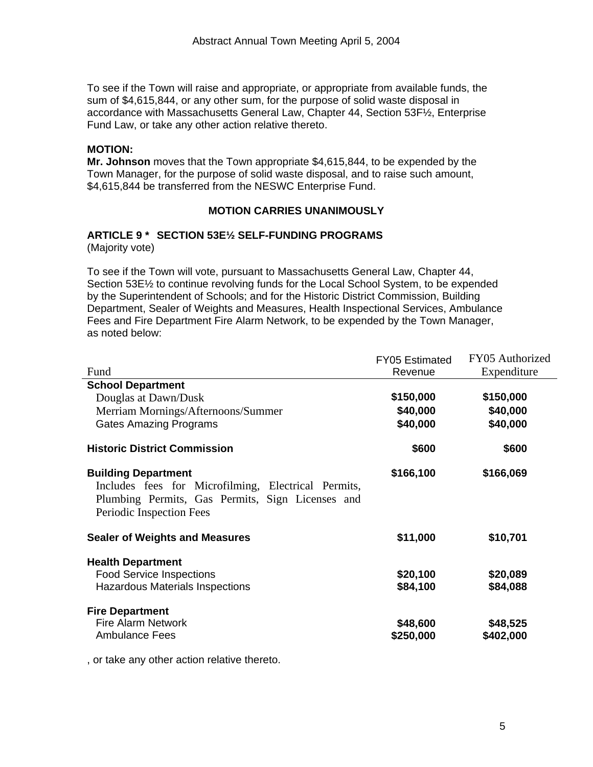To see if the Town will raise and appropriate, or appropriate from available funds, the sum of $4,615,844, or any other sum, for the purpose of solid waste disposal in accordance with Massachusetts General Law, Chapter 44, Section 53F½, Enterprise Fund Law, or take any other action relative thereto.

**MOTION:**
**Mr. Johnson** moves that the Town appropriate $4,615,844, to be expended by the Town Manager, for the purpose of solid waste disposal, and to raise such amount, $4,615,844 be transferred from the NESWC Enterprise Fund.

**MOTION CARRIES UNANIMOUSLY**

**ARTICLE 9 * SECTION 53E½ SELF-FUNDING PROGRAMS**
(Majority vote)

To see if the Town will vote, pursuant to Massachusetts General Law, Chapter 44, Section 53E½ to continue revolving funds for the Local School System, to be expended by the Superintendent of Schools; and for the Historic District Commission, Building Department, Sealer of Weights and Measures, Health Inspectional Services, Ambulance Fees and Fire Department Fire Alarm Network, to be expended by the Town Manager, as noted below:

| Fund | FY05 Estimated Revenue | FY05 Authorized Expenditure |
|---|---|---|
| **School Department** | | |
| Douglas at Dawn/Dusk | **$150,000** | **$150,000** |
| Merriam Mornings/Afternoons/Summer | **$40,000** | **$40,000** |
| Gates Amazing Programs | **$40,000** | **$40,000** |
| **Historic District Commission** | **$600** | **$600** |
| **Building Department** Includes fees for Microfilming, Electrical Permits, Plumbing Permits, Gas Permits, Sign Licenses and Periodic Inspection Fees | **$166,100** | **$166,069** |
| **Sealer of Weights and Measures** | **$11,000** | **$10,701** |
| **Health Department** | | |
| Food Service Inspections | **$20,100** | **$20,089** |
| Hazardous Materials Inspections | **$84,100** | **$84,088** |
| **Fire Department** | | |
| Fire Alarm Network | **$48,600** | **$48,525** |
| Ambulance Fees | **$250,000** | **$402,000** |

, or take any other action relative thereto.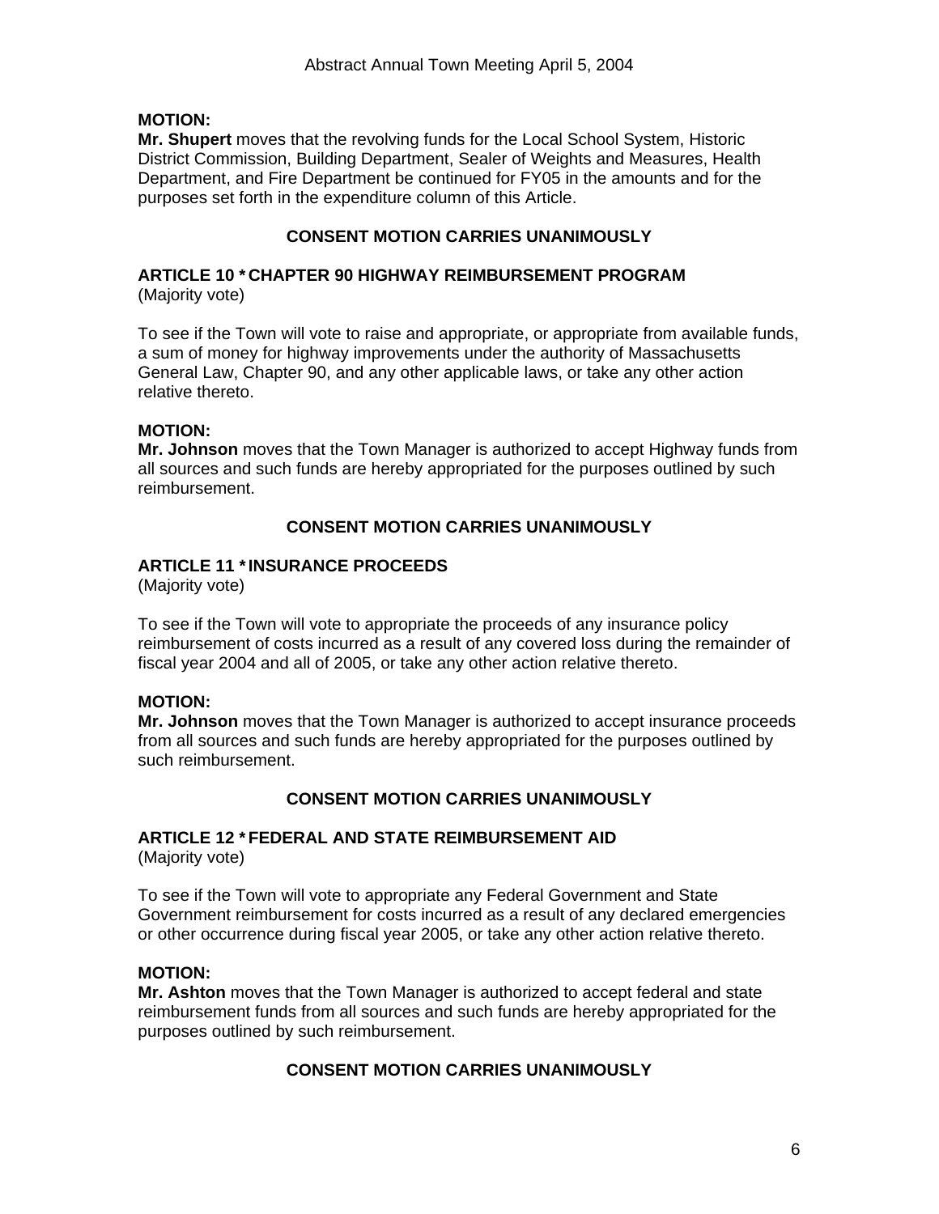**MOTION:**
**Mr. Shupert** moves that the revolving funds for the Local School System, Historic District Commission, Building Department, Sealer of Weights and Measures, Health Department, and Fire Department be continued for FY05 in the amounts and for the purposes set forth in the expenditure column of this Article.

**CONSENT MOTION CARRIES UNANIMOUSLY**

## ARTICLE 10 * CHAPTER 90 HIGHWAY REIMBURSEMENT PROGRAM

(Majority vote)

To see if the Town will vote to raise and appropriate, or appropriate from available funds, a sum of money for highway improvements under the authority of Massachusetts General Law, Chapter 90, and any other applicable laws, or take any other action relative thereto.

**MOTION:**
**Mr. Johnson** moves that the Town Manager is authorized to accept Highway funds from all sources and such funds are hereby appropriated for the purposes outlined by such reimbursement.

**CONSENT MOTION CARRIES UNANIMOUSLY**

## ARTICLE 11 * INSURANCE PROCEEDS

(Majority vote)

To see if the Town will vote to appropriate the proceeds of any insurance policy reimbursement of costs incurred as a result of any covered loss during the remainder of fiscal year 2004 and all of 2005, or take any other action relative thereto.

**MOTION:**
**Mr. Johnson** moves that the Town Manager is authorized to accept insurance proceeds from all sources and such funds are hereby appropriated for the purposes outlined by such reimbursement.

**CONSENT MOTION CARRIES UNANIMOUSLY**

## ARTICLE 12 * FEDERAL AND STATE REIMBURSEMENT AID

(Majority vote)

To see if the Town will vote to appropriate any Federal Government and State Government reimbursement for costs incurred as a result of any declared emergencies or other occurrence during fiscal year 2005, or take any other action relative thereto.

**MOTION:**
**Mr. Ashton** moves that the Town Manager is authorized to accept federal and state reimbursement funds from all sources and such funds are hereby appropriated for the purposes outlined by such reimbursement.

**CONSENT MOTION CARRIES UNANIMOUSLY**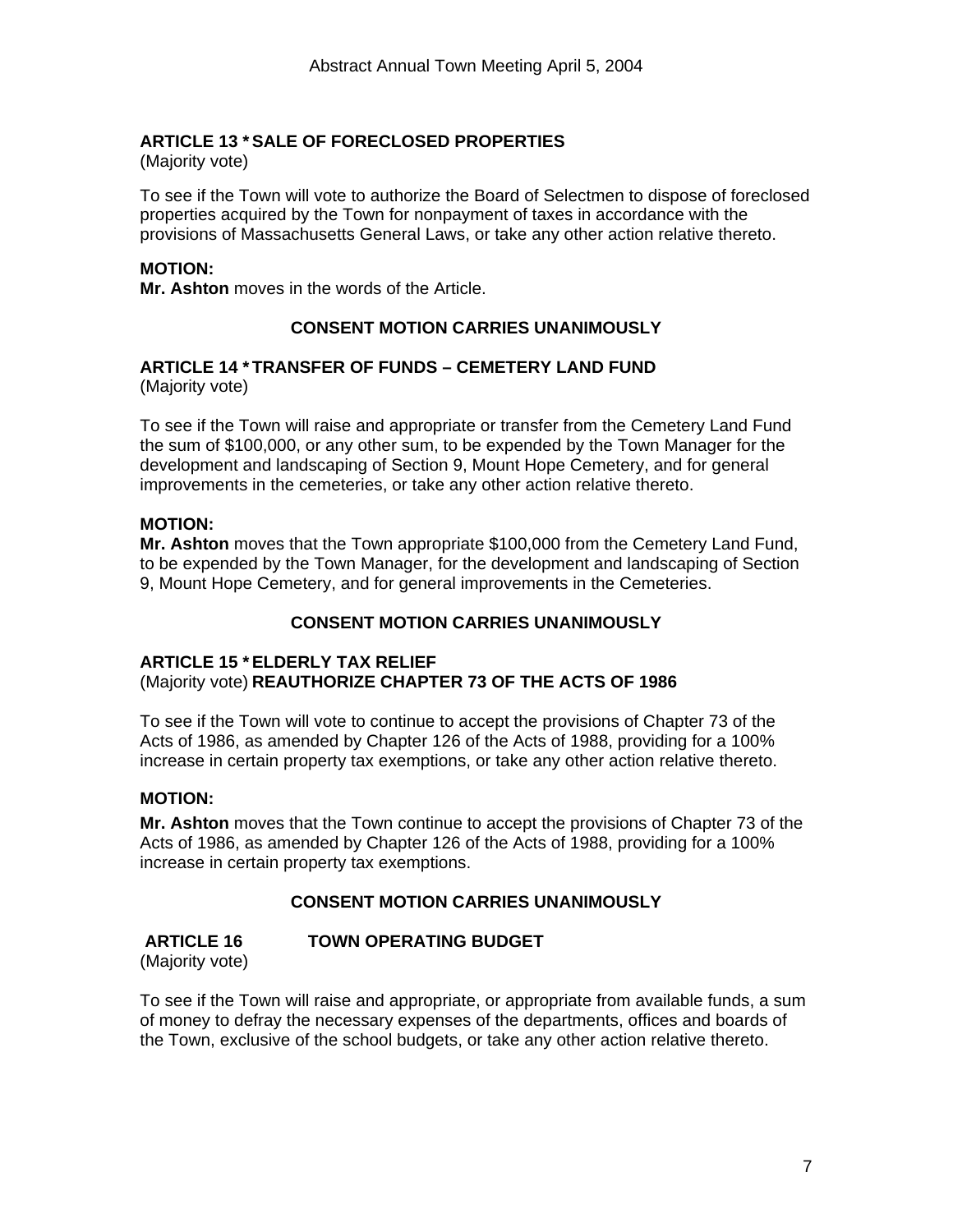## ARTICLE 13 * SALE OF FORECLOSED PROPERTIES

(Majority vote)

To see if the Town will vote to authorize the Board of Selectmen to dispose of foreclosed properties acquired by the Town for nonpayment of taxes in accordance with the provisions of Massachusetts General Laws, or take any other action relative thereto.

**MOTION:**

**Mr. Ashton** moves in the words of the Article.

**CONSENT MOTION CARRIES UNANIMOUSLY**

## ARTICLE 14 * TRANSFER OF FUNDS – CEMETERY LAND FUND

(Majority vote)

To see if the Town will raise and appropriate or transfer from the Cemetery Land Fund the sum of $100,000, or any other sum, to be expended by the Town Manager for the development and landscaping of Section 9, Mount Hope Cemetery, and for general improvements in the cemeteries, or take any other action relative thereto.

**MOTION:**

**Mr. Ashton** moves that the Town appropriate $100,000 from the Cemetery Land Fund, to be expended by the Town Manager, for the development and landscaping of Section 9, Mount Hope Cemetery, and for general improvements in the Cemeteries.

**CONSENT MOTION CARRIES UNANIMOUSLY**

## ARTICLE 15 * ELDERLY TAX RELIEF

(Majority vote) **REAUTHORIZE CHAPTER 73 OF THE ACTS OF 1986**

To see if the Town will vote to continue to accept the provisions of Chapter 73 of the Acts of 1986, as amended by Chapter 126 of the Acts of 1988, providing for a 100% increase in certain property tax exemptions, or take any other action relative thereto.

**MOTION:**

**Mr. Ashton** moves that the Town continue to accept the provisions of Chapter 73 of the Acts of 1986, as amended by Chapter 126 of the Acts of 1988, providing for a 100% increase in certain property tax exemptions.

**CONSENT MOTION CARRIES UNANIMOUSLY**

## ARTICLE 16 TOWN OPERATING BUDGET

(Majority vote)

To see if the Town will raise and appropriate, or appropriate from available funds, a sum of money to defray the necessary expenses of the departments, offices and boards of the Town, exclusive of the school budgets, or take any other action relative thereto.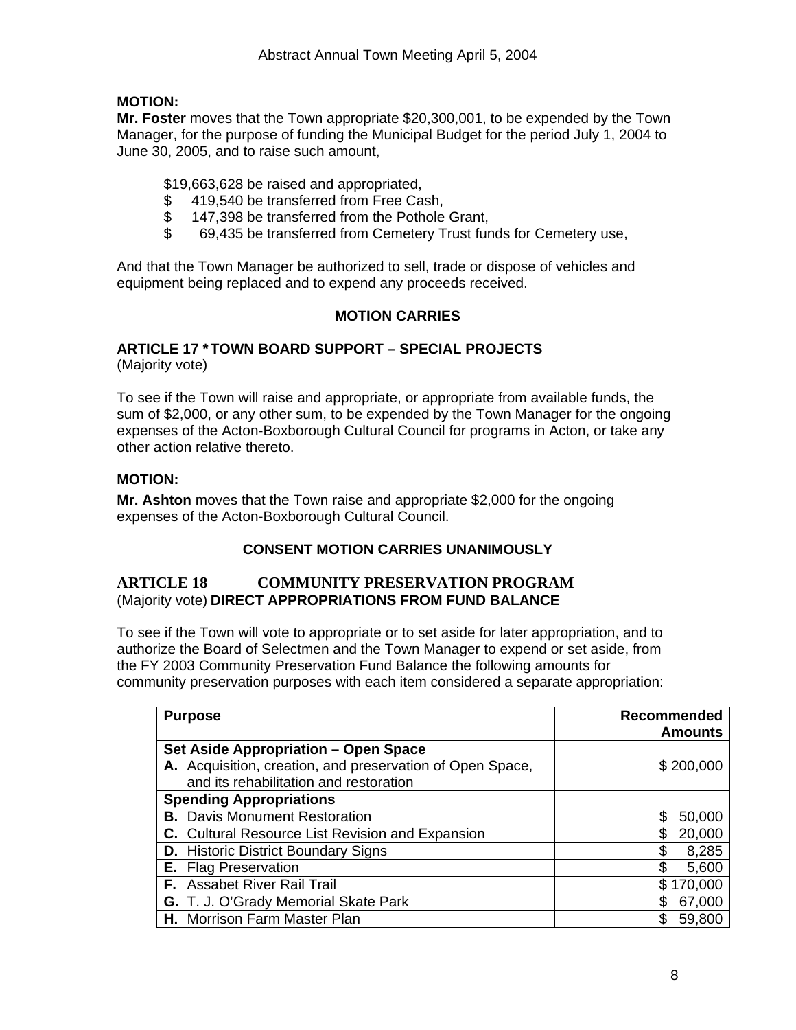**MOTION:**
**Mr. Foster** moves that the Town appropriate $20,300,001, to be expended by the Town Manager, for the purpose of funding the Municipal Budget for the period July 1, 2004 to June 30, 2005, and to raise such amount,

$19,663,628 be raised and appropriated,
$ 419,540 be transferred from Free Cash,
$ 147,398 be transferred from the Pothole Grant,
$ 69,435 be transferred from Cemetery Trust funds for Cemetery use,

And that the Town Manager be authorized to sell, trade or dispose of vehicles and equipment being replaced and to expend any proceeds received.

**MOTION CARRIES**

**ARTICLE 17 * TOWN BOARD SUPPORT – SPECIAL PROJECTS**
(Majority vote)

To see if the Town will raise and appropriate, or appropriate from available funds, the sum of $2,000, or any other sum, to be expended by the Town Manager for the ongoing expenses of the Acton-Boxborough Cultural Council for programs in Acton, or take any other action relative thereto.

**MOTION:**

**Mr. Ashton** moves that the Town raise and appropriate $2,000 for the ongoing expenses of the Acton-Boxborough Cultural Council.

**CONSENT MOTION CARRIES UNANIMOUSLY**

**ARTICLE 18 COMMUNITY PRESERVATION PROGRAM**
(Majority vote) **DIRECT APPROPRIATIONS FROM FUND BALANCE**

To see if the Town will vote to appropriate or to set aside for later appropriation, and to authorize the Board of Selectmen and the Town Manager to expend or set aside, from the FY 2003 Community Preservation Fund Balance the following amounts for community preservation purposes with each item considered a separate appropriation:

| Purpose | Recommended Amounts |
|---|---|
| **Set Aside Appropriation – Open Space** **A.** Acquisition, creation, and preservation of Open Space, and its rehabilitation and restoration | $ 200,000 |
| **Spending Appropriations** | |
| **B.** Davis Monument Restoration | $ 50,000 |
| **C.** Cultural Resource List Revision and Expansion | $ 20,000 |
| **D.** Historic District Boundary Signs | $ 8,285 |
| **E.** Flag Preservation | $ 5,600 |
| **F.** Assabet River Rail Trail | $ 170,000 |
| **G.** T. J. O'Grady Memorial Skate Park | $ 67,000 |
| **H.** Morrison Farm Master Plan | $ 59,800 |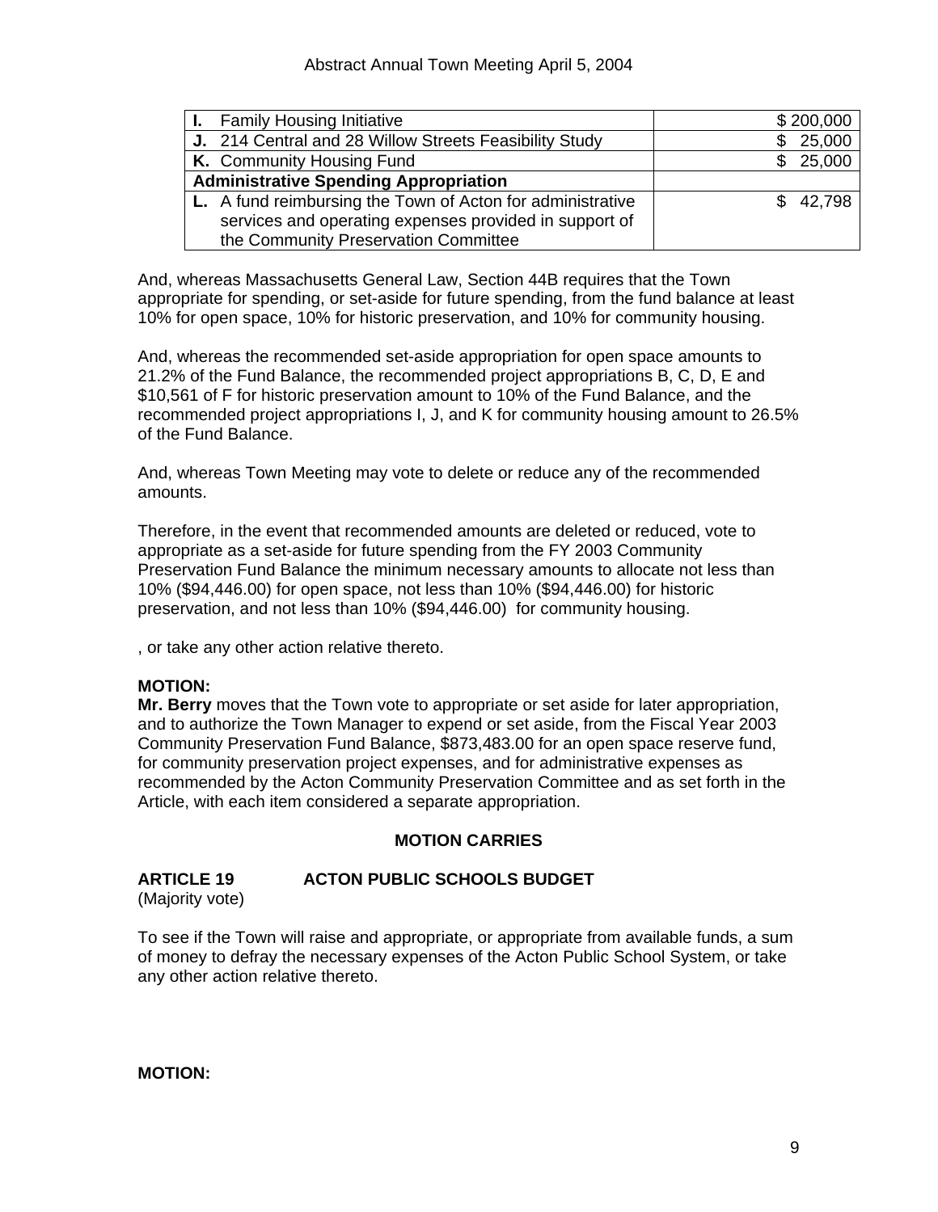| | |
|---|---|
| **I.** Family Housing Initiative | $ 200,000 |
| **J.** 214 Central and 28 Willow Streets Feasibility Study | $ 25,000 |
| **K.** Community Housing Fund | $ 25,000 |
| **Administrative Spending Appropriation** | |
| **L.** A fund reimbursing the Town of Acton for administrative services and operating expenses provided in support of the Community Preservation Committee | $ 42,798 |

And, whereas Massachusetts General Law, Section 44B requires that the Town appropriate for spending, or set-aside for future spending, from the fund balance at least 10% for open space, 10% for historic preservation, and 10% for community housing.

And, whereas the recommended set-aside appropriation for open space amounts to 21.2% of the Fund Balance, the recommended project appropriations B, C, D, E and $10,561 of F for historic preservation amount to 10% of the Fund Balance, and the recommended project appropriations I, J, and K for community housing amount to 26.5% of the Fund Balance.

And, whereas Town Meeting may vote to delete or reduce any of the recommended amounts.

Therefore, in the event that recommended amounts are deleted or reduced, vote to appropriate as a set-aside for future spending from the FY 2003 Community Preservation Fund Balance the minimum necessary amounts to allocate not less than 10% ($94,446.00) for open space, not less than 10% ($94,446.00) for historic preservation, and not less than 10% ($94,446.00) for community housing.

, or take any other action relative thereto.

**MOTION:**
**Mr. Berry** moves that the Town vote to appropriate or set aside for later appropriation, and to authorize the Town Manager to expend or set aside, from the Fiscal Year 2003 Community Preservation Fund Balance, $873,483.00 for an open space reserve fund, for community preservation project expenses, and for administrative expenses as recommended by the Acton Community Preservation Committee and as set forth in the Article, with each item considered a separate appropriation.

**MOTION CARRIES**

**ARTICLE 19 ACTON PUBLIC SCHOOLS BUDGET**
(Majority vote)

To see if the Town will raise and appropriate, or appropriate from available funds, a sum of money to defray the necessary expenses of the Acton Public School System, or take any other action relative thereto.

**MOTION:**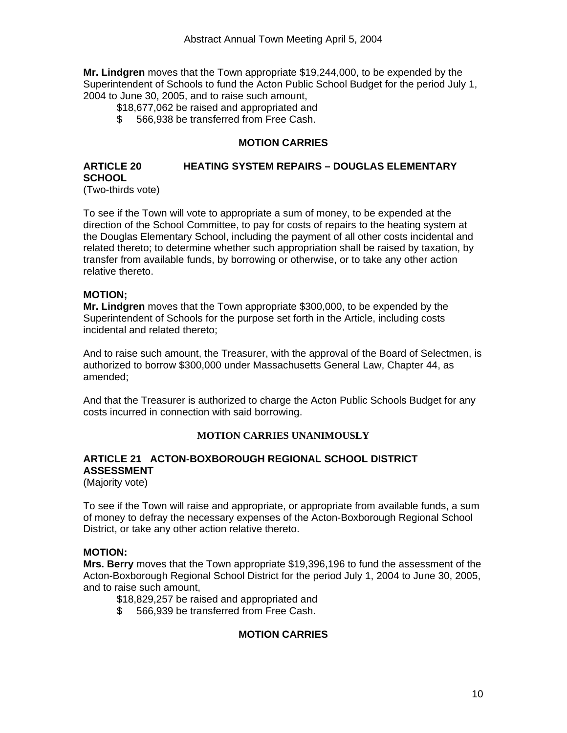**Mr. Lindgren** moves that the Town appropriate $19,244,000, to be expended by the Superintendent of Schools to fund the Acton Public School Budget for the period July 1, 2004 to June 30, 2005, and to raise such amount,

$18,677,062 be raised and appropriated and
$ 566,938 be transferred from Free Cash.

**MOTION CARRIES**

## ARTICLE 20 HEATING SYSTEM REPAIRS – DOUGLAS ELEMENTARY SCHOOL

(Two-thirds vote)

To see if the Town will vote to appropriate a sum of money, to be expended at the direction of the School Committee, to pay for costs of repairs to the heating system at the Douglas Elementary School, including the payment of all other costs incidental and related thereto; to determine whether such appropriation shall be raised by taxation, by transfer from available funds, by borrowing or otherwise, or to take any other action relative thereto.

**MOTION;**
**Mr. Lindgren** moves that the Town appropriate $300,000, to be expended by the Superintendent of Schools for the purpose set forth in the Article, including costs incidental and related thereto;

And to raise such amount, the Treasurer, with the approval of the Board of Selectmen, is authorized to borrow $300,000 under Massachusetts General Law, Chapter 44, as amended;

And that the Treasurer is authorized to charge the Acton Public Schools Budget for any costs incurred in connection with said borrowing.

**MOTION CARRIES UNANIMOUSLY**

## ARTICLE 21 ACTON-BOXBOROUGH REGIONAL SCHOOL DISTRICT ASSESSMENT

(Majority vote)

To see if the Town will raise and appropriate, or appropriate from available funds, a sum of money to defray the necessary expenses of the Acton-Boxborough Regional School District, or take any other action relative thereto.

**MOTION:**
**Mrs. Berry** moves that the Town appropriate $19,396,196 to fund the assessment of the Acton-Boxborough Regional School District for the period July 1, 2004 to June 30, 2005, and to raise such amount,

$18,829,257 be raised and appropriated and
$ 566,939 be transferred from Free Cash.

**MOTION CARRIES**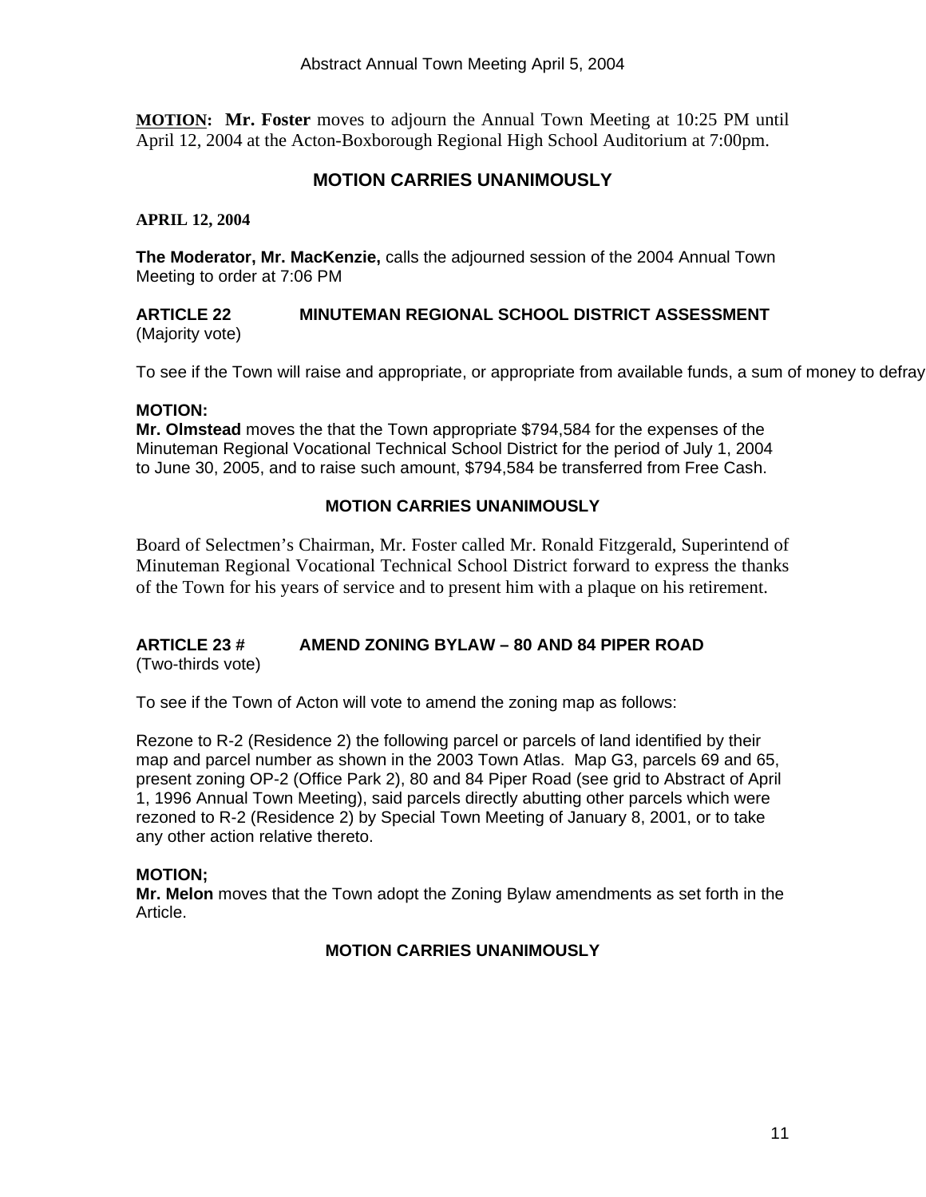**MOTION:** **Mr. Foster** moves to adjourn the Annual Town Meeting at 10:25 PM until April 12, 2004 at the Acton-Boxborough Regional High School Auditorium at 7:00pm.

**MOTION CARRIES UNANIMOUSLY**

**APRIL 12, 2004**

**The Moderator, Mr. MacKenzie,** calls the adjourned session of the 2004 Annual Town Meeting to order at 7:06 PM

### ARTICLE 22 MINUTEMAN REGIONAL SCHOOL DISTRICT ASSESSMENT

(Majority vote)

To see if the Town will raise and appropriate, or appropriate from available funds, a sum of money to defray

**MOTION:**
**Mr. Olmstead** moves the that the Town appropriate $794,584 for the expenses of the Minuteman Regional Vocational Technical School District for the period of July 1, 2004 to June 30, 2005, and to raise such amount, $794,584 be transferred from Free Cash.

**MOTION CARRIES UNANIMOUSLY**

Board of Selectmen's Chairman, Mr. Foster called Mr. Ronald Fitzgerald, Superintend of Minuteman Regional Vocational Technical School District forward to express the thanks of the Town for his years of service and to present him with a plaque on his retirement.

### ARTICLE 23 # AMEND ZONING BYLAW – 80 AND 84 PIPER ROAD

(Two-thirds vote)

To see if the Town of Acton will vote to amend the zoning map as follows:

Rezone to R-2 (Residence 2) the following parcel or parcels of land identified by their map and parcel number as shown in the 2003 Town Atlas. Map G3, parcels 69 and 65, present zoning OP-2 (Office Park 2), 80 and 84 Piper Road (see grid to Abstract of April 1, 1996 Annual Town Meeting), said parcels directly abutting other parcels which were rezoned to R-2 (Residence 2) by Special Town Meeting of January 8, 2001, or to take any other action relative thereto.

**MOTION;**
**Mr. Melon** moves that the Town adopt the Zoning Bylaw amendments as set forth in the Article.

**MOTION CARRIES UNANIMOUSLY**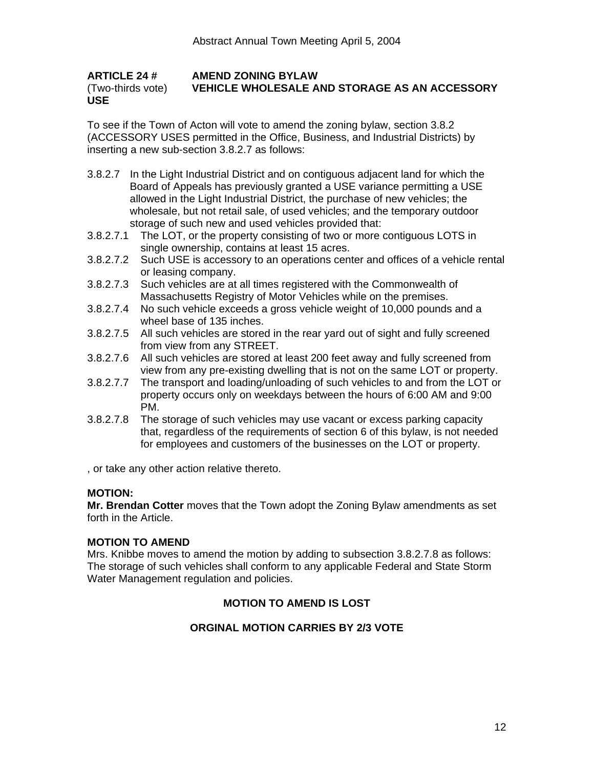**ARTICLE 24 #** **AMEND ZONING BYLAW**
(Two-thirds vote) **VEHICLE WHOLESALE AND STORAGE AS AN ACCESSORY USE**

To see if the Town of Acton will vote to amend the zoning bylaw, section 3.8.2 (ACCESSORY USES permitted in the Office, Business, and Industrial Districts) by inserting a new sub-section 3.8.2.7 as follows:

3.8.2.7 In the Light Industrial District and on contiguous adjacent land for which the Board of Appeals has previously granted a USE variance permitting a USE allowed in the Light Industrial District, the purchase of new vehicles; the wholesale, but not retail sale, of used vehicles; and the temporary outdoor storage of such new and used vehicles provided that:

3.8.2.7.1 The LOT, or the property consisting of two or more contiguous LOTS in single ownership, contains at least 15 acres.

3.8.2.7.2 Such USE is accessory to an operations center and offices of a vehicle rental or leasing company.

3.8.2.7.3 Such vehicles are at all times registered with the Commonwealth of Massachusetts Registry of Motor Vehicles while on the premises.

3.8.2.7.4 No such vehicle exceeds a gross vehicle weight of 10,000 pounds and a wheel base of 135 inches.

3.8.2.7.5 All such vehicles are stored in the rear yard out of sight and fully screened from view from any STREET.

3.8.2.7.6 All such vehicles are stored at least 200 feet away and fully screened from view from any pre-existing dwelling that is not on the same LOT or property.

3.8.2.7.7 The transport and loading/unloading of such vehicles to and from the LOT or property occurs only on weekdays between the hours of 6:00 AM and 9:00 PM.

3.8.2.7.8 The storage of such vehicles may use vacant or excess parking capacity that, regardless of the requirements of section 6 of this bylaw, is not needed for employees and customers of the businesses on the LOT or property.

, or take any other action relative thereto.

**MOTION:**
**Mr. Brendan Cotter** moves that the Town adopt the Zoning Bylaw amendments as set forth in the Article.

**MOTION TO AMEND**
Mrs. Knibbe moves to amend the motion by adding to subsection 3.8.2.7.8 as follows: The storage of such vehicles shall conform to any applicable Federal and State Storm Water Management regulation and policies.

**MOTION TO AMEND IS LOST**

**ORGINAL MOTION CARRIES BY 2/3 VOTE**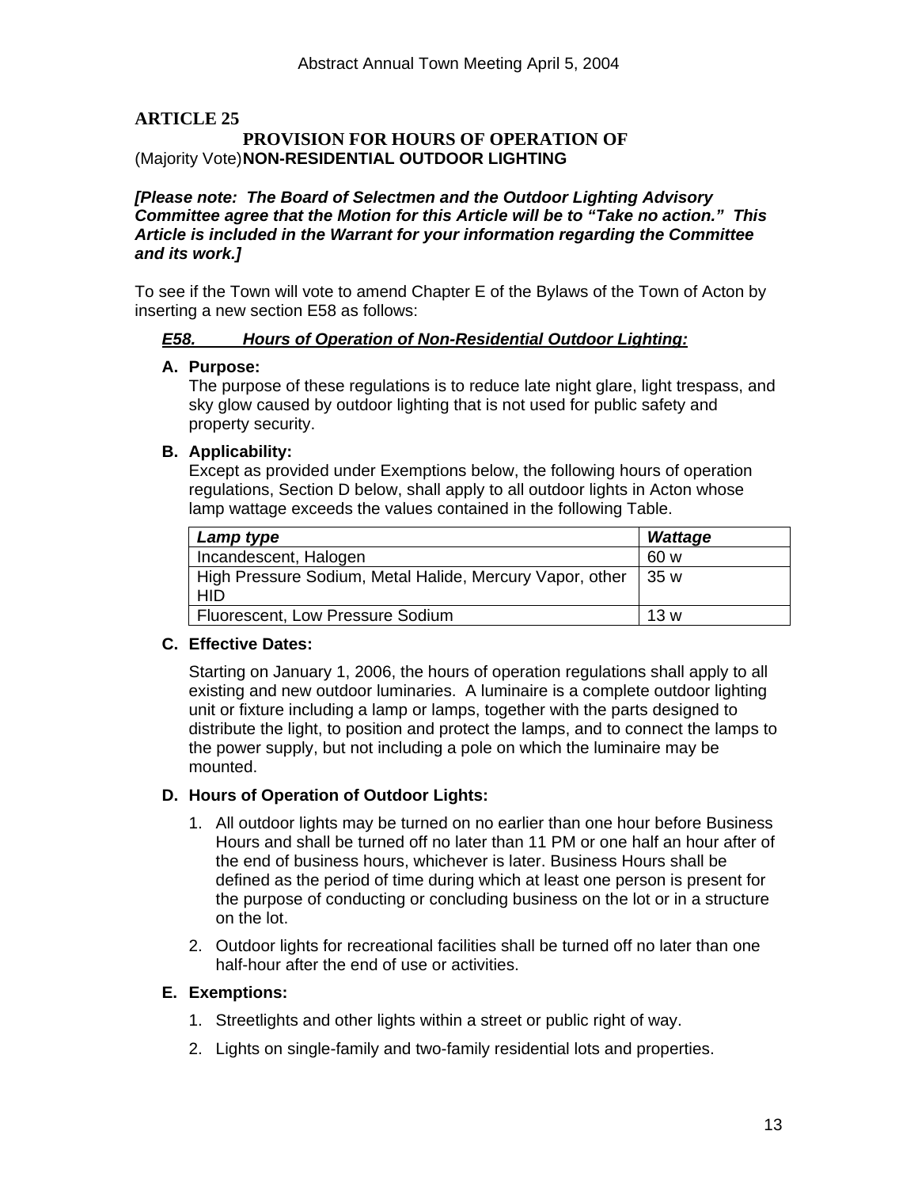## ARTICLE 25

**PROVISION FOR HOURS OF OPERATION OF**
(Majority Vote) **NON-RESIDENTIAL OUTDOOR LIGHTING**

***[Please note: The Board of Selectmen and the Outdoor Lighting Advisory Committee agree that the Motion for this Article will be to "Take no action." This Article is included in the Warrant for your information regarding the Committee and its work.]***

To see if the Town will vote to amend Chapter E of the Bylaws of the Town of Acton by inserting a new section E58 as follows:

***E58. Hours of Operation of Non-Residential Outdoor Lighting:***

**A. Purpose:**
The purpose of these regulations is to reduce late night glare, light trespass, and sky glow caused by outdoor lighting that is not used for public safety and property security.

**B. Applicability:**
Except as provided under Exemptions below, the following hours of operation regulations, Section D below, shall apply to all outdoor lights in Acton whose lamp wattage exceeds the values contained in the following Table.

| ***Lamp type*** | ***Wattage*** |
|---|---|
| Incandescent, Halogen | 60 w |
| High Pressure Sodium, Metal Halide, Mercury Vapor, other HID | 35 w |
| Fluorescent, Low Pressure Sodium | 13 w |

**C. Effective Dates:**

Starting on January 1, 2006, the hours of operation regulations shall apply to all existing and new outdoor luminaries. A luminaire is a complete outdoor lighting unit or fixture including a lamp or lamps, together with the parts designed to distribute the light, to position and protect the lamps, and to connect the lamps to the power supply, but not including a pole on which the luminaire may be mounted.

**D. Hours of Operation of Outdoor Lights:**

1. All outdoor lights may be turned on no earlier than one hour before Business Hours and shall be turned off no later than 11 PM or one half an hour after of the end of business hours, whichever is later. Business Hours shall be defined as the period of time during which at least one person is present for the purpose of conducting or concluding business on the lot or in a structure on the lot.
2. Outdoor lights for recreational facilities shall be turned off no later than one half-hour after the end of use or activities.

**E. Exemptions:**

1. Streetlights and other lights within a street or public right of way.
2. Lights on single-family and two-family residential lots and properties.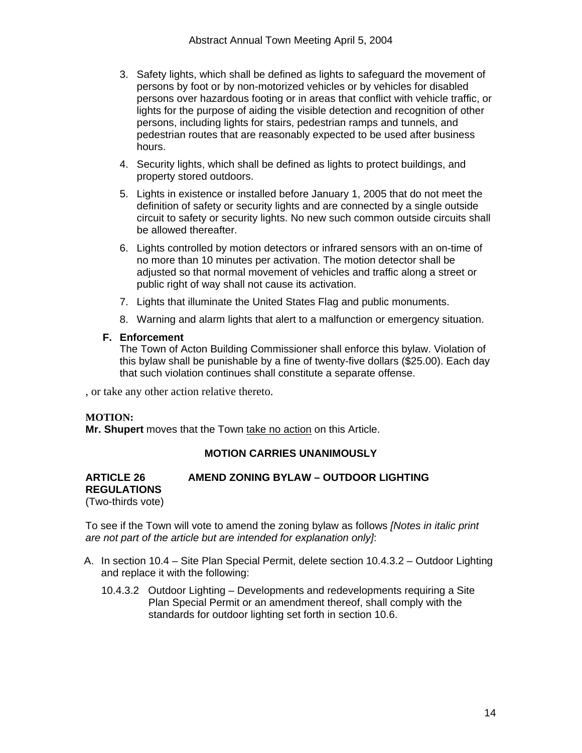3. Safety lights, which shall be defined as lights to safeguard the movement of persons by foot or by non-motorized vehicles or by vehicles for disabled persons over hazardous footing or in areas that conflict with vehicle traffic, or lights for the purpose of aiding the visible detection and recognition of other persons, including lights for stairs, pedestrian ramps and tunnels, and pedestrian routes that are reasonably expected to be used after business hours.
4. Security lights, which shall be defined as lights to protect buildings, and property stored outdoors.
5. Lights in existence or installed before January 1, 2005 that do not meet the definition of safety or security lights and are connected by a single outside circuit to safety or security lights. No new such common outside circuits shall be allowed thereafter.
6. Lights controlled by motion detectors or infrared sensors with an on-time of no more than 10 minutes per activation. The motion detector shall be adjusted so that normal movement of vehicles and traffic along a street or public right of way shall not cause its activation.
7. Lights that illuminate the United States Flag and public monuments.
8. Warning and alarm lights that alert to a malfunction or emergency situation.

**F. Enforcement**

The Town of Acton Building Commissioner shall enforce this bylaw. Violation of this bylaw shall be punishable by a fine of twenty-five dollars ($25.00). Each day that such violation continues shall constitute a separate offense.

, or take any other action relative thereto.

**MOTION:**

**Mr. Shupert** moves that the Town take no action on this Article.

**MOTION CARRIES UNANIMOUSLY**

**ARTICLE 26 AMEND ZONING BYLAW – OUTDOOR LIGHTING REGULATIONS**

(Two-thirds vote)

To see if the Town will vote to amend the zoning bylaw as follows *[Notes in italic print are not part of the article but are intended for explanation only]*:

A. In section 10.4 – Site Plan Special Permit, delete section 10.4.3.2 – Outdoor Lighting and replace it with the following:

   10.4.3.2 Outdoor Lighting – Developments and redevelopments requiring a Site Plan Special Permit or an amendment thereof, shall comply with the standards for outdoor lighting set forth in section 10.6.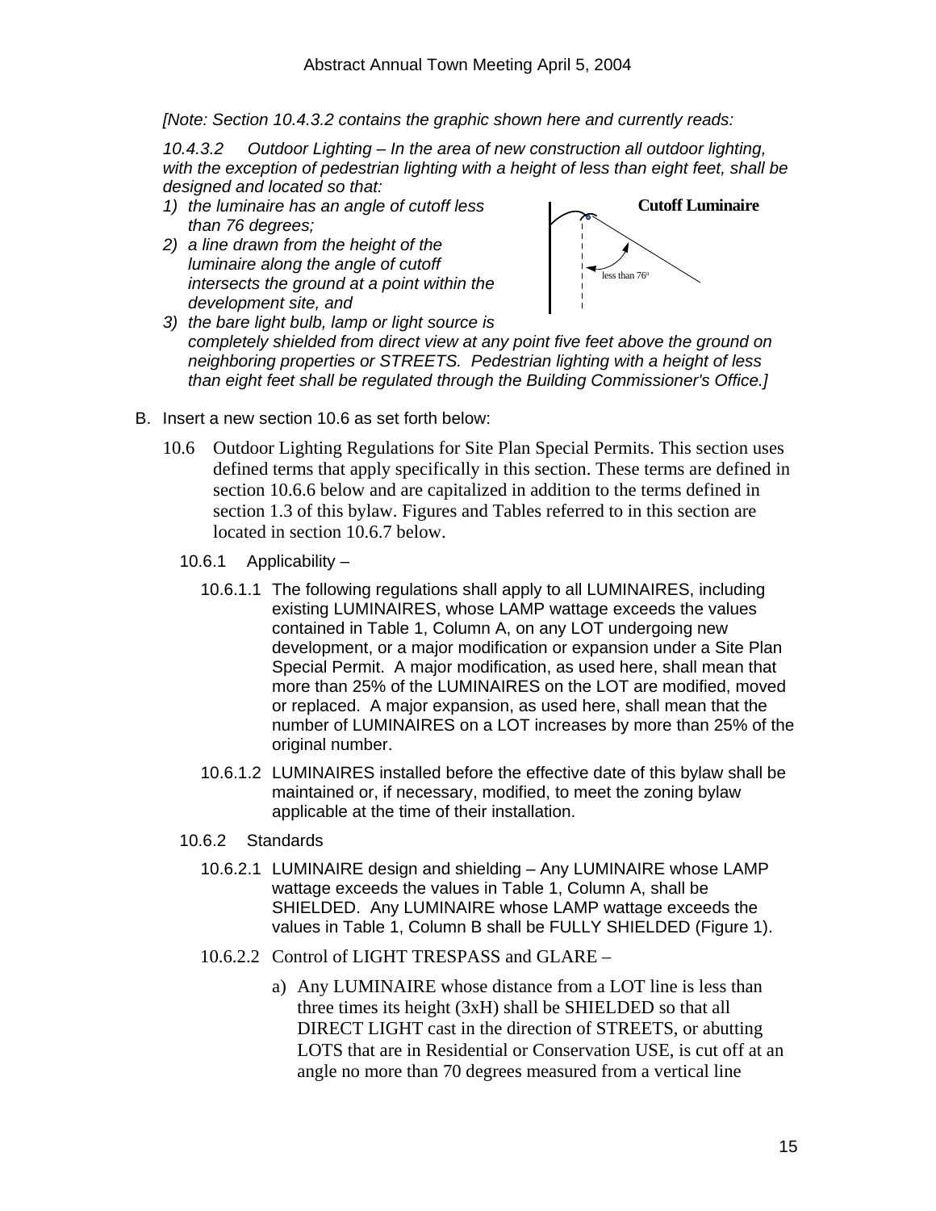*[Note: Section 10.4.3.2 contains the graphic shown here and currently reads:*

*10.4.3.2 Outdoor Lighting – In the area of new construction all outdoor lighting, with the exception of pedestrian lighting with a height of less than eight feet, shall be designed and located so that:*

*1) the luminaire has an angle of cutoff less than 76 degrees;*
*2) a line drawn from the height of the luminaire along the angle of cutoff intersects the ground at a point within the development site, and*
*3) the bare light bulb, lamp or light source is completely shielded from direct view at any point five feet above the ground on neighboring properties or STREETS. Pedestrian lighting with a height of less than eight feet shall be regulated through the Building Commissioner's Office.]*

**Cutoff Luminaire**

less than 76°

B. Insert a new section 10.6 as set forth below:

10.6 Outdoor Lighting Regulations for Site Plan Special Permits. This section uses defined terms that apply specifically in this section. These terms are defined in section 10.6.6 below and are capitalized in addition to the terms defined in section 1.3 of this bylaw. Figures and Tables referred to in this section are located in section 10.6.7 below.

10.6.1 Applicability –

10.6.1.1 The following regulations shall apply to all LUMINAIRES, including existing LUMINAIRES, whose LAMP wattage exceeds the values contained in Table 1, Column A, on any LOT undergoing new development, or a major modification or expansion under a Site Plan Special Permit. A major modification, as used here, shall mean that more than 25% of the LUMINAIRES on the LOT are modified, moved or replaced. A major expansion, as used here, shall mean that the number of LUMINAIRES on a LOT increases by more than 25% of the original number.

10.6.1.2 LUMINAIRES installed before the effective date of this bylaw shall be maintained or, if necessary, modified, to meet the zoning bylaw applicable at the time of their installation.

10.6.2 Standards

10.6.2.1 LUMINAIRE design and shielding – Any LUMINAIRE whose LAMP wattage exceeds the values in Table 1, Column A, shall be SHIELDED. Any LUMINAIRE whose LAMP wattage exceeds the values in Table 1, Column B shall be FULLY SHIELDED (Figure 1).

10.6.2.2 Control of LIGHT TRESPASS and GLARE –

a) Any LUMINAIRE whose distance from a LOT line is less than three times its height (3xH) shall be SHIELDED so that all DIRECT LIGHT cast in the direction of STREETS, or abutting LOTS that are in Residential or Conservation USE, is cut off at an angle no more than 70 degrees measured from a vertical line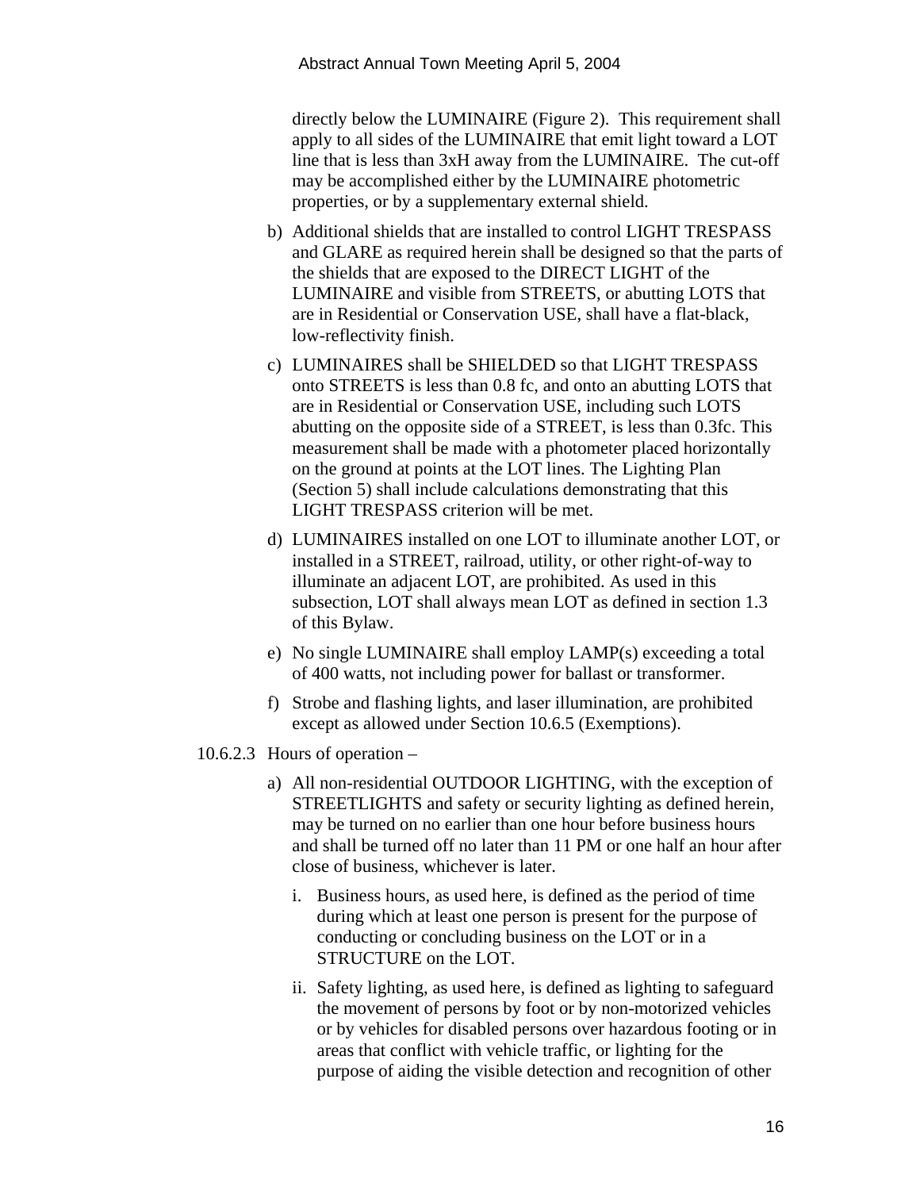directly below the LUMINAIRE (Figure 2). This requirement shall apply to all sides of the LUMINAIRE that emit light toward a LOT line that is less than 3xH away from the LUMINAIRE. The cut-off may be accomplished either by the LUMINAIRE photometric properties, or by a supplementary external shield.

b) Additional shields that are installed to control LIGHT TRESPASS and GLARE as required herein shall be designed so that the parts of the shields that are exposed to the DIRECT LIGHT of the LUMINAIRE and visible from STREETS, or abutting LOTS that are in Residential or Conservation USE, shall have a flat-black, low-reflectivity finish.

c) LUMINAIRES shall be SHIELDED so that LIGHT TRESPASS onto STREETS is less than 0.8 fc, and onto an abutting LOTS that are in Residential or Conservation USE, including such LOTS abutting on the opposite side of a STREET, is less than 0.3fc. This measurement shall be made with a photometer placed horizontally on the ground at points at the LOT lines. The Lighting Plan (Section 5) shall include calculations demonstrating that this LIGHT TRESPASS criterion will be met.

d) LUMINAIRES installed on one LOT to illuminate another LOT, or installed in a STREET, railroad, utility, or other right-of-way to illuminate an adjacent LOT, are prohibited. As used in this subsection, LOT shall always mean LOT as defined in section 1.3 of this Bylaw.

e) No single LUMINAIRE shall employ LAMP(s) exceeding a total of 400 watts, not including power for ballast or transformer.

f) Strobe and flashing lights, and laser illumination, are prohibited except as allowed under Section 10.6.5 (Exemptions).

10.6.2.3 Hours of operation –

a) All non-residential OUTDOOR LIGHTING, with the exception of STREETLIGHTS and safety or security lighting as defined herein, may be turned on no earlier than one hour before business hours and shall be turned off no later than 11 PM or one half an hour after close of business, whichever is later.

   i. Business hours, as used here, is defined as the period of time during which at least one person is present for the purpose of conducting or concluding business on the LOT or in a STRUCTURE on the LOT.

   ii. Safety lighting, as used here, is defined as lighting to safeguard the movement of persons by foot or by non-motorized vehicles or by vehicles for disabled persons over hazardous footing or in areas that conflict with vehicle traffic, or lighting for the purpose of aiding the visible detection and recognition of other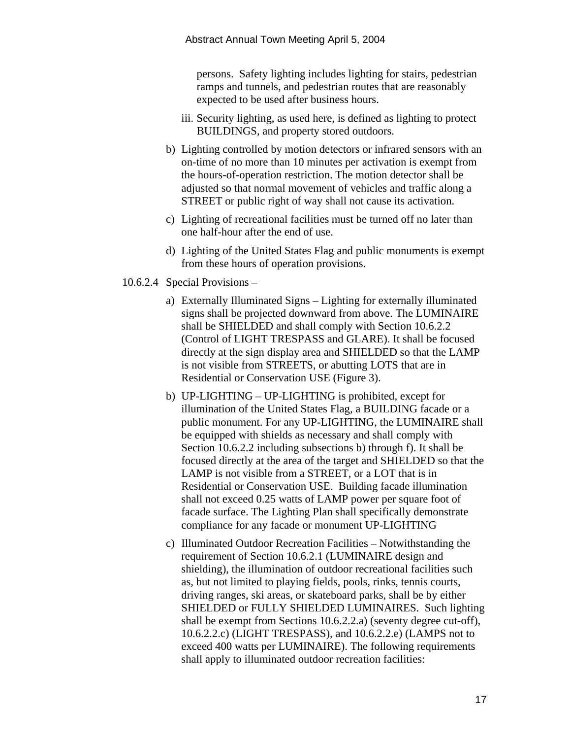persons. Safety lighting includes lighting for stairs, pedestrian ramps and tunnels, and pedestrian routes that are reasonably expected to be used after business hours.

iii. Security lighting, as used here, is defined as lighting to protect BUILDINGS, and property stored outdoors.

b) Lighting controlled by motion detectors or infrared sensors with an on-time of no more than 10 minutes per activation is exempt from the hours-of-operation restriction. The motion detector shall be adjusted so that normal movement of vehicles and traffic along a STREET or public right of way shall not cause its activation.

c) Lighting of recreational facilities must be turned off no later than one half-hour after the end of use.

d) Lighting of the United States Flag and public monuments is exempt from these hours of operation provisions.

10.6.2.4 Special Provisions –

a) Externally Illuminated Signs – Lighting for externally illuminated signs shall be projected downward from above. The LUMINAIRE shall be SHIELDED and shall comply with Section 10.6.2.2 (Control of LIGHT TRESPASS and GLARE). It shall be focused directly at the sign display area and SHIELDED so that the LAMP is not visible from STREETS, or abutting LOTS that are in Residential or Conservation USE (Figure 3).

b) UP-LIGHTING – UP-LIGHTING is prohibited, except for illumination of the United States Flag, a BUILDING facade or a public monument. For any UP-LIGHTING, the LUMINAIRE shall be equipped with shields as necessary and shall comply with Section 10.6.2.2 including subsections b) through f). It shall be focused directly at the area of the target and SHIELDED so that the LAMP is not visible from a STREET, or a LOT that is in Residential or Conservation USE. Building facade illumination shall not exceed 0.25 watts of LAMP power per square foot of facade surface. The Lighting Plan shall specifically demonstrate compliance for any facade or monument UP-LIGHTING

c) Illuminated Outdoor Recreation Facilities – Notwithstanding the requirement of Section 10.6.2.1 (LUMINAIRE design and shielding), the illumination of outdoor recreational facilities such as, but not limited to playing fields, pools, rinks, tennis courts, driving ranges, ski areas, or skateboard parks, shall be by either SHIELDED or FULLY SHIELDED LUMINAIRES. Such lighting shall be exempt from Sections 10.6.2.2.a) (seventy degree cut-off), 10.6.2.2.c) (LIGHT TRESPASS), and 10.6.2.2.e) (LAMPS not to exceed 400 watts per LUMINAIRE). The following requirements shall apply to illuminated outdoor recreation facilities: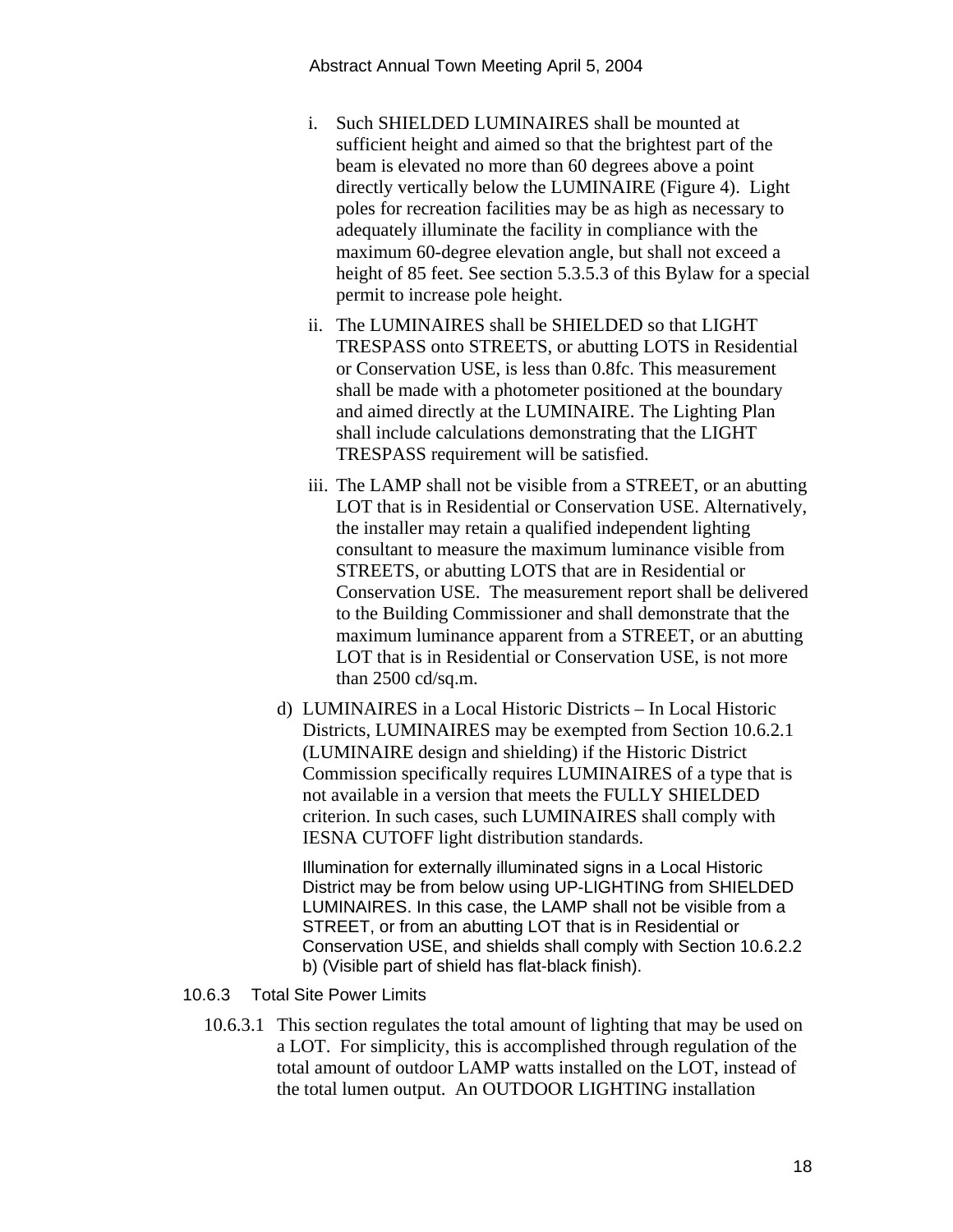i. Such SHIELDED LUMINAIRES shall be mounted at sufficient height and aimed so that the brightest part of the beam is elevated no more than 60 degrees above a point directly vertically below the LUMINAIRE (Figure 4). Light poles for recreation facilities may be as high as necessary to adequately illuminate the facility in compliance with the maximum 60-degree elevation angle, but shall not exceed a height of 85 feet. See section 5.3.5.3 of this Bylaw for a special permit to increase pole height.

ii. The LUMINAIRES shall be SHIELDED so that LIGHT TRESPASS onto STREETS, or abutting LOTS in Residential or Conservation USE, is less than 0.8fc. This measurement shall be made with a photometer positioned at the boundary and aimed directly at the LUMINAIRE. The Lighting Plan shall include calculations demonstrating that the LIGHT TRESPASS requirement will be satisfied.

iii. The LAMP shall not be visible from a STREET, or an abutting LOT that is in Residential or Conservation USE. Alternatively, the installer may retain a qualified independent lighting consultant to measure the maximum luminance visible from STREETS, or abutting LOTS that are in Residential or Conservation USE. The measurement report shall be delivered to the Building Commissioner and shall demonstrate that the maximum luminance apparent from a STREET, or an abutting LOT that is in Residential or Conservation USE, is not more than 2500 cd/sq.m.

d) LUMINAIRES in a Local Historic Districts – In Local Historic Districts, LUMINAIRES may be exempted from Section 10.6.2.1 (LUMINAIRE design and shielding) if the Historic District Commission specifically requires LUMINAIRES of a type that is not available in a version that meets the FULLY SHIELDED criterion. In such cases, such LUMINAIRES shall comply with IESNA CUTOFF light distribution standards.

Illumination for externally illuminated signs in a Local Historic District may be from below using UP-LIGHTING from SHIELDED LUMINAIRES. In this case, the LAMP shall not be visible from a STREET, or from an abutting LOT that is in Residential or Conservation USE, and shields shall comply with Section 10.6.2.2 b) (Visible part of shield has flat-black finish).

### 10.6.3 Total Site Power Limits

10.6.3.1 This section regulates the total amount of lighting that may be used on a LOT. For simplicity, this is accomplished through regulation of the total amount of outdoor LAMP watts installed on the LOT, instead of the total lumen output. An OUTDOOR LIGHTING installation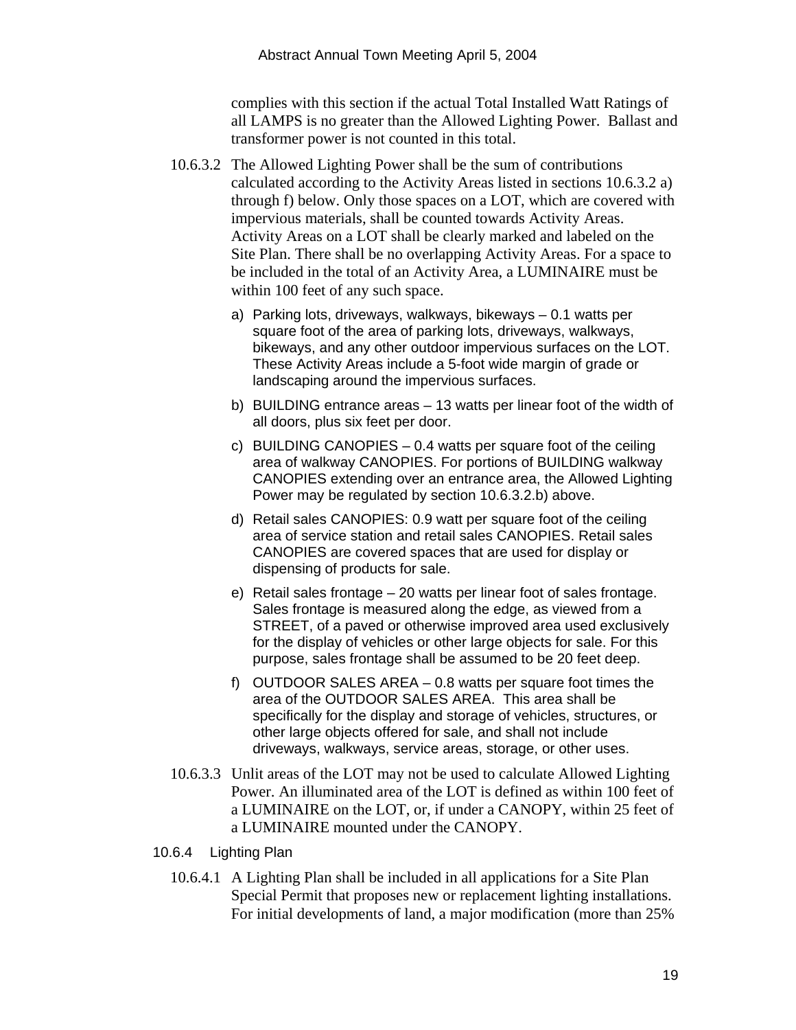complies with this section if the actual Total Installed Watt Ratings of all LAMPS is no greater than the Allowed Lighting Power. Ballast and transformer power is not counted in this total.

10.6.3.2 The Allowed Lighting Power shall be the sum of contributions calculated according to the Activity Areas listed in sections 10.6.3.2 a) through f) below. Only those spaces on a LOT, which are covered with impervious materials, shall be counted towards Activity Areas. Activity Areas on a LOT shall be clearly marked and labeled on the Site Plan. There shall be no overlapping Activity Areas. For a space to be included in the total of an Activity Area, a LUMINAIRE must be within 100 feet of any such space.

a) Parking lots, driveways, walkways, bikeways – 0.1 watts per square foot of the area of parking lots, driveways, walkways, bikeways, and any other outdoor impervious surfaces on the LOT. These Activity Areas include a 5-foot wide margin of grade or landscaping around the impervious surfaces.

b) BUILDING entrance areas – 13 watts per linear foot of the width of all doors, plus six feet per door.

c) BUILDING CANOPIES – 0.4 watts per square foot of the ceiling area of walkway CANOPIES. For portions of BUILDING walkway CANOPIES extending over an entrance area, the Allowed Lighting Power may be regulated by section 10.6.3.2.b) above.

d) Retail sales CANOPIES: 0.9 watt per square foot of the ceiling area of service station and retail sales CANOPIES. Retail sales CANOPIES are covered spaces that are used for display or dispensing of products for sale.

e) Retail sales frontage – 20 watts per linear foot of sales frontage. Sales frontage is measured along the edge, as viewed from a STREET, of a paved or otherwise improved area used exclusively for the display of vehicles or other large objects for sale. For this purpose, sales frontage shall be assumed to be 20 feet deep.

f) OUTDOOR SALES AREA – 0.8 watts per square foot times the area of the OUTDOOR SALES AREA. This area shall be specifically for the display and storage of vehicles, structures, or other large objects offered for sale, and shall not include driveways, walkways, service areas, storage, or other uses.

10.6.3.3 Unlit areas of the LOT may not be used to calculate Allowed Lighting Power. An illuminated area of the LOT is defined as within 100 feet of a LUMINAIRE on the LOT, or, if under a CANOPY, within 25 feet of a LUMINAIRE mounted under the CANOPY.

10.6.4 Lighting Plan

10.6.4.1 A Lighting Plan shall be included in all applications for a Site Plan Special Permit that proposes new or replacement lighting installations. For initial developments of land, a major modification (more than 25%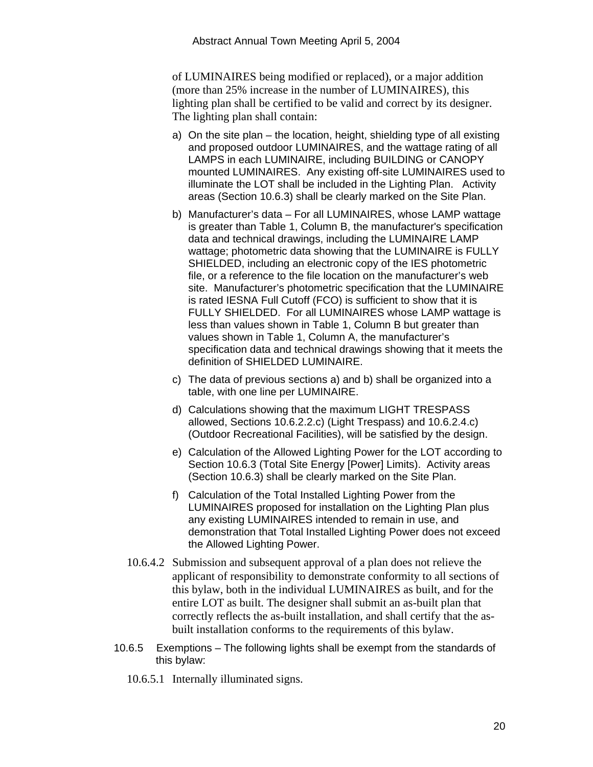of LUMINAIRES being modified or replaced), or a major addition (more than 25% increase in the number of LUMINAIRES), this lighting plan shall be certified to be valid and correct by its designer. The lighting plan shall contain:

a) On the site plan – the location, height, shielding type of all existing and proposed outdoor LUMINAIRES, and the wattage rating of all LAMPS in each LUMINAIRE, including BUILDING or CANOPY mounted LUMINAIRES. Any existing off-site LUMINAIRES used to illuminate the LOT shall be included in the Lighting Plan. Activity areas (Section 10.6.3) shall be clearly marked on the Site Plan.

b) Manufacturer's data – For all LUMINAIRES, whose LAMP wattage is greater than Table 1, Column B, the manufacturer's specification data and technical drawings, including the LUMINAIRE LAMP wattage; photometric data showing that the LUMINAIRE is FULLY SHIELDED, including an electronic copy of the IES photometric file, or a reference to the file location on the manufacturer's web site. Manufacturer's photometric specification that the LUMINAIRE is rated IESNA Full Cutoff (FCO) is sufficient to show that it is FULLY SHIELDED. For all LUMINAIRES whose LAMP wattage is less than values shown in Table 1, Column B but greater than values shown in Table 1, Column A, the manufacturer's specification data and technical drawings showing that it meets the definition of SHIELDED LUMINAIRE.

c) The data of previous sections a) and b) shall be organized into a table, with one line per LUMINAIRE.

d) Calculations showing that the maximum LIGHT TRESPASS allowed, Sections 10.6.2.2.c) (Light Trespass) and 10.6.2.4.c) (Outdoor Recreational Facilities), will be satisfied by the design.

e) Calculation of the Allowed Lighting Power for the LOT according to Section 10.6.3 (Total Site Energy [Power] Limits). Activity areas (Section 10.6.3) shall be clearly marked on the Site Plan.

f) Calculation of the Total Installed Lighting Power from the LUMINAIRES proposed for installation on the Lighting Plan plus any existing LUMINAIRES intended to remain in use, and demonstration that Total Installed Lighting Power does not exceed the Allowed Lighting Power.

10.6.4.2 Submission and subsequent approval of a plan does not relieve the applicant of responsibility to demonstrate conformity to all sections of this bylaw, both in the individual LUMINAIRES as built, and for the entire LOT as built. The designer shall submit an as-built plan that correctly reflects the as-built installation, and shall certify that the as-built installation conforms to the requirements of this bylaw.

10.6.5 Exemptions – The following lights shall be exempt from the standards of this bylaw:

10.6.5.1 Internally illuminated signs.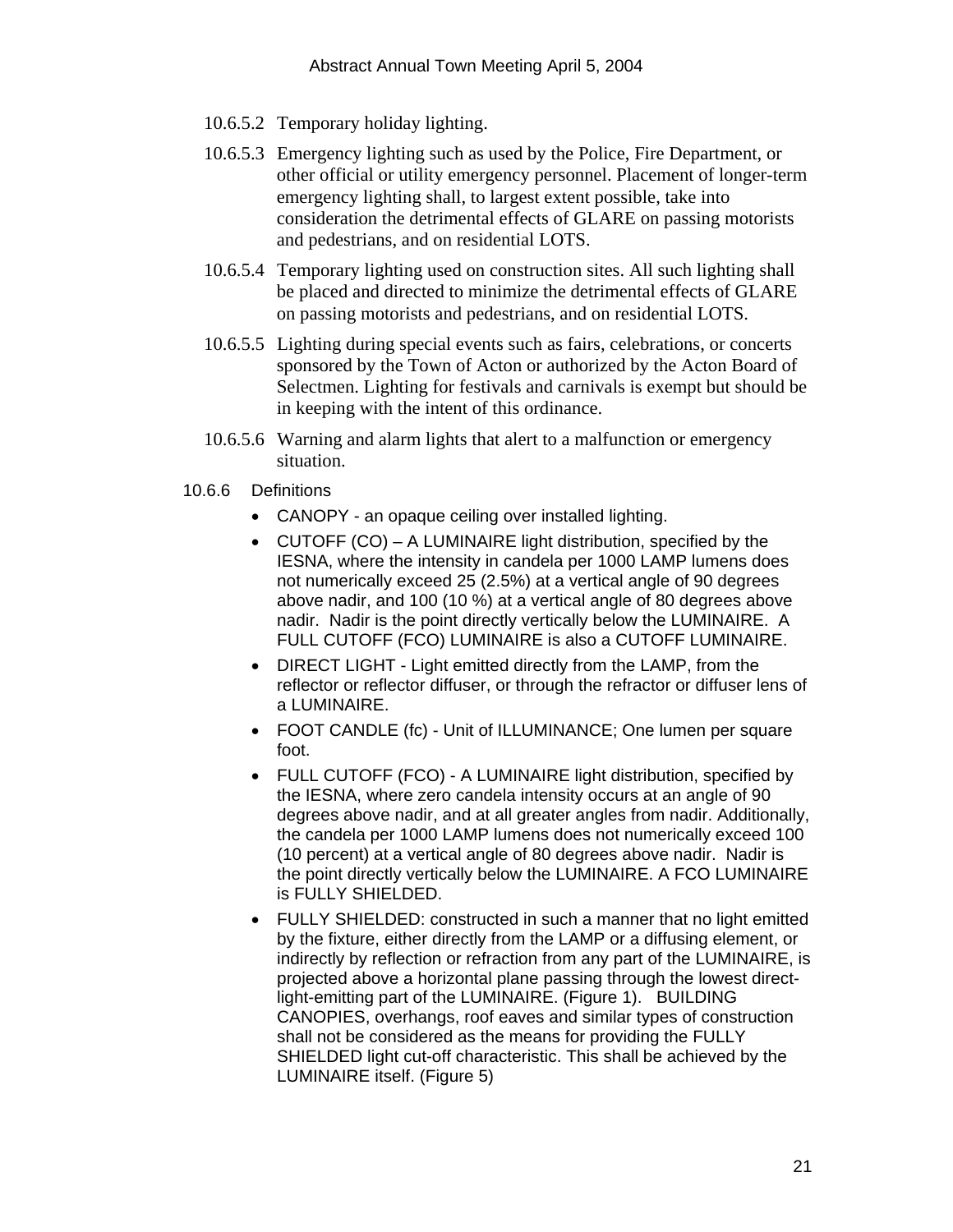10.6.5.2 Temporary holiday lighting.

10.6.5.3 Emergency lighting such as used by the Police, Fire Department, or other official or utility emergency personnel. Placement of longer-term emergency lighting shall, to largest extent possible, take into consideration the detrimental effects of GLARE on passing motorists and pedestrians, and on residential LOTS.

10.6.5.4 Temporary lighting used on construction sites. All such lighting shall be placed and directed to minimize the detrimental effects of GLARE on passing motorists and pedestrians, and on residential LOTS.

10.6.5.5 Lighting during special events such as fairs, celebrations, or concerts sponsored by the Town of Acton or authorized by the Acton Board of Selectmen. Lighting for festivals and carnivals is exempt but should be in keeping with the intent of this ordinance.

10.6.5.6 Warning and alarm lights that alert to a malfunction or emergency situation.

10.6.6 Definitions

- CANOPY - an opaque ceiling over installed lighting.
- CUTOFF (CO) – A LUMINAIRE light distribution, specified by the IESNA, where the intensity in candela per 1000 LAMP lumens does not numerically exceed 25 (2.5%) at a vertical angle of 90 degrees above nadir, and 100 (10 %) at a vertical angle of 80 degrees above nadir. Nadir is the point directly vertically below the LUMINAIRE. A FULL CUTOFF (FCO) LUMINAIRE is also a CUTOFF LUMINAIRE.
- DIRECT LIGHT - Light emitted directly from the LAMP, from the reflector or reflector diffuser, or through the refractor or diffuser lens of a LUMINAIRE.
- FOOT CANDLE (fc) - Unit of ILLUMINANCE; One lumen per square foot.
- FULL CUTOFF (FCO) - A LUMINAIRE light distribution, specified by the IESNA, where zero candela intensity occurs at an angle of 90 degrees above nadir, and at all greater angles from nadir. Additionally, the candela per 1000 LAMP lumens does not numerically exceed 100 (10 percent) at a vertical angle of 80 degrees above nadir. Nadir is the point directly vertically below the LUMINAIRE. A FCO LUMINAIRE is FULLY SHIELDED.
- FULLY SHIELDED: constructed in such a manner that no light emitted by the fixture, either directly from the LAMP or a diffusing element, or indirectly by reflection or refraction from any part of the LUMINAIRE, is projected above a horizontal plane passing through the lowest direct-light-emitting part of the LUMINAIRE. (Figure 1). BUILDING CANOPIES, overhangs, roof eaves and similar types of construction shall not be considered as the means for providing the FULLY SHIELDED light cut-off characteristic. This shall be achieved by the LUMINAIRE itself. (Figure 5)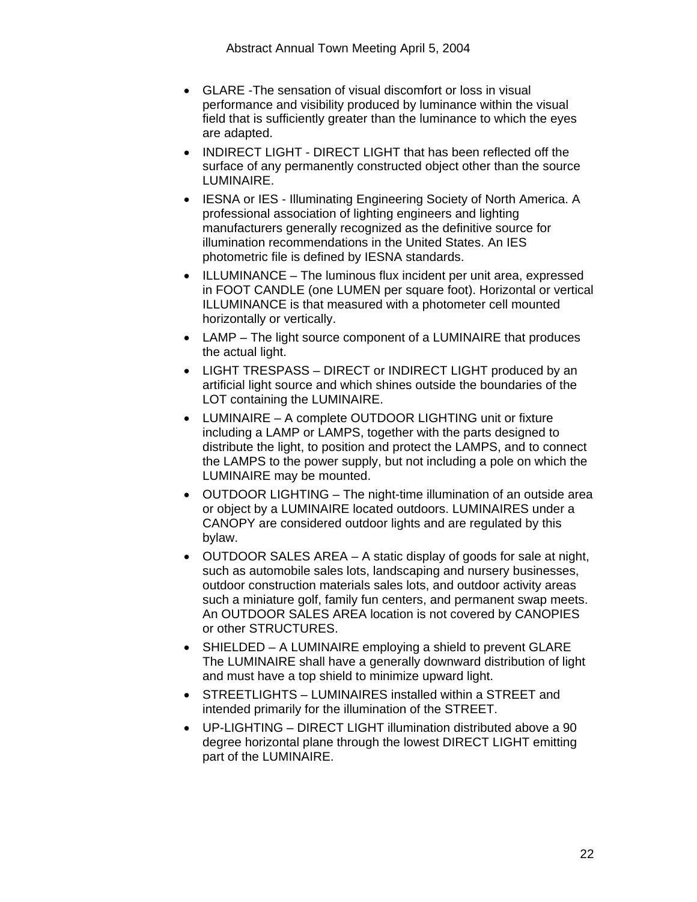- GLARE -The sensation of visual discomfort or loss in visual performance and visibility produced by luminance within the visual field that is sufficiently greater than the luminance to which the eyes are adapted.
- INDIRECT LIGHT - DIRECT LIGHT that has been reflected off the surface of any permanently constructed object other than the source LUMINAIRE.
- IESNA or IES - Illuminating Engineering Society of North America. A professional association of lighting engineers and lighting manufacturers generally recognized as the definitive source for illumination recommendations in the United States. An IES photometric file is defined by IESNA standards.
- ILLUMINANCE – The luminous flux incident per unit area, expressed in FOOT CANDLE (one LUMEN per square foot). Horizontal or vertical ILLUMINANCE is that measured with a photometer cell mounted horizontally or vertically.
- LAMP – The light source component of a LUMINAIRE that produces the actual light.
- LIGHT TRESPASS – DIRECT or INDIRECT LIGHT produced by an artificial light source and which shines outside the boundaries of the LOT containing the LUMINAIRE.
- LUMINAIRE – A complete OUTDOOR LIGHTING unit or fixture including a LAMP or LAMPS, together with the parts designed to distribute the light, to position and protect the LAMPS, and to connect the LAMPS to the power supply, but not including a pole on which the LUMINAIRE may be mounted.
- OUTDOOR LIGHTING – The night-time illumination of an outside area or object by a LUMINAIRE located outdoors. LUMINAIRES under a CANOPY are considered outdoor lights and are regulated by this bylaw.
- OUTDOOR SALES AREA – A static display of goods for sale at night, such as automobile sales lots, landscaping and nursery businesses, outdoor construction materials sales lots, and outdoor activity areas such a miniature golf, family fun centers, and permanent swap meets. An OUTDOOR SALES AREA location is not covered by CANOPIES or other STRUCTURES.
- SHIELDED – A LUMINAIRE employing a shield to prevent GLARE The LUMINAIRE shall have a generally downward distribution of light and must have a top shield to minimize upward light.
- STREETLIGHTS – LUMINAIRES installed within a STREET and intended primarily for the illumination of the STREET.
- UP-LIGHTING – DIRECT LIGHT illumination distributed above a 90 degree horizontal plane through the lowest DIRECT LIGHT emitting part of the LUMINAIRE.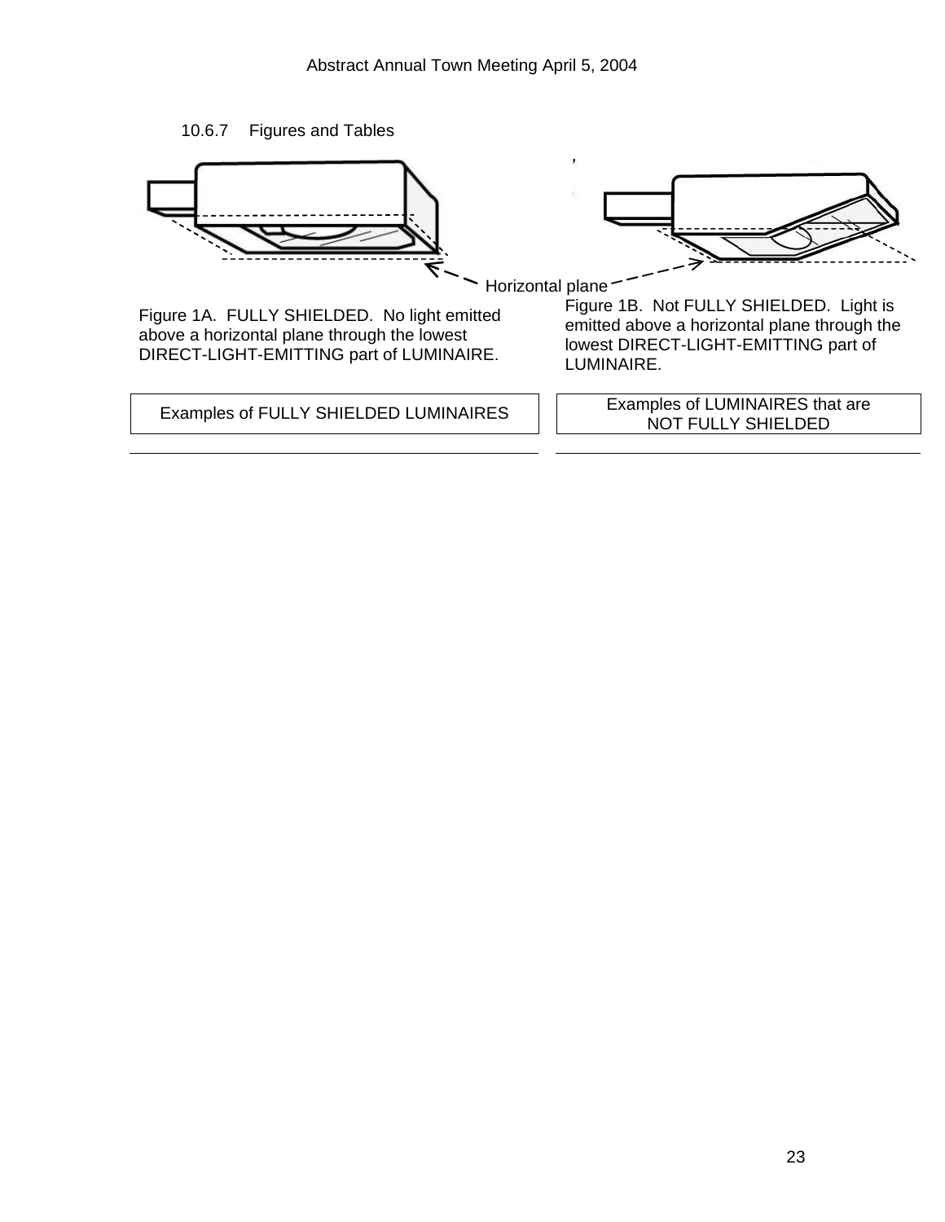10.6.7 Figures and Tables

Horizontal plane

Figure 1A. FULLY SHIELDED. No light emitted above a horizontal plane through the lowest DIRECT-LIGHT-EMITTING part of LUMINAIRE.

Figure 1B. Not FULLY SHIELDED. Light is emitted above a horizontal plane through the lowest DIRECT-LIGHT-EMITTING part of LUMINAIRE.

| Examples of FULLY SHIELDED LUMINAIRES | Examples of LUMINAIRES that are NOT FULLY SHIELDED |
| --- | --- |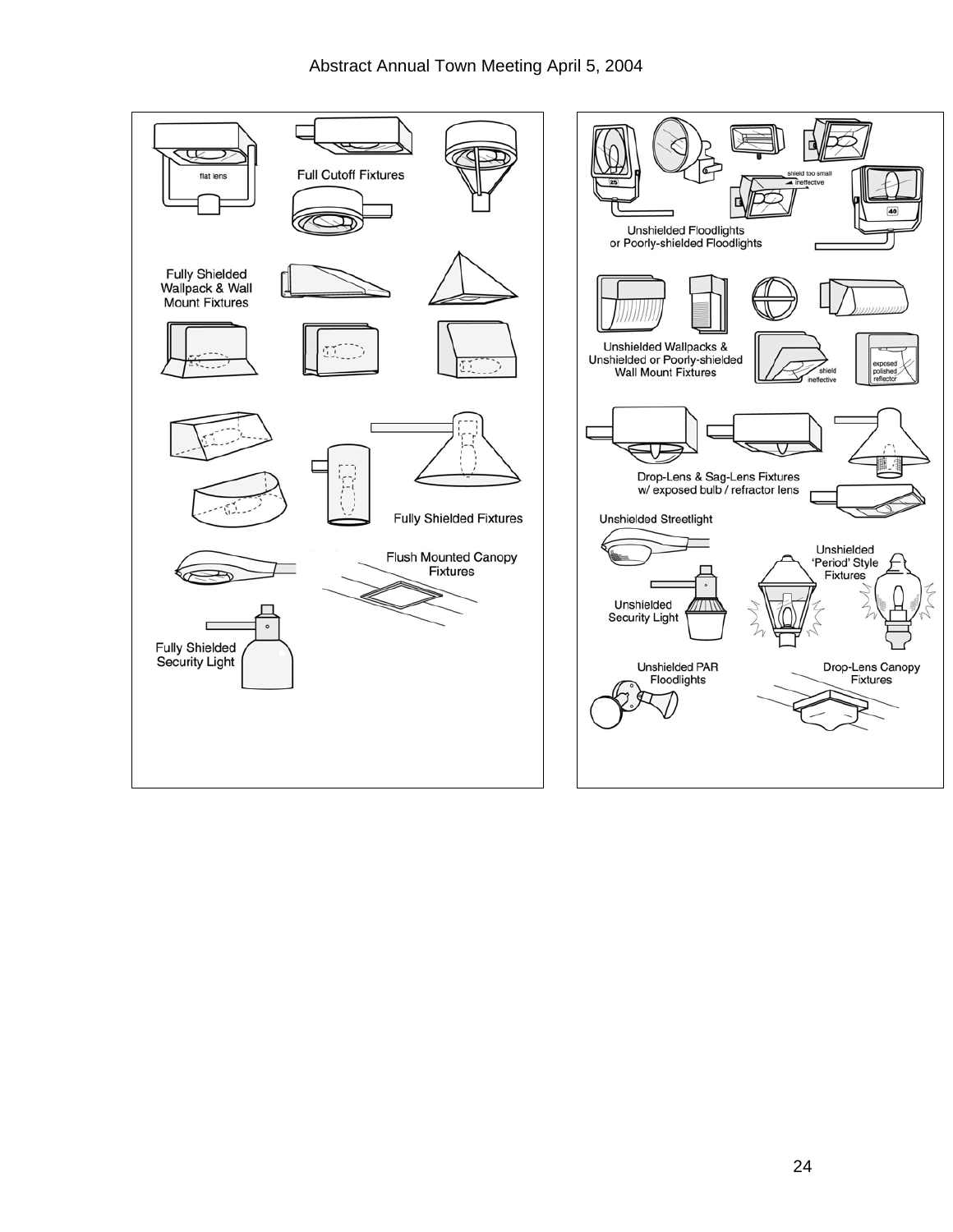flat lens

Full Cutoff Fixtures

Fully Shielded Wallpack & Wall Mount Fixtures

Fully Shielded Fixtures

Flush Mounted Canopy Fixtures

Fully Shielded Security Light

shield too small ineffective

Unshielded Floodlights or Poorly-shielded Floodlights

Unshielded Wallpacks & Unshielded or Poorly-shielded Wall Mount Fixtures

shield ineffective

exposed polished reflector

Drop-Lens & Sag-Lens Fixtures w/ exposed bulb / refractor lens

Unshielded Streetlight

Unshielded 'Period' Style Fixtures

Unshielded Security Light

Unshielded PAR Floodlights

Drop-Lens Canopy Fixtures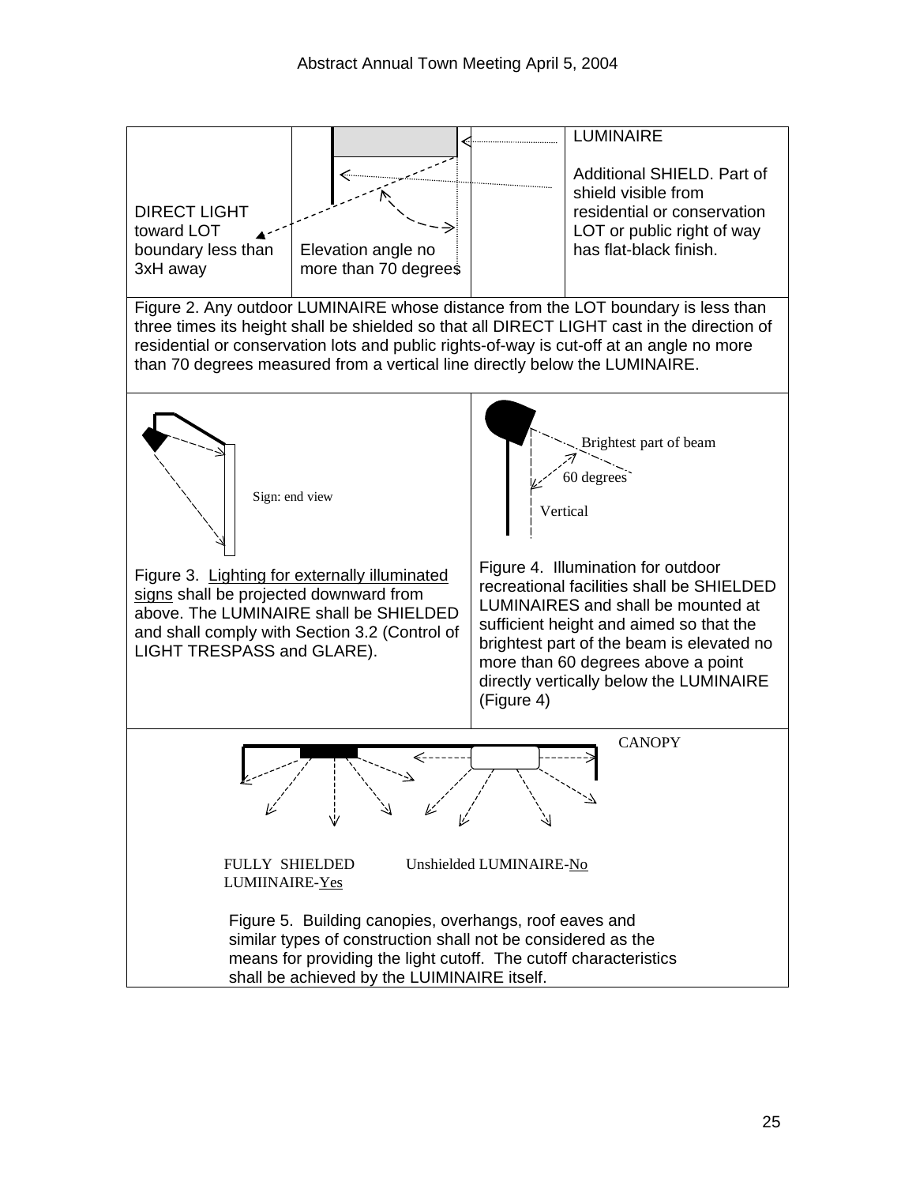DIRECT LIGHT toward LOT boundary less than 3xH away

Elevation angle no more than 70 degrees

LUMINAIRE

Additional SHIELD. Part of shield visible from residential or conservation LOT or public right of way has flat-black finish.

Figure 2. Any outdoor LUMINAIRE whose distance from the LOT boundary is less than three times its height shall be shielded so that all DIRECT LIGHT cast in the direction of residential or conservation lots and public rights-of-way is cut-off at an angle no more than 70 degrees measured from a vertical line directly below the LUMINAIRE.

Sign: end view

Figure 3. Lighting for externally illuminated signs shall be projected downward from above. The LUMINAIRE shall be SHIELDED and shall comply with Section 3.2 (Control of LIGHT TRESPASS and GLARE).

Brightest part of beam

60 degrees

Vertical

Figure 4. Illumination for outdoor recreational facilities shall be SHIELDED LUMINAIRES and shall be mounted at sufficient height and aimed so that the brightest part of the beam is elevated no more than 60 degrees above a point directly vertically below the LUMINAIRE (Figure 4)

CANOPY

FULLY SHIELDED LUMIINAIRE-Yes

Unshielded LUMINAIRE-No

Figure 5. Building canopies, overhangs, roof eaves and similar types of construction shall not be considered as the means for providing the light cutoff. The cutoff characteristics shall be achieved by the LUIMINAIRE itself.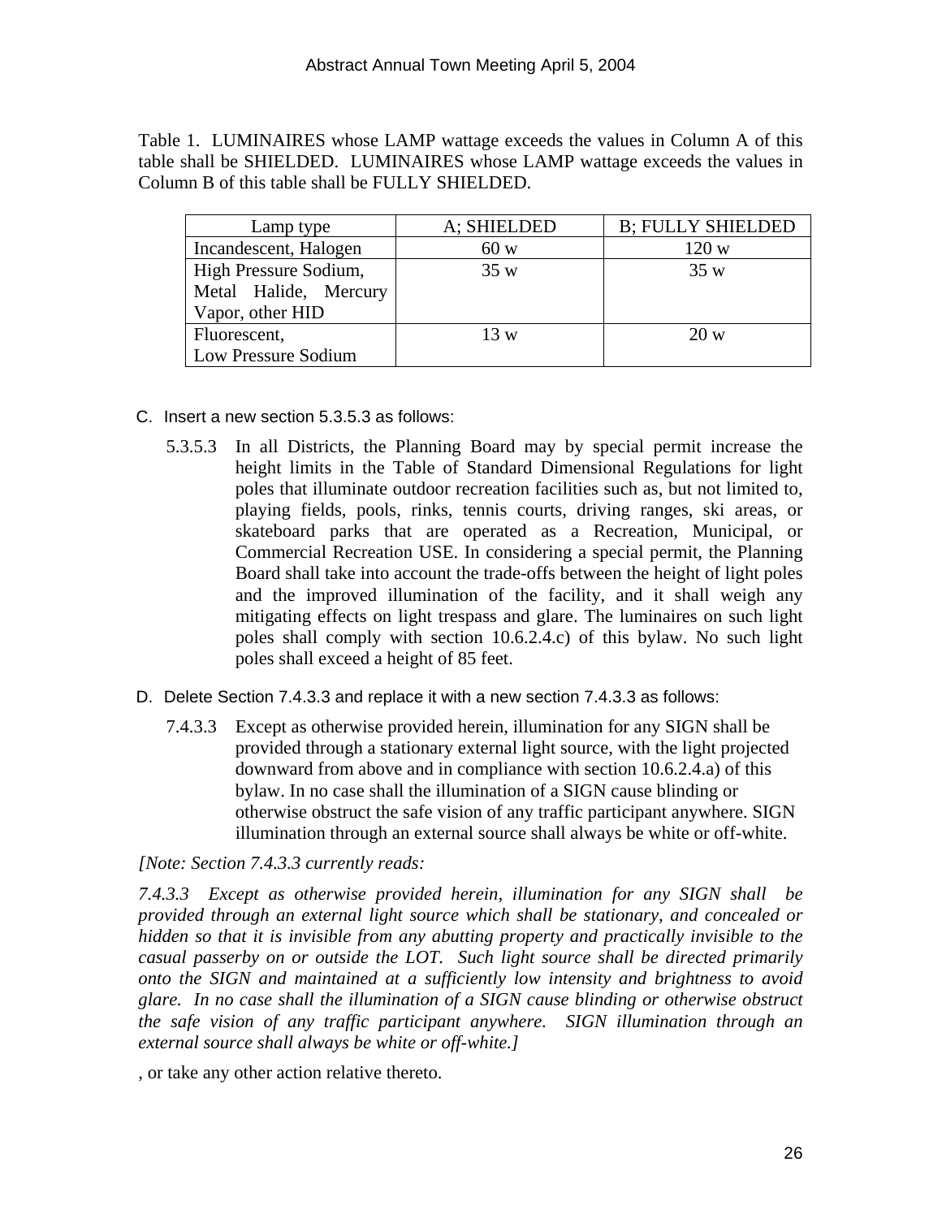Table 1. LUMINAIRES whose LAMP wattage exceeds the values in Column A of this table shall be SHIELDED. LUMINAIRES whose LAMP wattage exceeds the values in Column B of this table shall be FULLY SHIELDED.

| Lamp type | A; SHIELDED | B; FULLY SHIELDED |
|---|---|---|
| Incandescent, Halogen | 60 w | 120 w |
| High Pressure Sodium, Metal Halide, Mercury Vapor, other HID | 35 w | 35 w |
| Fluorescent, Low Pressure Sodium | 13 w | 20 w |

C. Insert a new section 5.3.5.3 as follows:

5.3.5.3 In all Districts, the Planning Board may by special permit increase the height limits in the Table of Standard Dimensional Regulations for light poles that illuminate outdoor recreation facilities such as, but not limited to, playing fields, pools, rinks, tennis courts, driving ranges, ski areas, or skateboard parks that are operated as a Recreation, Municipal, or Commercial Recreation USE. In considering a special permit, the Planning Board shall take into account the trade-offs between the height of light poles and the improved illumination of the facility, and it shall weigh any mitigating effects on light trespass and glare. The luminaires on such light poles shall comply with section 10.6.2.4.c) of this bylaw. No such light poles shall exceed a height of 85 feet.

D. Delete Section 7.4.3.3 and replace it with a new section 7.4.3.3 as follows:

7.4.3.3 Except as otherwise provided herein, illumination for any SIGN shall be provided through a stationary external light source, with the light projected downward from above and in compliance with section 10.6.2.4.a) of this bylaw. In no case shall the illumination of a SIGN cause blinding or otherwise obstruct the safe vision of any traffic participant anywhere. SIGN illumination through an external source shall always be white or off-white.

*[Note: Section 7.4.3.3 currently reads:*

*7.4.3.3 Except as otherwise provided herein, illumination for any SIGN shall be provided through an external light source which shall be stationary, and concealed or hidden so that it is invisible from any abutting property and practically invisible to the casual passerby on or outside the LOT. Such light source shall be directed primarily onto the SIGN and maintained at a sufficiently low intensity and brightness to avoid glare. In no case shall the illumination of a SIGN cause blinding or otherwise obstruct the safe vision of any traffic participant anywhere. SIGN illumination through an external source shall always be white or off-white.]*

, or take any other action relative thereto.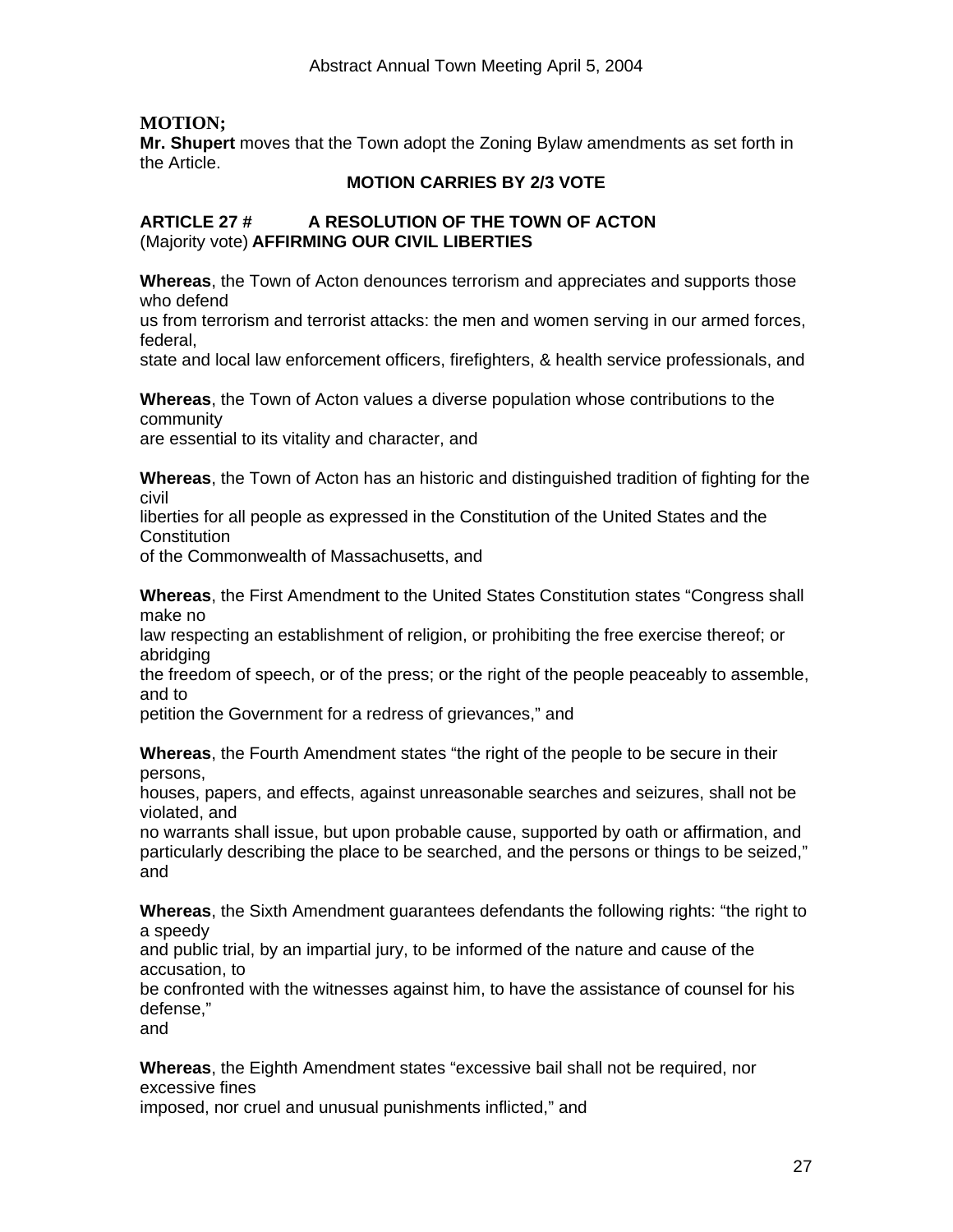**MOTION;**

**Mr. Shupert** moves that the Town adopt the Zoning Bylaw amendments as set forth in the Article.

**MOTION CARRIES BY 2/3 VOTE**

**ARTICLE 27 # A RESOLUTION OF THE TOWN OF ACTON**
(Majority vote) **AFFIRMING OUR CIVIL LIBERTIES**

**Whereas**, the Town of Acton denounces terrorism and appreciates and supports those who defend us from terrorism and terrorist attacks: the men and women serving in our armed forces, federal, state and local law enforcement officers, firefighters, & health service professionals, and

**Whereas**, the Town of Acton values a diverse population whose contributions to the community are essential to its vitality and character, and

**Whereas**, the Town of Acton has an historic and distinguished tradition of fighting for the civil liberties for all people as expressed in the Constitution of the United States and the Constitution of the Commonwealth of Massachusetts, and

**Whereas**, the First Amendment to the United States Constitution states "Congress shall make no law respecting an establishment of religion, or prohibiting the free exercise thereof; or abridging the freedom of speech, or of the press; or the right of the people peaceably to assemble, and to petition the Government for a redress of grievances," and

**Whereas**, the Fourth Amendment states "the right of the people to be secure in their persons, houses, papers, and effects, against unreasonable searches and seizures, shall not be violated, and no warrants shall issue, but upon probable cause, supported by oath or affirmation, and particularly describing the place to be searched, and the persons or things to be seized," and

**Whereas**, the Sixth Amendment guarantees defendants the following rights: "the right to a speedy and public trial, by an impartial jury, to be informed of the nature and cause of the accusation, to be confronted with the witnesses against him, to have the assistance of counsel for his defense," and

**Whereas**, the Eighth Amendment states "excessive bail shall not be required, nor excessive fines imposed, nor cruel and unusual punishments inflicted," and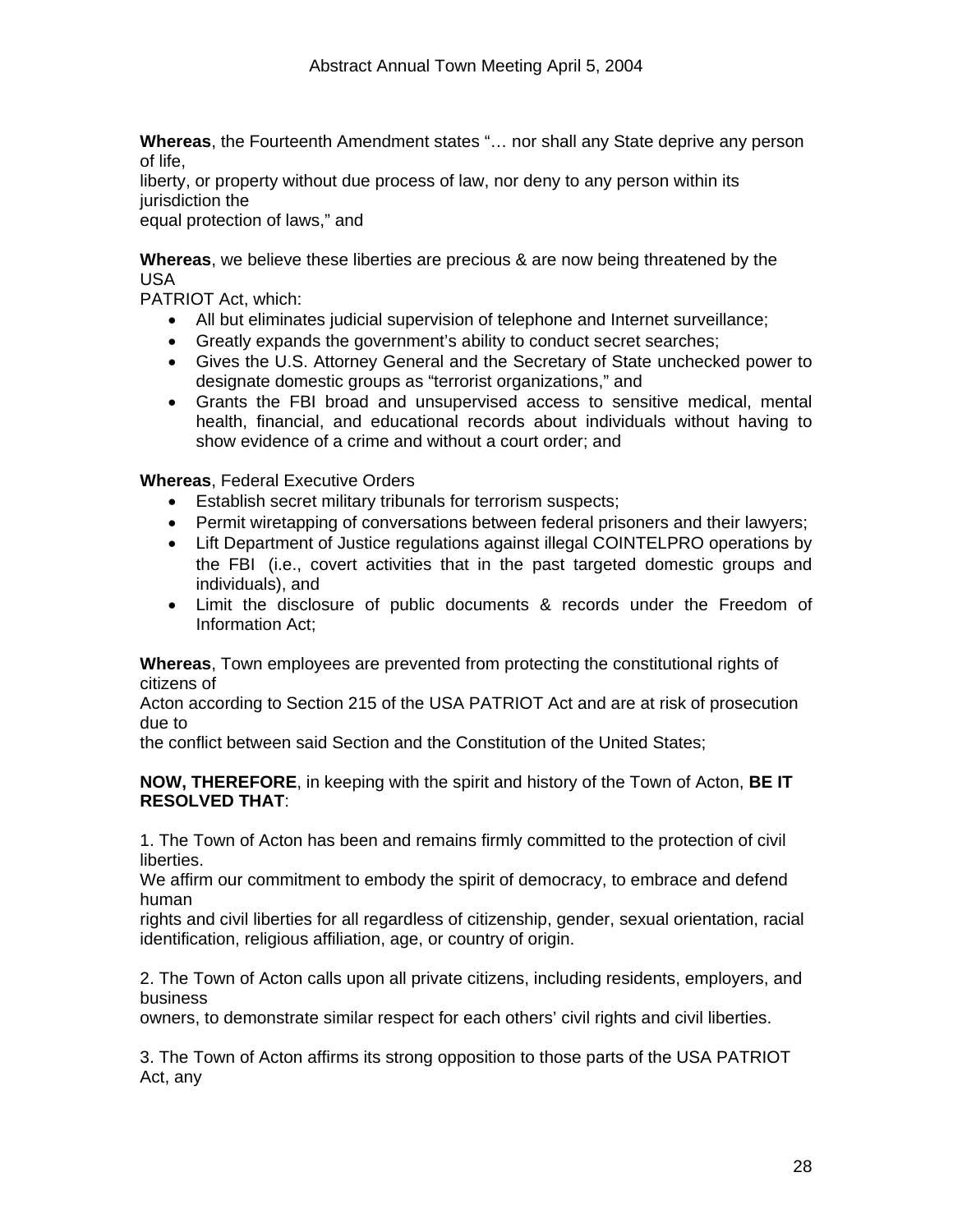**Whereas**, the Fourteenth Amendment states "… nor shall any State deprive any person of life, liberty, or property without due process of law, nor deny to any person within its jurisdiction the equal protection of laws," and

**Whereas**, we believe these liberties are precious & are now being threatened by the USA PATRIOT Act, which:

- All but eliminates judicial supervision of telephone and Internet surveillance;
- Greatly expands the government's ability to conduct secret searches;
- Gives the U.S. Attorney General and the Secretary of State unchecked power to designate domestic groups as "terrorist organizations," and
- Grants the FBI broad and unsupervised access to sensitive medical, mental health, financial, and educational records about individuals without having to show evidence of a crime and without a court order; and

**Whereas**, Federal Executive Orders

- Establish secret military tribunals for terrorism suspects;
- Permit wiretapping of conversations between federal prisoners and their lawyers;
- Lift Department of Justice regulations against illegal COINTELPRO operations by the FBI (i.e., covert activities that in the past targeted domestic groups and individuals), and
- Limit the disclosure of public documents & records under the Freedom of Information Act;

**Whereas**, Town employees are prevented from protecting the constitutional rights of citizens of Acton according to Section 215 of the USA PATRIOT Act and are at risk of prosecution due to the conflict between said Section and the Constitution of the United States;

**NOW, THEREFORE**, in keeping with the spirit and history of the Town of Acton, **BE IT RESOLVED THAT**:

1. The Town of Acton has been and remains firmly committed to the protection of civil liberties. We affirm our commitment to embody the spirit of democracy, to embrace and defend human rights and civil liberties for all regardless of citizenship, gender, sexual orientation, racial identification, religious affiliation, age, or country of origin.

2. The Town of Acton calls upon all private citizens, including residents, employers, and business owners, to demonstrate similar respect for each others' civil rights and civil liberties.

3. The Town of Acton affirms its strong opposition to those parts of the USA PATRIOT Act, any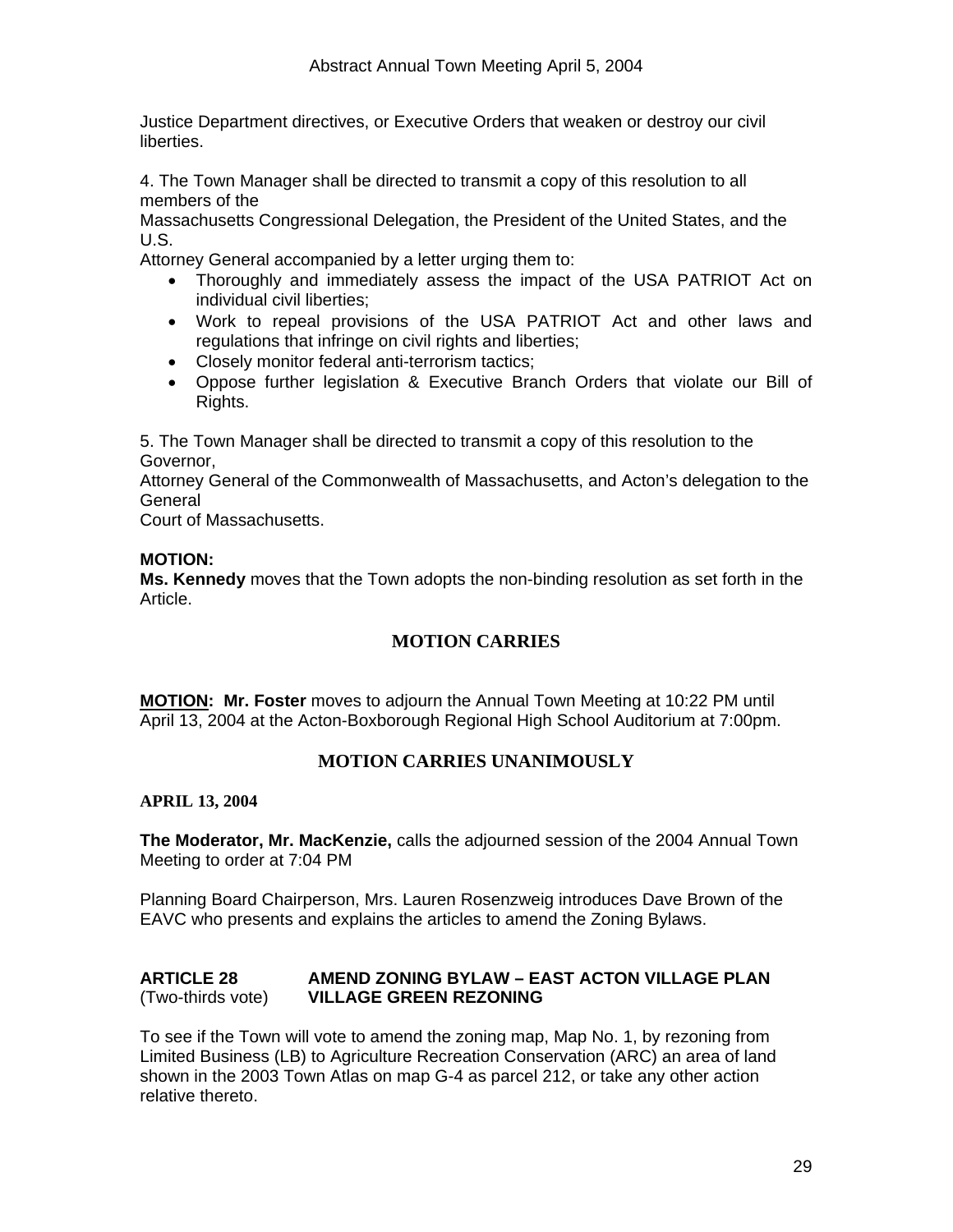Justice Department directives, or Executive Orders that weaken or destroy our civil liberties.

4. The Town Manager shall be directed to transmit a copy of this resolution to all members of the Massachusetts Congressional Delegation, the President of the United States, and the U.S. Attorney General accompanied by a letter urging them to:

- Thoroughly and immediately assess the impact of the USA PATRIOT Act on individual civil liberties;
- Work to repeal provisions of the USA PATRIOT Act and other laws and regulations that infringe on civil rights and liberties;
- Closely monitor federal anti-terrorism tactics;
- Oppose further legislation & Executive Branch Orders that violate our Bill of Rights.

5. The Town Manager shall be directed to transmit a copy of this resolution to the Governor, Attorney General of the Commonwealth of Massachusetts, and Acton's delegation to the General Court of Massachusetts.

**MOTION:**
**Ms. Kennedy** moves that the Town adopts the non-binding resolution as set forth in the Article.

**MOTION CARRIES**

**MOTION:** **Mr. Foster** moves to adjourn the Annual Town Meeting at 10:22 PM until April 13, 2004 at the Acton-Boxborough Regional High School Auditorium at 7:00pm.

**MOTION CARRIES UNANIMOUSLY**

**APRIL 13, 2004**

**The Moderator, Mr. MacKenzie,** calls the adjourned session of the 2004 Annual Town Meeting to order at 7:04 PM

Planning Board Chairperson, Mrs. Lauren Rosenzweig introduces Dave Brown of the EAVC who presents and explains the articles to amend the Zoning Bylaws.

**ARTICLE 28** (Two-thirds vote) **AMEND ZONING BYLAW – EAST ACTON VILLAGE PLAN VILLAGE GREEN REZONING**

To see if the Town will vote to amend the zoning map, Map No. 1, by rezoning from Limited Business (LB) to Agriculture Recreation Conservation (ARC) an area of land shown in the 2003 Town Atlas on map G-4 as parcel 212, or take any other action relative thereto.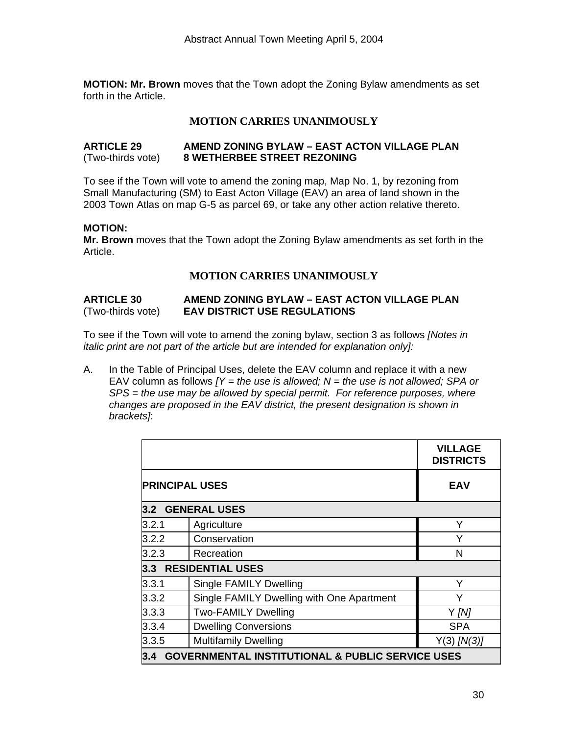**MOTION: Mr. Brown** moves that the Town adopt the Zoning Bylaw amendments as set forth in the Article.

**MOTION CARRIES UNANIMOUSLY**

**ARTICLE 29** (Two-thirds vote) **AMEND ZONING BYLAW – EAST ACTON VILLAGE PLAN 8 WETHERBEE STREET REZONING**

To see if the Town will vote to amend the zoning map, Map No. 1, by rezoning from Small Manufacturing (SM) to East Acton Village (EAV) an area of land shown in the 2003 Town Atlas on map G-5 as parcel 69, or take any other action relative thereto.

**MOTION:**
**Mr. Brown** moves that the Town adopt the Zoning Bylaw amendments as set forth in the Article.

**MOTION CARRIES UNANIMOUSLY**

**ARTICLE 30** (Two-thirds vote) **AMEND ZONING BYLAW – EAST ACTON VILLAGE PLAN EAV DISTRICT USE REGULATIONS**

To see if the Town will vote to amend the zoning bylaw, section 3 as follows *[Notes in italic print are not part of the article but are intended for explanation only]:*

A. In the Table of Principal Uses, delete the EAV column and replace it with a new EAV column as follows *[Y = the use is allowed; N = the use is not allowed; SPA or SPS = the use may be allowed by special permit. For reference purposes, where changes are proposed in the EAV district, the present designation is shown in brackets]*:

| | | VILLAGE DISTRICTS |
|---|---|---|
| **PRINCIPAL USES** | | **EAV** |
| **3.2 GENERAL USES** | | |
| 3.2.1 | Agriculture | Y |
| 3.2.2 | Conservation | Y |
| 3.2.3 | Recreation | N |
| **3.3 RESIDENTIAL USES** | | |
| 3.3.1 | Single FAMILY Dwelling | Y |
| 3.3.2 | Single FAMILY Dwelling with One Apartment | Y |
| 3.3.3 | Two-FAMILY Dwelling | Y *[N]* |
| 3.3.4 | Dwelling Conversions | SPA |
| 3.3.5 | Multifamily Dwelling | Y(3) *[N(3)]* |
| **3.4 GOVERNMENTAL INSTITUTIONAL & PUBLIC SERVICE USES** | | |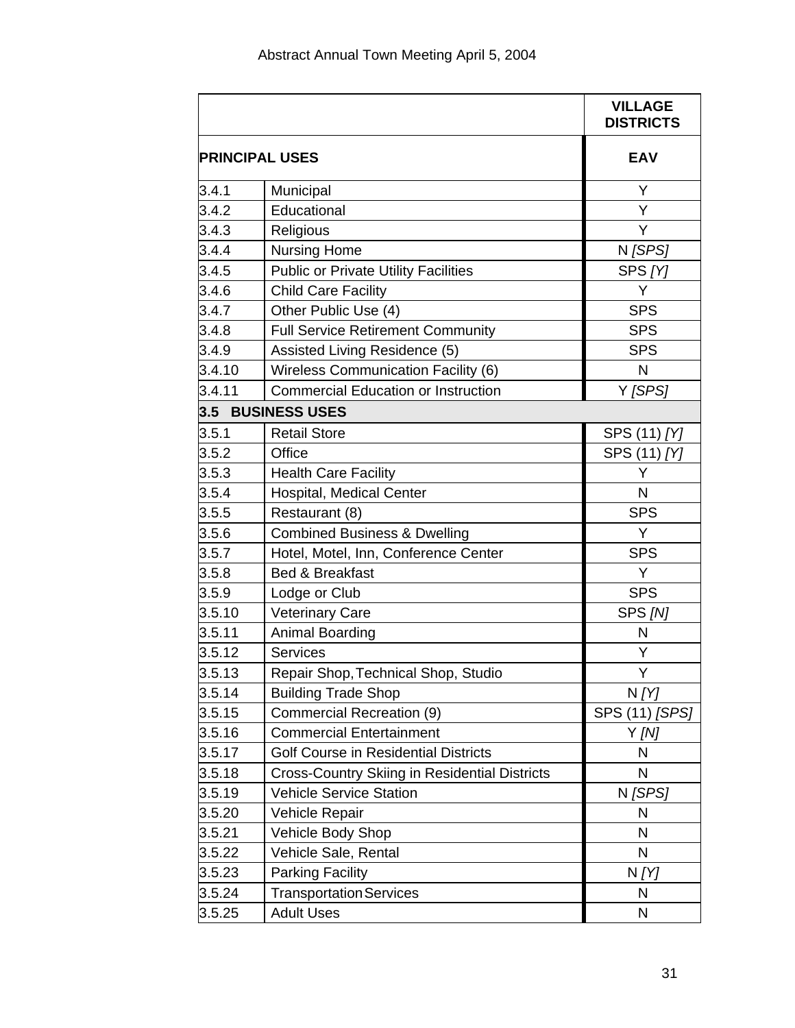| | | VILLAGE DISTRICTS |
|---|---|---|
| PRINCIPAL USES | | EAV |
| 3.4.1 | Municipal | Y |
| 3.4.2 | Educational | Y |
| 3.4.3 | Religious | Y |
| 3.4.4 | Nursing Home | N *[SPS]* |
| 3.4.5 | Public or Private Utility Facilities | SPS *[Y]* |
| 3.4.6 | Child Care Facility | Y |
| 3.4.7 | Other Public Use (4) | SPS |
| 3.4.8 | Full Service Retirement Community | SPS |
| 3.4.9 | Assisted Living Residence (5) | SPS |
| 3.4.10 | Wireless Communication Facility (6) | N |
| 3.4.11 | Commercial Education or Instruction | Y *[SPS]* |
| **3.5 BUSINESS USES** | | |
| 3.5.1 | Retail Store | SPS (11) *[Y]* |
| 3.5.2 | Office | SPS (11) *[Y]* |
| 3.5.3 | Health Care Facility | Y |
| 3.5.4 | Hospital, Medical Center | N |
| 3.5.5 | Restaurant (8) | SPS |
| 3.5.6 | Combined Business & Dwelling | Y |
| 3.5.7 | Hotel, Motel, Inn, Conference Center | SPS |
| 3.5.8 | Bed & Breakfast | Y |
| 3.5.9 | Lodge or Club | SPS |
| 3.5.10 | Veterinary Care | SPS *[N]* |
| 3.5.11 | Animal Boarding | N |
| 3.5.12 | Services | Y |
| 3.5.13 | Repair Shop, Technical Shop, Studio | Y |
| 3.5.14 | Building Trade Shop | N *[Y]* |
| 3.5.15 | Commercial Recreation (9) | SPS (11) *[SPS]* |
| 3.5.16 | Commercial Entertainment | Y *[N]* |
| 3.5.17 | Golf Course in Residential Districts | N |
| 3.5.18 | Cross-Country Skiing in Residential Districts | N |
| 3.5.19 | Vehicle Service Station | N *[SPS]* |
| 3.5.20 | Vehicle Repair | N |
| 3.5.21 | Vehicle Body Shop | N |
| 3.5.22 | Vehicle Sale, Rental | N |
| 3.5.23 | Parking Facility | N *[Y]* |
| 3.5.24 | Transportation Services | N |
| 3.5.25 | Adult Uses | N |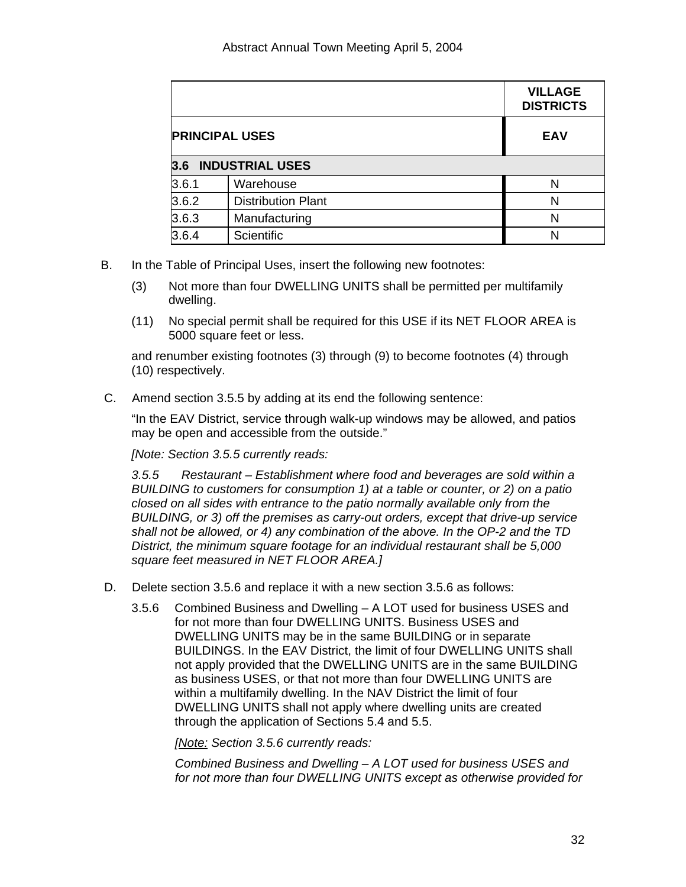| | | VILLAGE DISTRICTS |
|---|---|---|
| **PRINCIPAL USES** | | **EAV** |
| **3.6 INDUSTRIAL USES** | | |
| 3.6.1 | Warehouse | N |
| 3.6.2 | Distribution Plant | N |
| 3.6.3 | Manufacturing | N |
| 3.6.4 | Scientific | N |

B. In the Table of Principal Uses, insert the following new footnotes:

(3) Not more than four DWELLING UNITS shall be permitted per multifamily dwelling.

(11) No special permit shall be required for this USE if its NET FLOOR AREA is 5000 square feet or less.

and renumber existing footnotes (3) through (9) to become footnotes (4) through (10) respectively.

C. Amend section 3.5.5 by adding at its end the following sentence:

"In the EAV District, service through walk-up windows may be allowed, and patios may be open and accessible from the outside."

*[Note: Section 3.5.5 currently reads:*

*3.5.5 Restaurant – Establishment where food and beverages are sold within a BUILDING to customers for consumption 1) at a table or counter, or 2) on a patio closed on all sides with entrance to the patio normally available only from the BUILDING, or 3) off the premises as carry-out orders, except that drive-up service shall not be allowed, or 4) any combination of the above. In the OP-2 and the TD District, the minimum square footage for an individual restaurant shall be 5,000 square feet measured in NET FLOOR AREA.]*

D. Delete section 3.5.6 and replace it with a new section 3.5.6 as follows:

3.5.6 Combined Business and Dwelling – A LOT used for business USES and for not more than four DWELLING UNITS. Business USES and DWELLING UNITS may be in the same BUILDING or in separate BUILDINGS. In the EAV District, the limit of four DWELLING UNITS shall not apply provided that the DWELLING UNITS are in the same BUILDING as business USES, or that not more than four DWELLING UNITS are within a multifamily dwelling. In the NAV District the limit of four DWELLING UNITS shall not apply where dwelling units are created through the application of Sections 5.4 and 5.5.

*[Note: Section 3.5.6 currently reads:*

*Combined Business and Dwelling – A LOT used for business USES and for not more than four DWELLING UNITS except as otherwise provided for*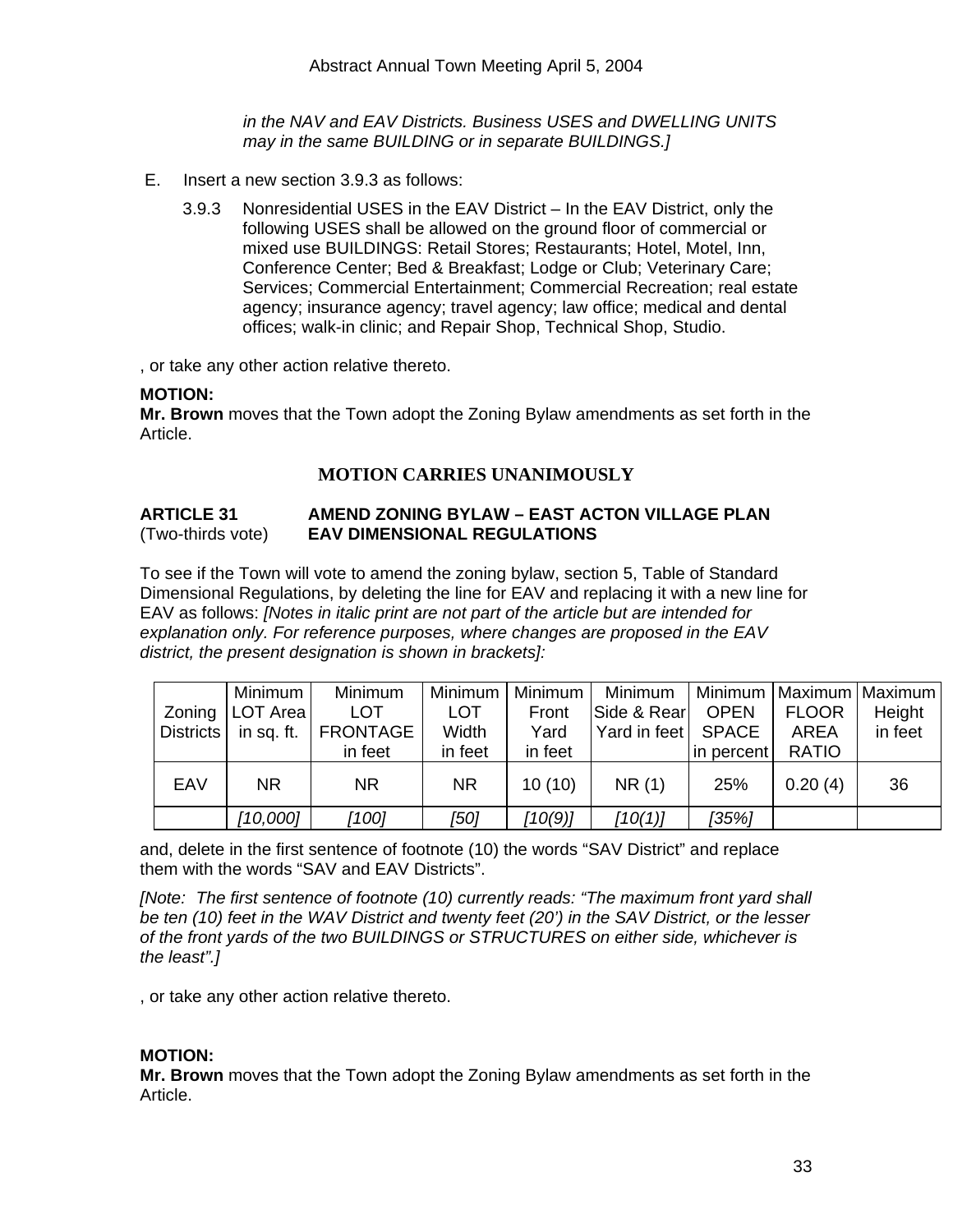*in the NAV and EAV Districts. Business USES and DWELLING UNITS may in the same BUILDING or in separate BUILDINGS.]*

E. Insert a new section 3.9.3 as follows:

3.9.3 Nonresidential USES in the EAV District – In the EAV District, only the following USES shall be allowed on the ground floor of commercial or mixed use BUILDINGS: Retail Stores; Restaurants; Hotel, Motel, Inn, Conference Center; Bed & Breakfast; Lodge or Club; Veterinary Care; Services; Commercial Entertainment; Commercial Recreation; real estate agency; insurance agency; travel agency; law office; medical and dental offices; walk-in clinic; and Repair Shop, Technical Shop, Studio.

, or take any other action relative thereto.

**MOTION:**
**Mr. Brown** moves that the Town adopt the Zoning Bylaw amendments as set forth in the Article.

**MOTION CARRIES UNANIMOUSLY**

**ARTICLE 31** **AMEND ZONING BYLAW – EAST ACTON VILLAGE PLAN**
(Two-thirds vote) **EAV DIMENSIONAL REGULATIONS**

To see if the Town will vote to amend the zoning bylaw, section 5, Table of Standard Dimensional Regulations, by deleting the line for EAV and replacing it with a new line for EAV as follows: *[Notes in italic print are not part of the article but are intended for explanation only. For reference purposes, where changes are proposed in the EAV district, the present designation is shown in brackets]:*

| Zoning Districts | Minimum LOT Area in sq. ft. | Minimum LOT FRONTAGE in feet | Minimum LOT Width in feet | Minimum Front Yard in feet | Minimum Side & Rear Yard in feet | Minimum OPEN SPACE in percent | Maximum FLOOR AREA RATIO | Maximum Height in feet |
|---|---|---|---|---|---|---|---|---|
| EAV | NR | NR | NR | 10 (10) | NR (1) | 25% | 0.20 (4) | 36 |
| | *[10,000]* | *[100]* | *[50]* | *[10(9)]* | *[10(1)]* | *[35%]* | | |

and, delete in the first sentence of footnote (10) the words “SAV District” and replace them with the words “SAV and EAV Districts”.

*[Note: The first sentence of footnote (10) currently reads: “The maximum front yard shall be ten (10) feet in the WAV District and twenty feet (20’) in the SAV District, or the lesser of the front yards of the two BUILDINGS or STRUCTURES on either side, whichever is the least”.]*

, or take any other action relative thereto.

**MOTION:**
**Mr. Brown** moves that the Town adopt the Zoning Bylaw amendments as set forth in the Article.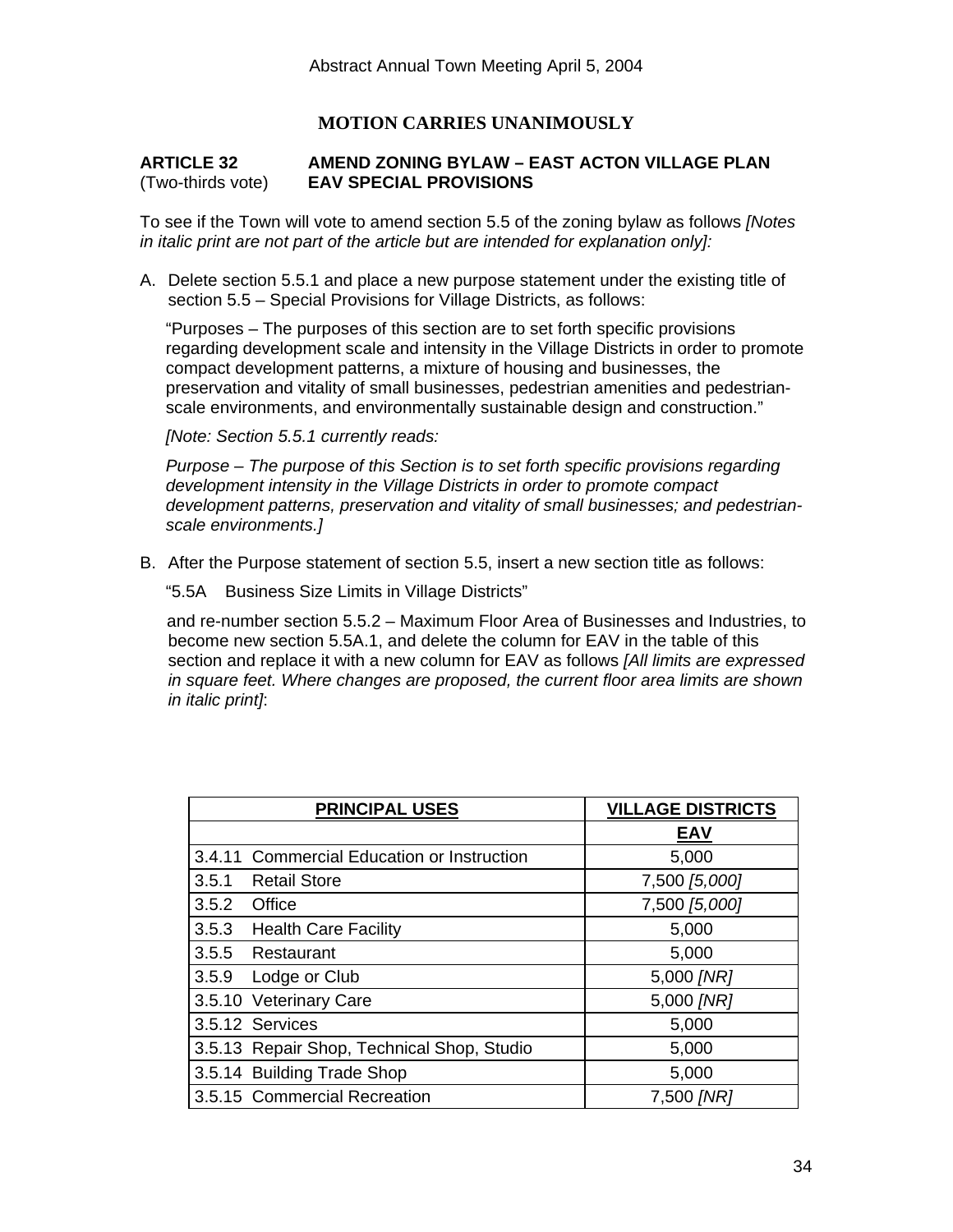**MOTION CARRIES UNANIMOUSLY**

**ARTICLE 32** **AMEND ZONING BYLAW – EAST ACTON VILLAGE PLAN**
(Two-thirds vote) **EAV SPECIAL PROVISIONS**

To see if the Town will vote to amend section 5.5 of the zoning bylaw as follows *[Notes in italic print are not part of the article but are intended for explanation only]:*

A. Delete section 5.5.1 and place a new purpose statement under the existing title of section 5.5 – Special Provisions for Village Districts, as follows:

"Purposes – The purposes of this section are to set forth specific provisions regarding development scale and intensity in the Village Districts in order to promote compact development patterns, a mixture of housing and businesses, the preservation and vitality of small businesses, pedestrian amenities and pedestrian-scale environments, and environmentally sustainable design and construction."

*[Note: Section 5.5.1 currently reads:*

*Purpose – The purpose of this Section is to set forth specific provisions regarding development intensity in the Village Districts in order to promote compact development patterns, preservation and vitality of small businesses; and pedestrian-scale environments.]*

B. After the Purpose statement of section 5.5, insert a new section title as follows:

"5.5A Business Size Limits in Village Districts"

and re-number section 5.5.2 – Maximum Floor Area of Businesses and Industries, to become new section 5.5A.1, and delete the column for EAV in the table of this section and replace it with a new column for EAV as follows *[All limits are expressed in square feet. Where changes are proposed, the current floor area limits are shown in italic print]*:

| PRINCIPAL USES | VILLAGE DISTRICTS |
|---|---|
| | EAV |
| 3.4.11 Commercial Education or Instruction | 5,000 |
| 3.5.1 Retail Store | 7,500 *[5,000]* |
| 3.5.2 Office | 7,500 *[5,000]* |
| 3.5.3 Health Care Facility | 5,000 |
| 3.5.5 Restaurant | 5,000 |
| 3.5.9 Lodge or Club | 5,000 *[NR]* |
| 3.5.10 Veterinary Care | 5,000 *[NR]* |
| 3.5.12 Services | 5,000 |
| 3.5.13 Repair Shop, Technical Shop, Studio | 5,000 |
| 3.5.14 Building Trade Shop | 5,000 |
| 3.5.15 Commercial Recreation | 7,500 *[NR]* |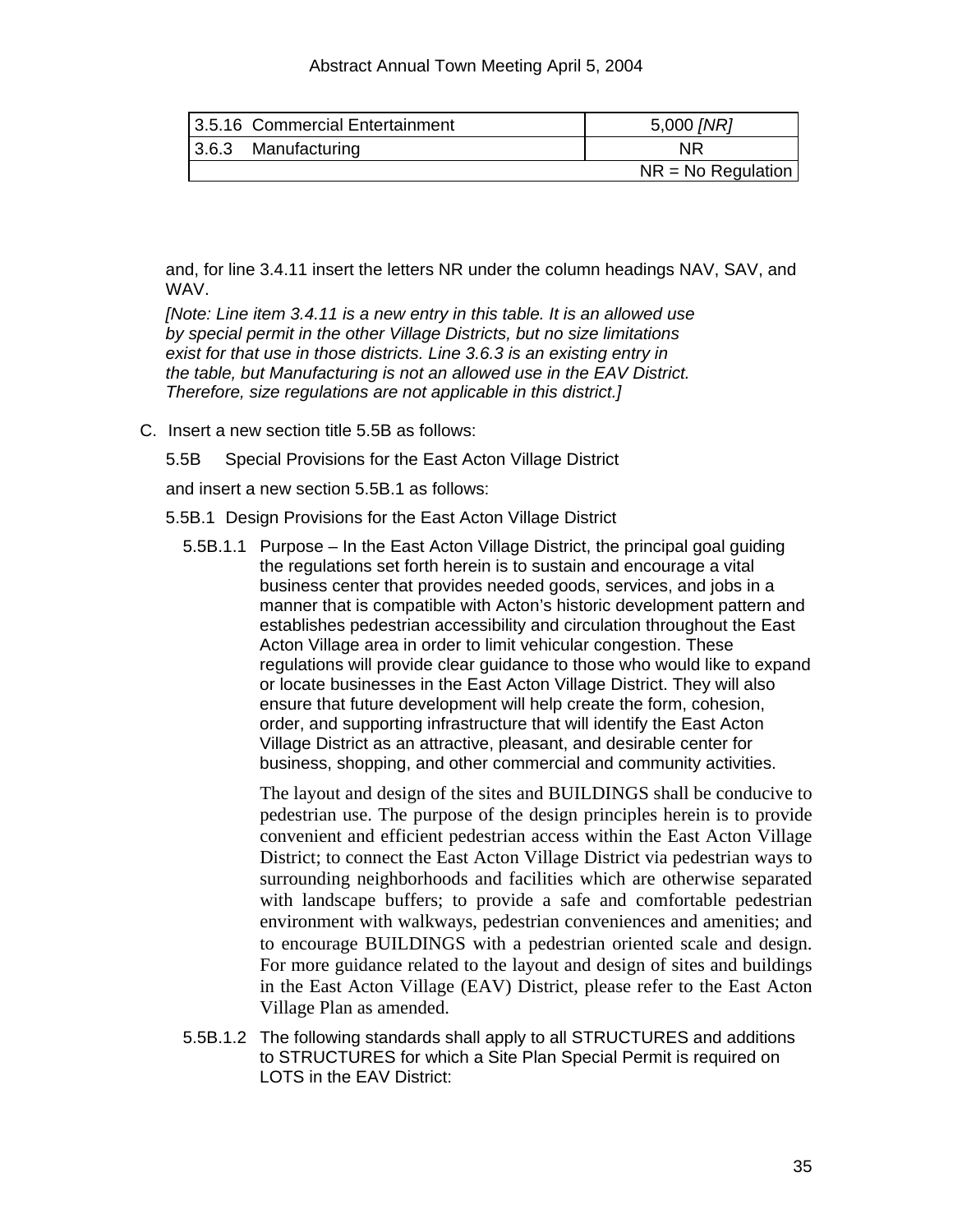| 3.5.16 Commercial Entertainment | 5,000 *[NR]* |
|---|---|
| 3.6.3 Manufacturing | NR |
| | NR = No Regulation |

and, for line 3.4.11 insert the letters NR under the column headings NAV, SAV, and WAV.

*[Note: Line item 3.4.11 is a new entry in this table. It is an allowed use by special permit in the other Village Districts, but no size limitations exist for that use in those districts. Line 3.6.3 is an existing entry in the table, but Manufacturing is not an allowed use in the EAV District. Therefore, size regulations are not applicable in this district.]*

C. Insert a new section title 5.5B as follows:

5.5B Special Provisions for the East Acton Village District

and insert a new section 5.5B.1 as follows:

5.5B.1 Design Provisions for the East Acton Village District

5.5B.1.1 Purpose – In the East Acton Village District, the principal goal guiding the regulations set forth herein is to sustain and encourage a vital business center that provides needed goods, services, and jobs in a manner that is compatible with Acton's historic development pattern and establishes pedestrian accessibility and circulation throughout the East Acton Village area in order to limit vehicular congestion. These regulations will provide clear guidance to those who would like to expand or locate businesses in the East Acton Village District. They will also ensure that future development will help create the form, cohesion, order, and supporting infrastructure that will identify the East Acton Village District as an attractive, pleasant, and desirable center for business, shopping, and other commercial and community activities.

The layout and design of the sites and BUILDINGS shall be conducive to pedestrian use. The purpose of the design principles herein is to provide convenient and efficient pedestrian access within the East Acton Village District; to connect the East Acton Village District via pedestrian ways to surrounding neighborhoods and facilities which are otherwise separated with landscape buffers; to provide a safe and comfortable pedestrian environment with walkways, pedestrian conveniences and amenities; and to encourage BUILDINGS with a pedestrian oriented scale and design. For more guidance related to the layout and design of sites and buildings in the East Acton Village (EAV) District, please refer to the East Acton Village Plan as amended.

5.5B.1.2 The following standards shall apply to all STRUCTURES and additions to STRUCTURES for which a Site Plan Special Permit is required on LOTS in the EAV District: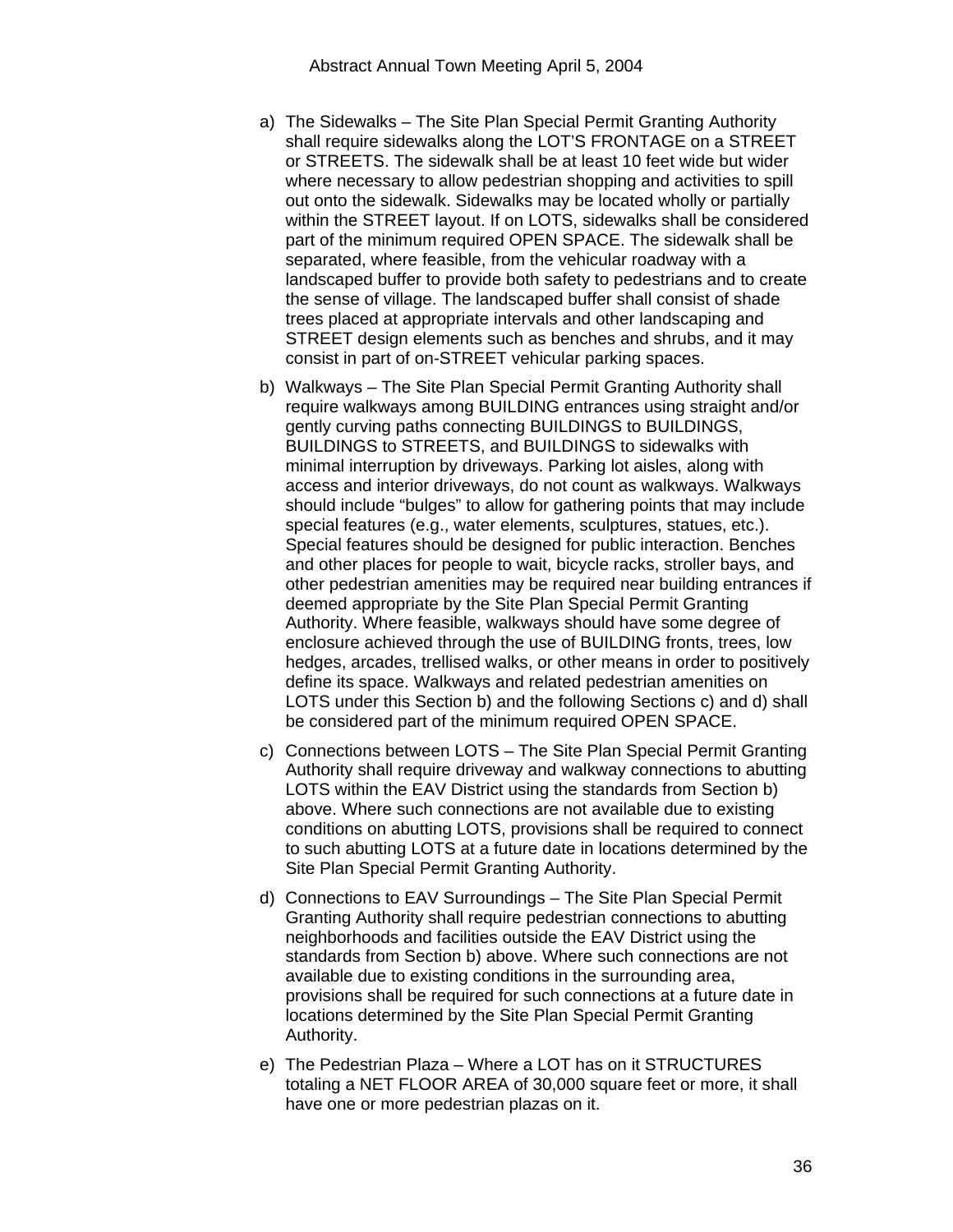a) The Sidewalks – The Site Plan Special Permit Granting Authority shall require sidewalks along the LOT'S FRONTAGE on a STREET or STREETS. The sidewalk shall be at least 10 feet wide but wider where necessary to allow pedestrian shopping and activities to spill out onto the sidewalk. Sidewalks may be located wholly or partially within the STREET layout. If on LOTS, sidewalks shall be considered part of the minimum required OPEN SPACE. The sidewalk shall be separated, where feasible, from the vehicular roadway with a landscaped buffer to provide both safety to pedestrians and to create the sense of village. The landscaped buffer shall consist of shade trees placed at appropriate intervals and other landscaping and STREET design elements such as benches and shrubs, and it may consist in part of on-STREET vehicular parking spaces.

b) Walkways – The Site Plan Special Permit Granting Authority shall require walkways among BUILDING entrances using straight and/or gently curving paths connecting BUILDINGS to BUILDINGS, BUILDINGS to STREETS, and BUILDINGS to sidewalks with minimal interruption by driveways. Parking lot aisles, along with access and interior driveways, do not count as walkways. Walkways should include "bulges" to allow for gathering points that may include special features (e.g., water elements, sculptures, statues, etc.). Special features should be designed for public interaction. Benches and other places for people to wait, bicycle racks, stroller bays, and other pedestrian amenities may be required near building entrances if deemed appropriate by the Site Plan Special Permit Granting Authority. Where feasible, walkways should have some degree of enclosure achieved through the use of BUILDING fronts, trees, low hedges, arcades, trellised walks, or other means in order to positively define its space. Walkways and related pedestrian amenities on LOTS under this Section b) and the following Sections c) and d) shall be considered part of the minimum required OPEN SPACE.

c) Connections between LOTS – The Site Plan Special Permit Granting Authority shall require driveway and walkway connections to abutting LOTS within the EAV District using the standards from Section b) above. Where such connections are not available due to existing conditions on abutting LOTS, provisions shall be required to connect to such abutting LOTS at a future date in locations determined by the Site Plan Special Permit Granting Authority.

d) Connections to EAV Surroundings – The Site Plan Special Permit Granting Authority shall require pedestrian connections to abutting neighborhoods and facilities outside the EAV District using the standards from Section b) above. Where such connections are not available due to existing conditions in the surrounding area, provisions shall be required for such connections at a future date in locations determined by the Site Plan Special Permit Granting Authority.

e) The Pedestrian Plaza – Where a LOT has on it STRUCTURES totaling a NET FLOOR AREA of 30,000 square feet or more, it shall have one or more pedestrian plazas on it.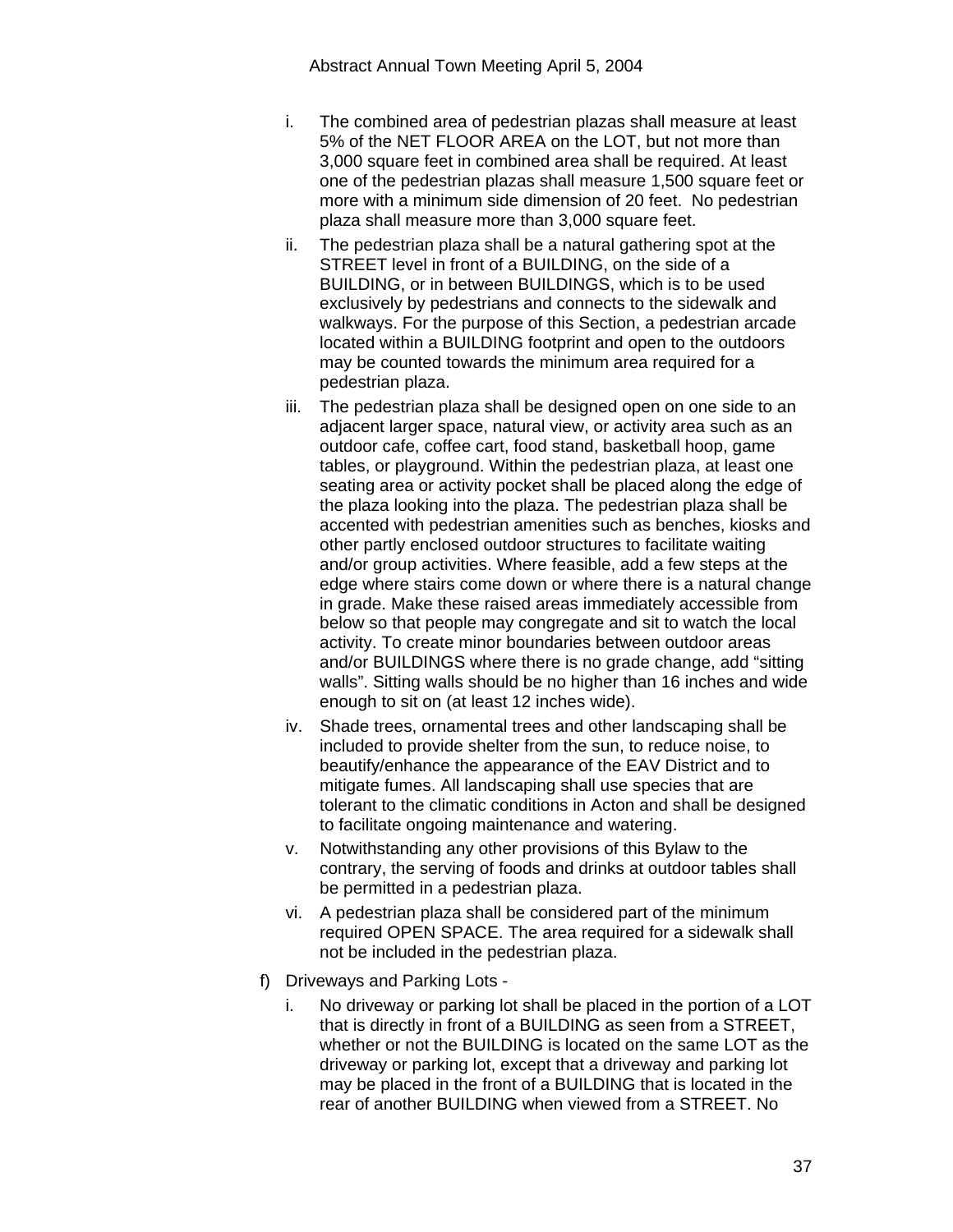i. The combined area of pedestrian plazas shall measure at least 5% of the NET FLOOR AREA on the LOT, but not more than 3,000 square feet in combined area shall be required. At least one of the pedestrian plazas shall measure 1,500 square feet or more with a minimum side dimension of 20 feet. No pedestrian plaza shall measure more than 3,000 square feet.

ii. The pedestrian plaza shall be a natural gathering spot at the STREET level in front of a BUILDING, on the side of a BUILDING, or in between BUILDINGS, which is to be used exclusively by pedestrians and connects to the sidewalk and walkways. For the purpose of this Section, a pedestrian arcade located within a BUILDING footprint and open to the outdoors may be counted towards the minimum area required for a pedestrian plaza.

iii. The pedestrian plaza shall be designed open on one side to an adjacent larger space, natural view, or activity area such as an outdoor cafe, coffee cart, food stand, basketball hoop, game tables, or playground. Within the pedestrian plaza, at least one seating area or activity pocket shall be placed along the edge of the plaza looking into the plaza. The pedestrian plaza shall be accented with pedestrian amenities such as benches, kiosks and other partly enclosed outdoor structures to facilitate waiting and/or group activities. Where feasible, add a few steps at the edge where stairs come down or where there is a natural change in grade. Make these raised areas immediately accessible from below so that people may congregate and sit to watch the local activity. To create minor boundaries between outdoor areas and/or BUILDINGS where there is no grade change, add "sitting walls". Sitting walls should be no higher than 16 inches and wide enough to sit on (at least 12 inches wide).

iv. Shade trees, ornamental trees and other landscaping shall be included to provide shelter from the sun, to reduce noise, to beautify/enhance the appearance of the EAV District and to mitigate fumes. All landscaping shall use species that are tolerant to the climatic conditions in Acton and shall be designed to facilitate ongoing maintenance and watering.

v. Notwithstanding any other provisions of this Bylaw to the contrary, the serving of foods and drinks at outdoor tables shall be permitted in a pedestrian plaza.

vi. A pedestrian plaza shall be considered part of the minimum required OPEN SPACE. The area required for a sidewalk shall not be included in the pedestrian plaza.

f) Driveways and Parking Lots -

i. No driveway or parking lot shall be placed in the portion of a LOT that is directly in front of a BUILDING as seen from a STREET, whether or not the BUILDING is located on the same LOT as the driveway or parking lot, except that a driveway and parking lot may be placed in the front of a BUILDING that is located in the rear of another BUILDING when viewed from a STREET. No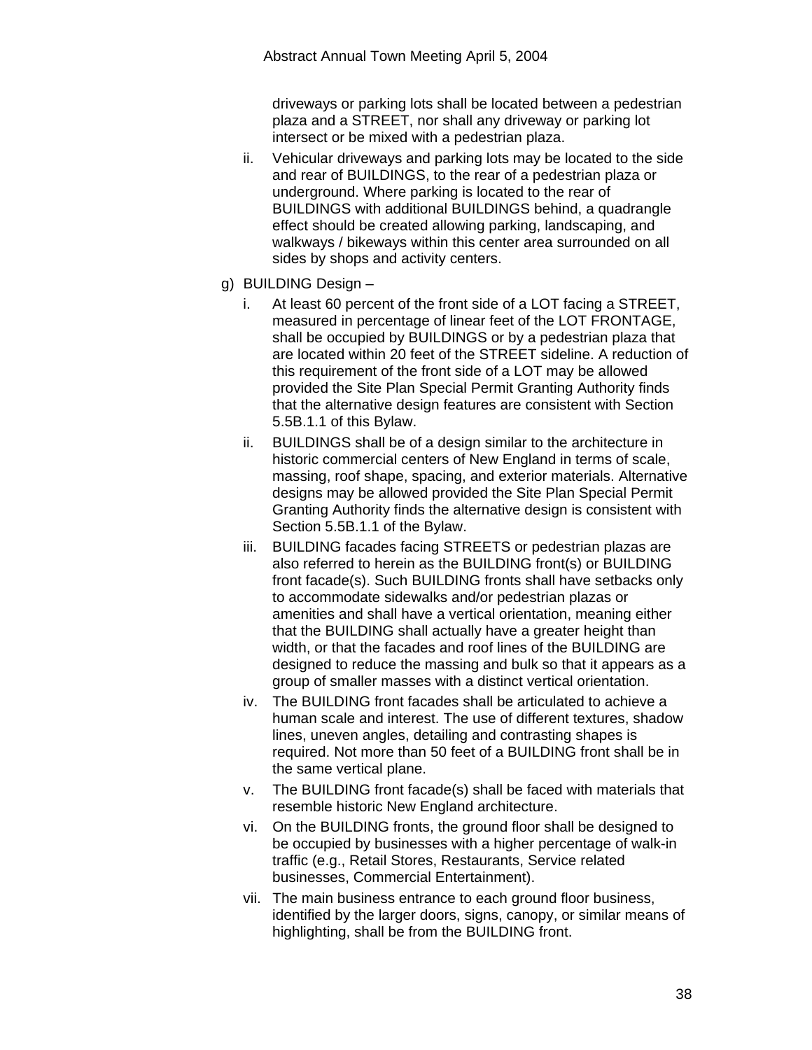driveways or parking lots shall be located between a pedestrian plaza and a STREET, nor shall any driveway or parking lot intersect or be mixed with a pedestrian plaza.

ii. Vehicular driveways and parking lots may be located to the side and rear of BUILDINGS, to the rear of a pedestrian plaza or underground. Where parking is located to the rear of BUILDINGS with additional BUILDINGS behind, a quadrangle effect should be created allowing parking, landscaping, and walkways / bikeways within this center area surrounded on all sides by shops and activity centers.

g) BUILDING Design –

i. At least 60 percent of the front side of a LOT facing a STREET, measured in percentage of linear feet of the LOT FRONTAGE, shall be occupied by BUILDINGS or by a pedestrian plaza that are located within 20 feet of the STREET sideline. A reduction of this requirement of the front side of a LOT may be allowed provided the Site Plan Special Permit Granting Authority finds that the alternative design features are consistent with Section 5.5B.1.1 of this Bylaw.

ii. BUILDINGS shall be of a design similar to the architecture in historic commercial centers of New England in terms of scale, massing, roof shape, spacing, and exterior materials. Alternative designs may be allowed provided the Site Plan Special Permit Granting Authority finds the alternative design is consistent with Section 5.5B.1.1 of the Bylaw.

iii. BUILDING facades facing STREETS or pedestrian plazas are also referred to herein as the BUILDING front(s) or BUILDING front facade(s). Such BUILDING fronts shall have setbacks only to accommodate sidewalks and/or pedestrian plazas or amenities and shall have a vertical orientation, meaning either that the BUILDING shall actually have a greater height than width, or that the facades and roof lines of the BUILDING are designed to reduce the massing and bulk so that it appears as a group of smaller masses with a distinct vertical orientation.

iv. The BUILDING front facades shall be articulated to achieve a human scale and interest. The use of different textures, shadow lines, uneven angles, detailing and contrasting shapes is required. Not more than 50 feet of a BUILDING front shall be in the same vertical plane.

v. The BUILDING front facade(s) shall be faced with materials that resemble historic New England architecture.

vi. On the BUILDING fronts, the ground floor shall be designed to be occupied by businesses with a higher percentage of walk-in traffic (e.g., Retail Stores, Restaurants, Service related businesses, Commercial Entertainment).

vii. The main business entrance to each ground floor business, identified by the larger doors, signs, canopy, or similar means of highlighting, shall be from the BUILDING front.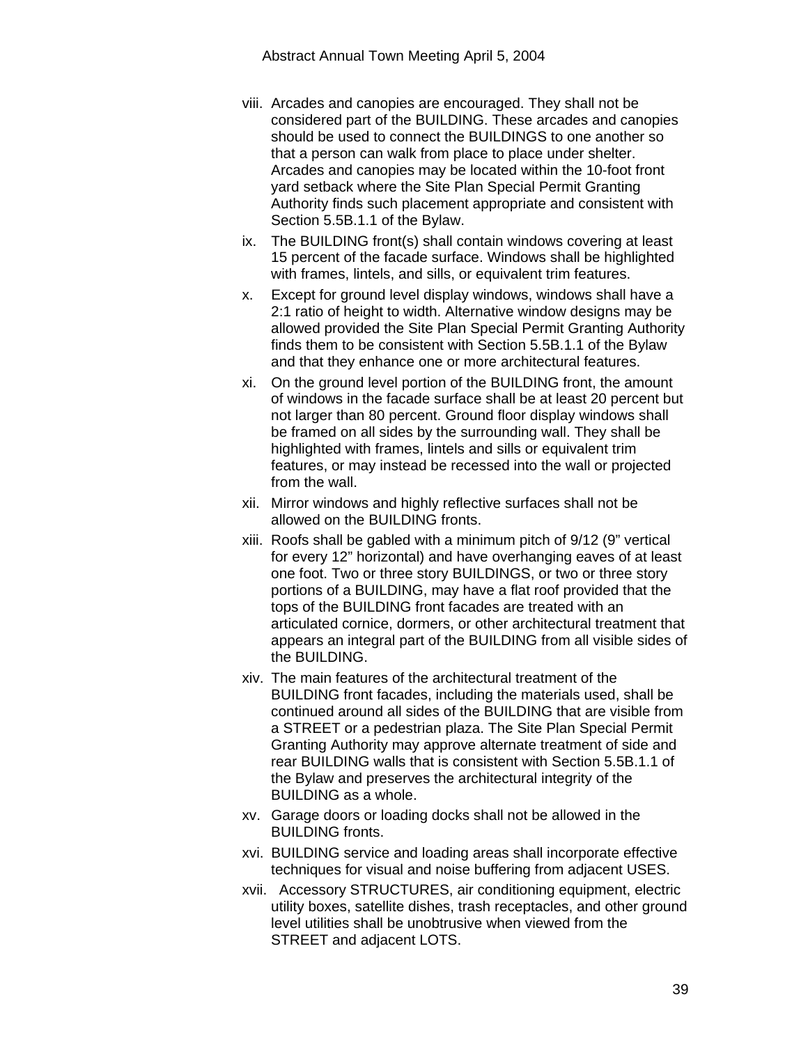viii. Arcades and canopies are encouraged. They shall not be considered part of the BUILDING. These arcades and canopies should be used to connect the BUILDINGS to one another so that a person can walk from place to place under shelter. Arcades and canopies may be located within the 10-foot front yard setback where the Site Plan Special Permit Granting Authority finds such placement appropriate and consistent with Section 5.5B.1.1 of the Bylaw.

ix. The BUILDING front(s) shall contain windows covering at least 15 percent of the facade surface. Windows shall be highlighted with frames, lintels, and sills, or equivalent trim features.

x. Except for ground level display windows, windows shall have a 2:1 ratio of height to width. Alternative window designs may be allowed provided the Site Plan Special Permit Granting Authority finds them to be consistent with Section 5.5B.1.1 of the Bylaw and that they enhance one or more architectural features.

xi. On the ground level portion of the BUILDING front, the amount of windows in the facade surface shall be at least 20 percent but not larger than 80 percent. Ground floor display windows shall be framed on all sides by the surrounding wall. They shall be highlighted with frames, lintels and sills or equivalent trim features, or may instead be recessed into the wall or projected from the wall.

xii. Mirror windows and highly reflective surfaces shall not be allowed on the BUILDING fronts.

xiii. Roofs shall be gabled with a minimum pitch of 9/12 (9" vertical for every 12" horizontal) and have overhanging eaves of at least one foot. Two or three story BUILDINGS, or two or three story portions of a BUILDING, may have a flat roof provided that the tops of the BUILDING front facades are treated with an articulated cornice, dormers, or other architectural treatment that appears an integral part of the BUILDING from all visible sides of the BUILDING.

xiv. The main features of the architectural treatment of the BUILDING front facades, including the materials used, shall be continued around all sides of the BUILDING that are visible from a STREET or a pedestrian plaza. The Site Plan Special Permit Granting Authority may approve alternate treatment of side and rear BUILDING walls that is consistent with Section 5.5B.1.1 of the Bylaw and preserves the architectural integrity of the BUILDING as a whole.

xv. Garage doors or loading docks shall not be allowed in the BUILDING fronts.

xvi. BUILDING service and loading areas shall incorporate effective techniques for visual and noise buffering from adjacent USES.

xvii. Accessory STRUCTURES, air conditioning equipment, electric utility boxes, satellite dishes, trash receptacles, and other ground level utilities shall be unobtrusive when viewed from the STREET and adjacent LOTS.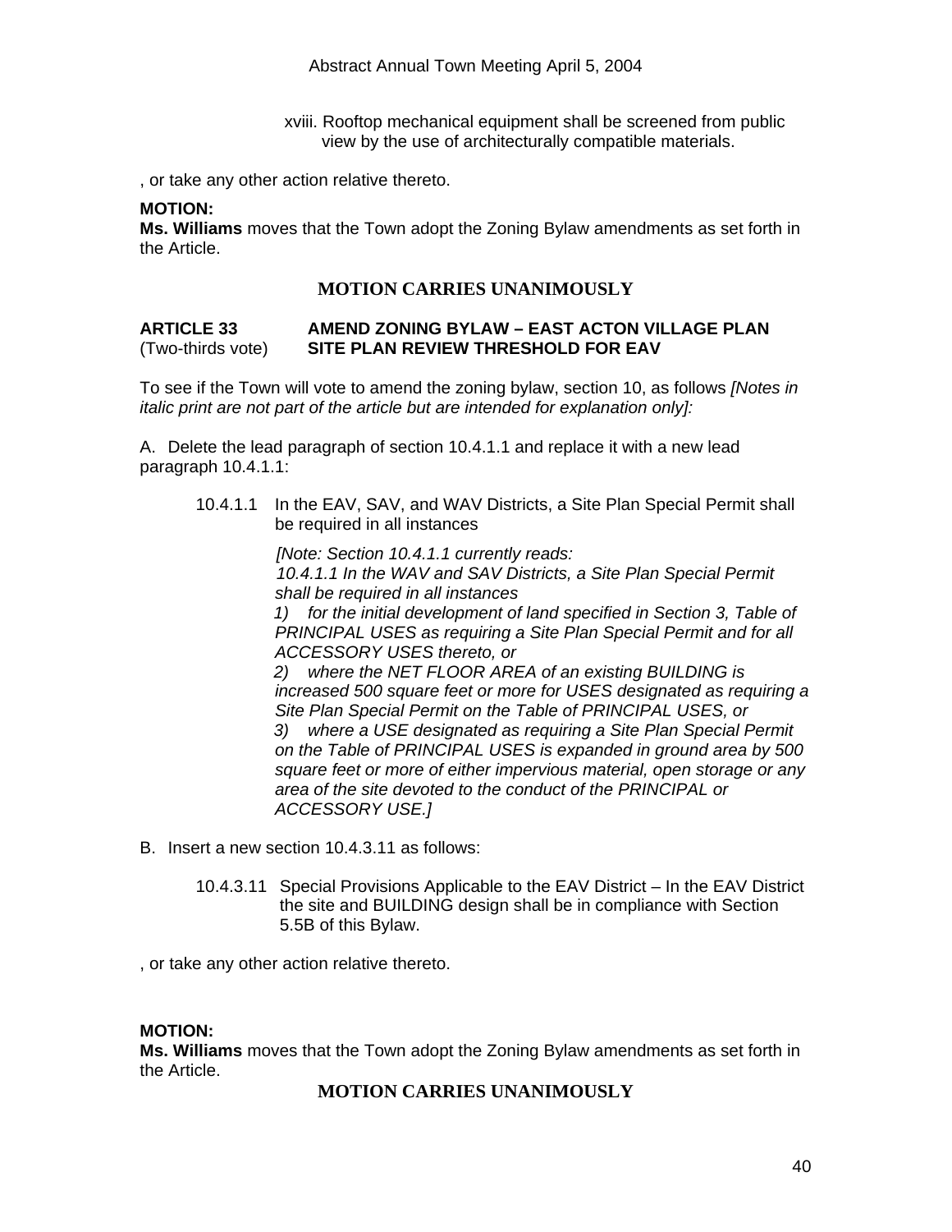xviii. Rooftop mechanical equipment shall be screened from public view by the use of architecturally compatible materials.

, or take any other action relative thereto.

**MOTION:**
**Ms. Williams** moves that the Town adopt the Zoning Bylaw amendments as set forth in the Article.

**MOTION CARRIES UNANIMOUSLY**

**ARTICLE 33** **AMEND ZONING BYLAW – EAST ACTON VILLAGE PLAN**
(Two-thirds vote) **SITE PLAN REVIEW THRESHOLD FOR EAV**

To see if the Town will vote to amend the zoning bylaw, section 10, as follows *[Notes in italic print are not part of the article but are intended for explanation only]:*

A. Delete the lead paragraph of section 10.4.1.1 and replace it with a new lead paragraph 10.4.1.1:

10.4.1.1 In the EAV, SAV, and WAV Districts, a Site Plan Special Permit shall be required in all instances

*[Note: Section 10.4.1.1 currently reads:*
*10.4.1.1 In the WAV and SAV Districts, a Site Plan Special Permit shall be required in all instances*
*1) for the initial development of land specified in Section 3, Table of PRINCIPAL USES as requiring a Site Plan Special Permit and for all ACCESSORY USES thereto, or*
*2) where the NET FLOOR AREA of an existing BUILDING is increased 500 square feet or more for USES designated as requiring a Site Plan Special Permit on the Table of PRINCIPAL USES, or*
*3) where a USE designated as requiring a Site Plan Special Permit on the Table of PRINCIPAL USES is expanded in ground area by 500 square feet or more of either impervious material, open storage or any area of the site devoted to the conduct of the PRINCIPAL or ACCESSORY USE.]*

B. Insert a new section 10.4.3.11 as follows:

10.4.3.11 Special Provisions Applicable to the EAV District – In the EAV District the site and BUILDING design shall be in compliance with Section 5.5B of this Bylaw.

, or take any other action relative thereto.

**MOTION:**
**Ms. Williams** moves that the Town adopt the Zoning Bylaw amendments as set forth in the Article.

**MOTION CARRIES UNANIMOUSLY**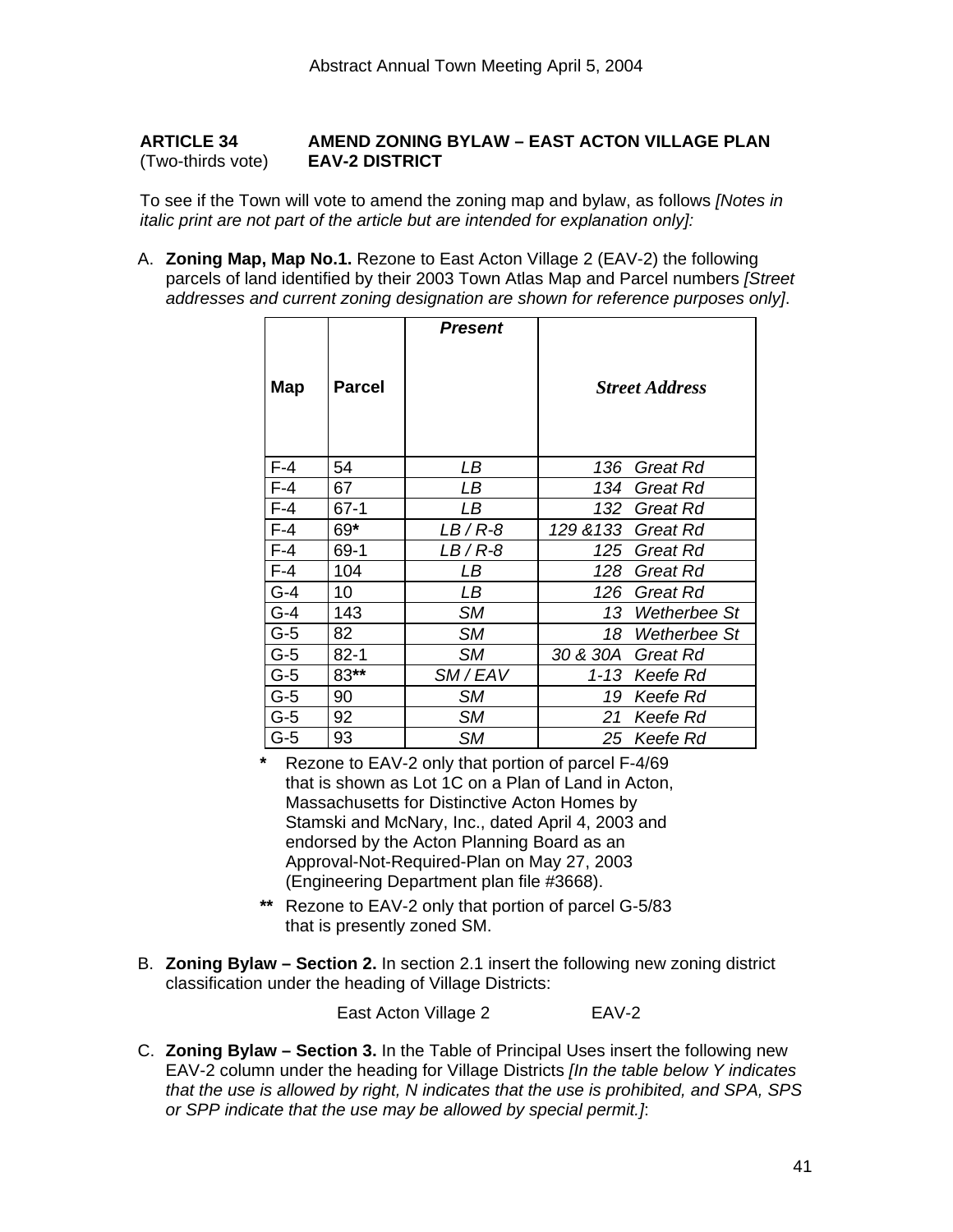**ARTICLE 34** (Two-thirds vote) **AMEND ZONING BYLAW – EAST ACTON VILLAGE PLAN EAV-2 DISTRICT**

To see if the Town will vote to amend the zoning map and bylaw, as follows *[Notes in italic print are not part of the article but are intended for explanation only]:*

A. **Zoning Map, Map No.1.** Rezone to East Acton Village 2 (EAV-2) the following parcels of land identified by their 2003 Town Atlas Map and Parcel numbers *[Street addresses and current zoning designation are shown for reference purposes only]*.

| Map | Parcel | *Present* | *Street Address* |
|---|---|---|---|
| F-4 | 54 | *LB* | *136 Great Rd* |
| F-4 | 67 | *LB* | *134 Great Rd* |
| F-4 | 67-1 | *LB* | *132 Great Rd* |
| F-4 | 69* | *LB / R-8* | *129 &133 Great Rd* |
| F-4 | 69-1 | *LB / R-8* | *125 Great Rd* |
| F-4 | 104 | *LB* | *128 Great Rd* |
| G-4 | 10 | *LB* | *126 Great Rd* |
| G-4 | 143 | *SM* | *13 Wetherbee St* |
| G-5 | 82 | *SM* | *18 Wetherbee St* |
| G-5 | 82-1 | *SM* | *30 & 30A Great Rd* |
| G-5 | 83** | *SM / EAV* | *1-13 Keefe Rd* |
| G-5 | 90 | *SM* | *19 Keefe Rd* |
| G-5 | 92 | *SM* | *21 Keefe Rd* |
| G-5 | 93 | *SM* | *25 Keefe Rd* |

\* Rezone to EAV-2 only that portion of parcel F-4/69 that is shown as Lot 1C on a Plan of Land in Acton, Massachusetts for Distinctive Acton Homes by Stamski and McNary, Inc., dated April 4, 2003 and endorsed by the Acton Planning Board as an Approval-Not-Required-Plan on May 27, 2003 (Engineering Department plan file #3668).

\*\* Rezone to EAV-2 only that portion of parcel G-5/83 that is presently zoned SM.

B. **Zoning Bylaw – Section 2.** In section 2.1 insert the following new zoning district classification under the heading of Village Districts:

East Acton Village 2 EAV-2

C. **Zoning Bylaw – Section 3.** In the Table of Principal Uses insert the following new EAV-2 column under the heading for Village Districts *[In the table below Y indicates that the use is allowed by right, N indicates that the use is prohibited, and SPA, SPS or SPP indicate that the use may be allowed by special permit.]*: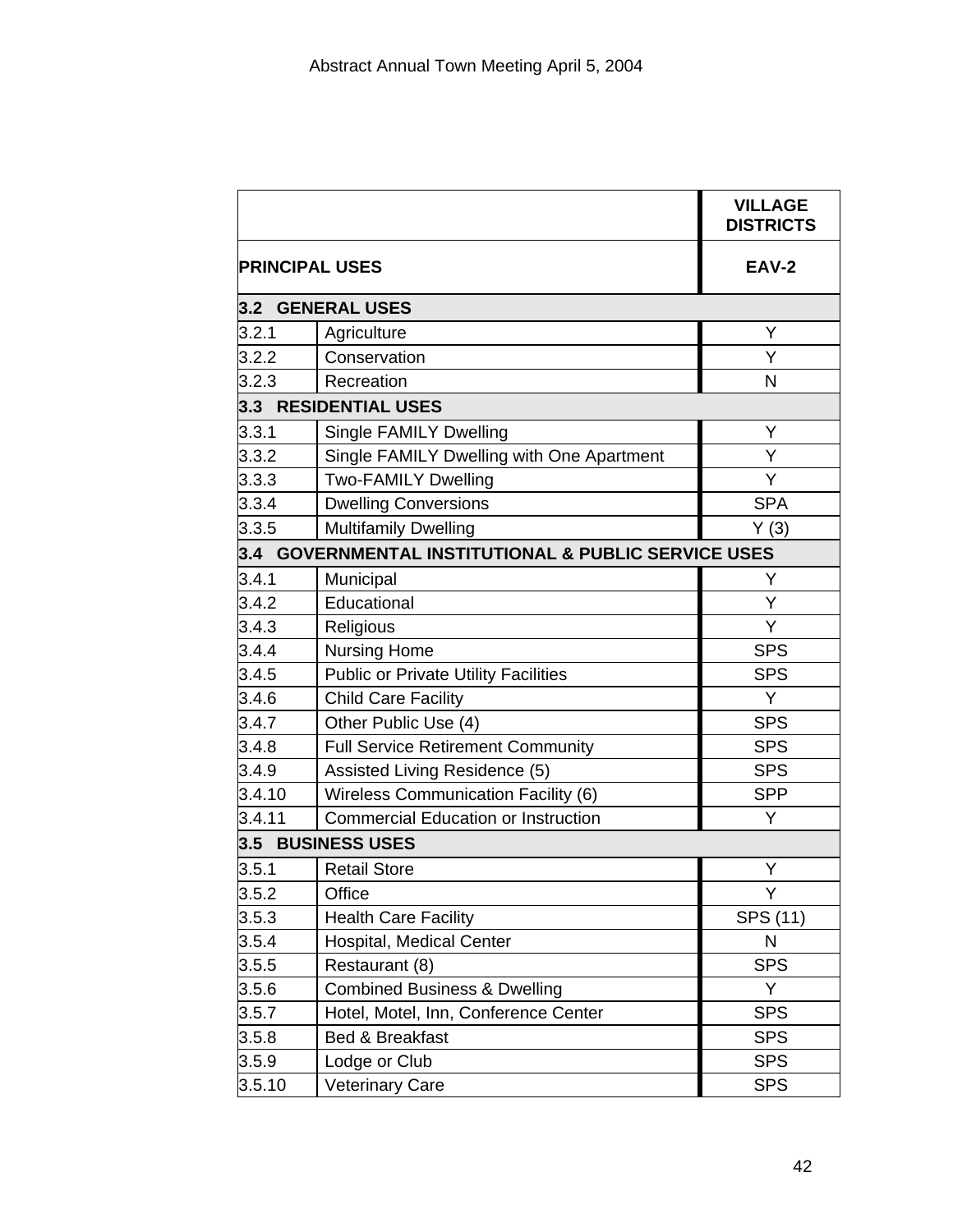| | | VILLAGE DISTRICTS |
|---|---|---|
| PRINCIPAL USES | | EAV-2 |
| **3.2 GENERAL USES** | | |
| 3.2.1 | Agriculture | Y |
| 3.2.2 | Conservation | Y |
| 3.2.3 | Recreation | N |
| **3.3 RESIDENTIAL USES** | | |
| 3.3.1 | Single FAMILY Dwelling | Y |
| 3.3.2 | Single FAMILY Dwelling with One Apartment | Y |
| 3.3.3 | Two-FAMILY Dwelling | Y |
| 3.3.4 | Dwelling Conversions | SPA |
| 3.3.5 | Multifamily Dwelling | Y (3) |
| **3.4 GOVERNMENTAL INSTITUTIONAL & PUBLIC SERVICE USES** | | |
| 3.4.1 | Municipal | Y |
| 3.4.2 | Educational | Y |
| 3.4.3 | Religious | Y |
| 3.4.4 | Nursing Home | SPS |
| 3.4.5 | Public or Private Utility Facilities | SPS |
| 3.4.6 | Child Care Facility | Y |
| 3.4.7 | Other Public Use (4) | SPS |
| 3.4.8 | Full Service Retirement Community | SPS |
| 3.4.9 | Assisted Living Residence (5) | SPS |
| 3.4.10 | Wireless Communication Facility (6) | SPP |
| 3.4.11 | Commercial Education or Instruction | Y |
| **3.5 BUSINESS USES** | | |
| 3.5.1 | Retail Store | Y |
| 3.5.2 | Office | Y |
| 3.5.3 | Health Care Facility | SPS (11) |
| 3.5.4 | Hospital, Medical Center | N |
| 3.5.5 | Restaurant (8) | SPS |
| 3.5.6 | Combined Business & Dwelling | Y |
| 3.5.7 | Hotel, Motel, Inn, Conference Center | SPS |
| 3.5.8 | Bed & Breakfast | SPS |
| 3.5.9 | Lodge or Club | SPS |
| 3.5.10 | Veterinary Care | SPS |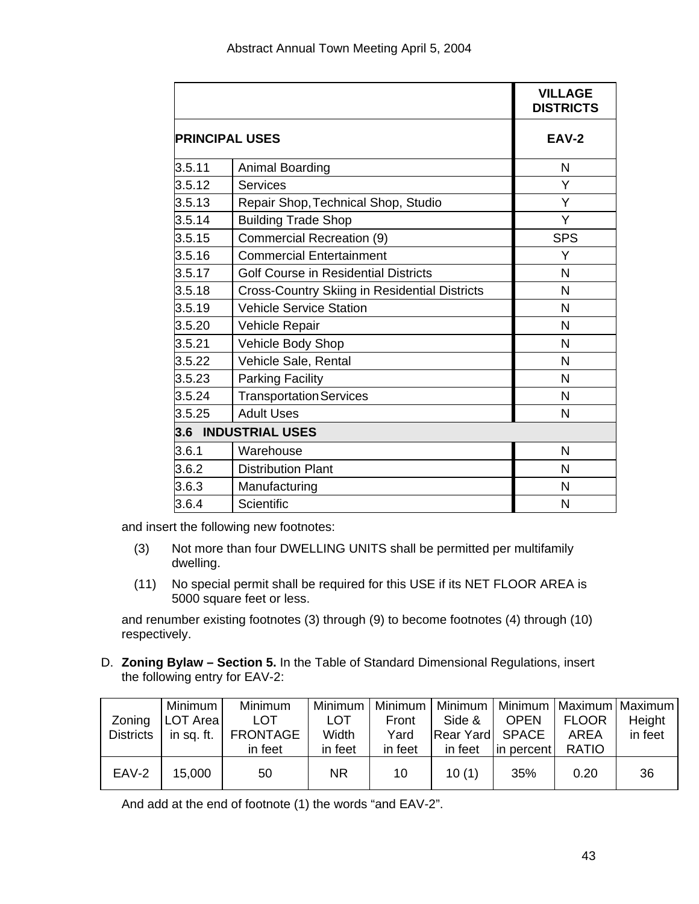| | | VILLAGE DISTRICTS |
|---|---|---|
| PRINCIPAL USES | | EAV-2 |
| 3.5.11 | Animal Boarding | N |
| 3.5.12 | Services | Y |
| 3.5.13 | Repair Shop, Technical Shop, Studio | Y |
| 3.5.14 | Building Trade Shop | Y |
| 3.5.15 | Commercial Recreation (9) | SPS |
| 3.5.16 | Commercial Entertainment | Y |
| 3.5.17 | Golf Course in Residential Districts | N |
| 3.5.18 | Cross-Country Skiing in Residential Districts | N |
| 3.5.19 | Vehicle Service Station | N |
| 3.5.20 | Vehicle Repair | N |
| 3.5.21 | Vehicle Body Shop | N |
| 3.5.22 | Vehicle Sale, Rental | N |
| 3.5.23 | Parking Facility | N |
| 3.5.24 | Transportation Services | N |
| 3.5.25 | Adult Uses | N |
| **3.6 INDUSTRIAL USES** | | |
| 3.6.1 | Warehouse | N |
| 3.6.2 | Distribution Plant | N |
| 3.6.3 | Manufacturing | N |
| 3.6.4 | Scientific | N |

and insert the following new footnotes:

(3) Not more than four DWELLING UNITS shall be permitted per multifamily dwelling.

(11) No special permit shall be required for this USE if its NET FLOOR AREA is 5000 square feet or less.

and renumber existing footnotes (3) through (9) to become footnotes (4) through (10) respectively.

D. **Zoning Bylaw – Section 5.** In the Table of Standard Dimensional Regulations, insert the following entry for EAV-2:

| Zoning Districts | Minimum LOT Area in sq. ft. | Minimum LOT FRONTAGE in feet | Minimum LOT Width in feet | Minimum Front Yard in feet | Minimum Side & Rear Yard in feet | Minimum OPEN SPACE in percent | Maximum FLOOR AREA RATIO | Maximum Height in feet |
|---|---|---|---|---|---|---|---|---|
| EAV-2 | 15,000 | 50 | NR | 10 | 10 (1) | 35% | 0.20 | 36 |

And add at the end of footnote (1) the words "and EAV-2".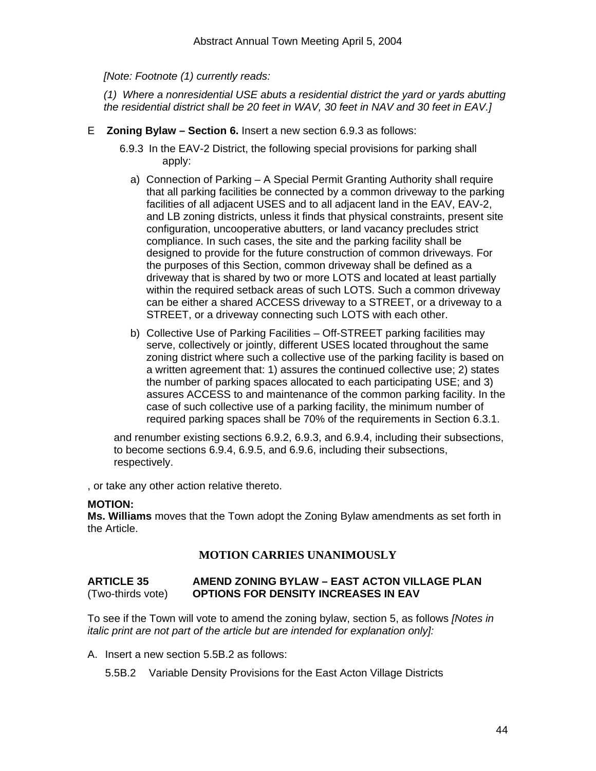*[Note: Footnote (1) currently reads:*

*(1) Where a nonresidential USE abuts a residential district the yard or yards abutting the residential district shall be 20 feet in WAV, 30 feet in NAV and 30 feet in EAV.]*

E **Zoning Bylaw – Section 6.** Insert a new section 6.9.3 as follows:

6.9.3 In the EAV-2 District, the following special provisions for parking shall apply:

a) Connection of Parking – A Special Permit Granting Authority shall require that all parking facilities be connected by a common driveway to the parking facilities of all adjacent USES and to all adjacent land in the EAV, EAV-2, and LB zoning districts, unless it finds that physical constraints, present site configuration, uncooperative abutters, or land vacancy precludes strict compliance. In such cases, the site and the parking facility shall be designed to provide for the future construction of common driveways. For the purposes of this Section, common driveway shall be defined as a driveway that is shared by two or more LOTS and located at least partially within the required setback areas of such LOTS. Such a common driveway can be either a shared ACCESS driveway to a STREET, or a driveway to a STREET, or a driveway connecting such LOTS with each other.

b) Collective Use of Parking Facilities – Off-STREET parking facilities may serve, collectively or jointly, different USES located throughout the same zoning district where such a collective use of the parking facility is based on a written agreement that: 1) assures the continued collective use; 2) states the number of parking spaces allocated to each participating USE; and 3) assures ACCESS to and maintenance of the common parking facility. In the case of such collective use of a parking facility, the minimum number of required parking spaces shall be 70% of the requirements in Section 6.3.1.

and renumber existing sections 6.9.2, 6.9.3, and 6.9.4, including their subsections, to become sections 6.9.4, 6.9.5, and 6.9.6, including their subsections, respectively.

, or take any other action relative thereto.

**MOTION:**
**Ms. Williams** moves that the Town adopt the Zoning Bylaw amendments as set forth in the Article.

**MOTION CARRIES UNANIMOUSLY**

**ARTICLE 35** **AMEND ZONING BYLAW – EAST ACTON VILLAGE PLAN**
(Two-thirds vote) **OPTIONS FOR DENSITY INCREASES IN EAV**

To see if the Town will vote to amend the zoning bylaw, section 5, as follows *[Notes in italic print are not part of the article but are intended for explanation only]:*

A. Insert a new section 5.5B.2 as follows:

5.5B.2 Variable Density Provisions for the East Acton Village Districts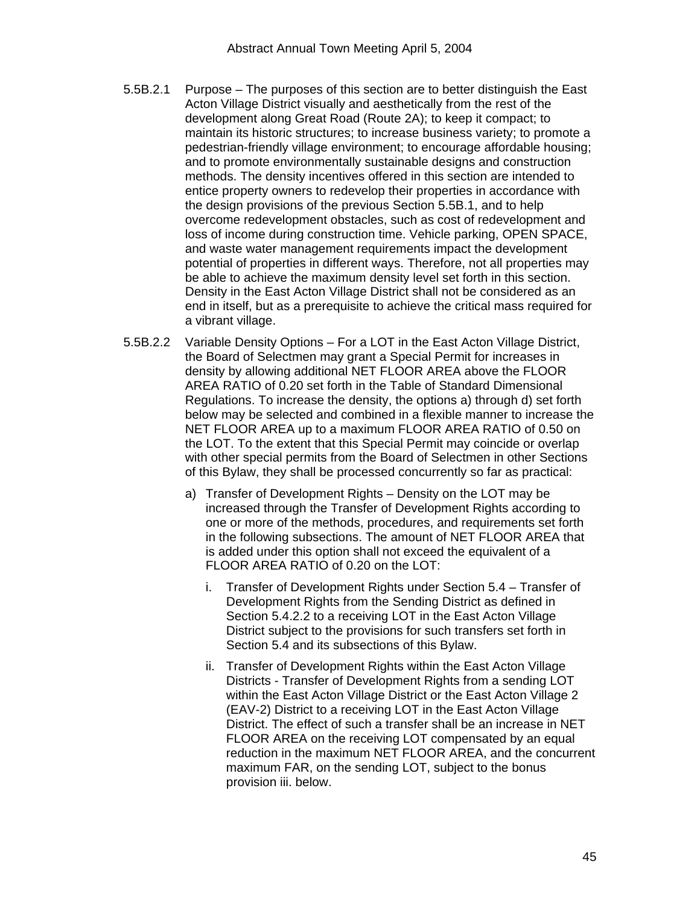5.5B.2.1 Purpose – The purposes of this section are to better distinguish the East Acton Village District visually and aesthetically from the rest of the development along Great Road (Route 2A); to keep it compact; to maintain its historic structures; to increase business variety; to promote a pedestrian-friendly village environment; to encourage affordable housing; and to promote environmentally sustainable designs and construction methods. The density incentives offered in this section are intended to entice property owners to redevelop their properties in accordance with the design provisions of the previous Section 5.5B.1, and to help overcome redevelopment obstacles, such as cost of redevelopment and loss of income during construction time. Vehicle parking, OPEN SPACE, and waste water management requirements impact the development potential of properties in different ways. Therefore, not all properties may be able to achieve the maximum density level set forth in this section. Density in the East Acton Village District shall not be considered as an end in itself, but as a prerequisite to achieve the critical mass required for a vibrant village.

5.5B.2.2 Variable Density Options – For a LOT in the East Acton Village District, the Board of Selectmen may grant a Special Permit for increases in density by allowing additional NET FLOOR AREA above the FLOOR AREA RATIO of 0.20 set forth in the Table of Standard Dimensional Regulations. To increase the density, the options a) through d) set forth below may be selected and combined in a flexible manner to increase the NET FLOOR AREA up to a maximum FLOOR AREA RATIO of 0.50 on the LOT. To the extent that this Special Permit may coincide or overlap with other special permits from the Board of Selectmen in other Sections of this Bylaw, they shall be processed concurrently so far as practical:

a) Transfer of Development Rights – Density on the LOT may be increased through the Transfer of Development Rights according to one or more of the methods, procedures, and requirements set forth in the following subsections. The amount of NET FLOOR AREA that is added under this option shall not exceed the equivalent of a FLOOR AREA RATIO of 0.20 on the LOT:

   i. Transfer of Development Rights under Section 5.4 – Transfer of Development Rights from the Sending District as defined in Section 5.4.2.2 to a receiving LOT in the East Acton Village District subject to the provisions for such transfers set forth in Section 5.4 and its subsections of this Bylaw.

   ii. Transfer of Development Rights within the East Acton Village Districts - Transfer of Development Rights from a sending LOT within the East Acton Village District or the East Acton Village 2 (EAV-2) District to a receiving LOT in the East Acton Village District. The effect of such a transfer shall be an increase in NET FLOOR AREA on the receiving LOT compensated by an equal reduction in the maximum NET FLOOR AREA, and the concurrent maximum FAR, on the sending LOT, subject to the bonus provision iii. below.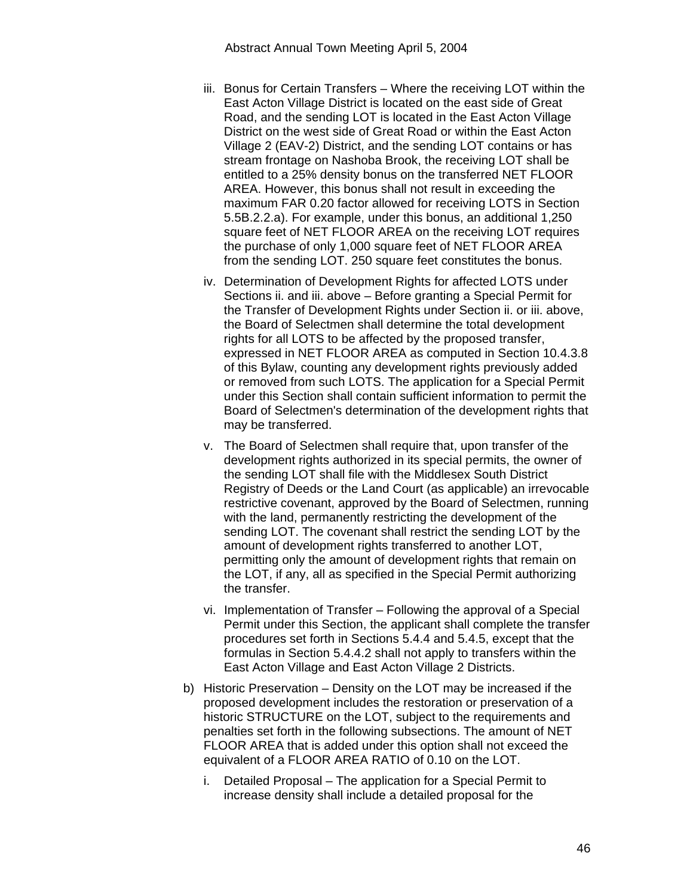iii. Bonus for Certain Transfers – Where the receiving LOT within the East Acton Village District is located on the east side of Great Road, and the sending LOT is located in the East Acton Village District on the west side of Great Road or within the East Acton Village 2 (EAV-2) District, and the sending LOT contains or has stream frontage on Nashoba Brook, the receiving LOT shall be entitled to a 25% density bonus on the transferred NET FLOOR AREA. However, this bonus shall not result in exceeding the maximum FAR 0.20 factor allowed for receiving LOTS in Section 5.5B.2.2.a). For example, under this bonus, an additional 1,250 square feet of NET FLOOR AREA on the receiving LOT requires the purchase of only 1,000 square feet of NET FLOOR AREA from the sending LOT. 250 square feet constitutes the bonus.

iv. Determination of Development Rights for affected LOTS under Sections ii. and iii. above – Before granting a Special Permit for the Transfer of Development Rights under Section ii. or iii. above, the Board of Selectmen shall determine the total development rights for all LOTS to be affected by the proposed transfer, expressed in NET FLOOR AREA as computed in Section 10.4.3.8 of this Bylaw, counting any development rights previously added or removed from such LOTS. The application for a Special Permit under this Section shall contain sufficient information to permit the Board of Selectmen's determination of the development rights that may be transferred.

v. The Board of Selectmen shall require that, upon transfer of the development rights authorized in its special permits, the owner of the sending LOT shall file with the Middlesex South District Registry of Deeds or the Land Court (as applicable) an irrevocable restrictive covenant, approved by the Board of Selectmen, running with the land, permanently restricting the development of the sending LOT. The covenant shall restrict the sending LOT by the amount of development rights transferred to another LOT, permitting only the amount of development rights that remain on the LOT, if any, all as specified in the Special Permit authorizing the transfer.

vi. Implementation of Transfer – Following the approval of a Special Permit under this Section, the applicant shall complete the transfer procedures set forth in Sections 5.4.4 and 5.4.5, except that the formulas in Section 5.4.4.2 shall not apply to transfers within the East Acton Village and East Acton Village 2 Districts.

b) Historic Preservation – Density on the LOT may be increased if the proposed development includes the restoration or preservation of a historic STRUCTURE on the LOT, subject to the requirements and penalties set forth in the following subsections. The amount of NET FLOOR AREA that is added under this option shall not exceed the equivalent of a FLOOR AREA RATIO of 0.10 on the LOT.

i. Detailed Proposal – The application for a Special Permit to increase density shall include a detailed proposal for the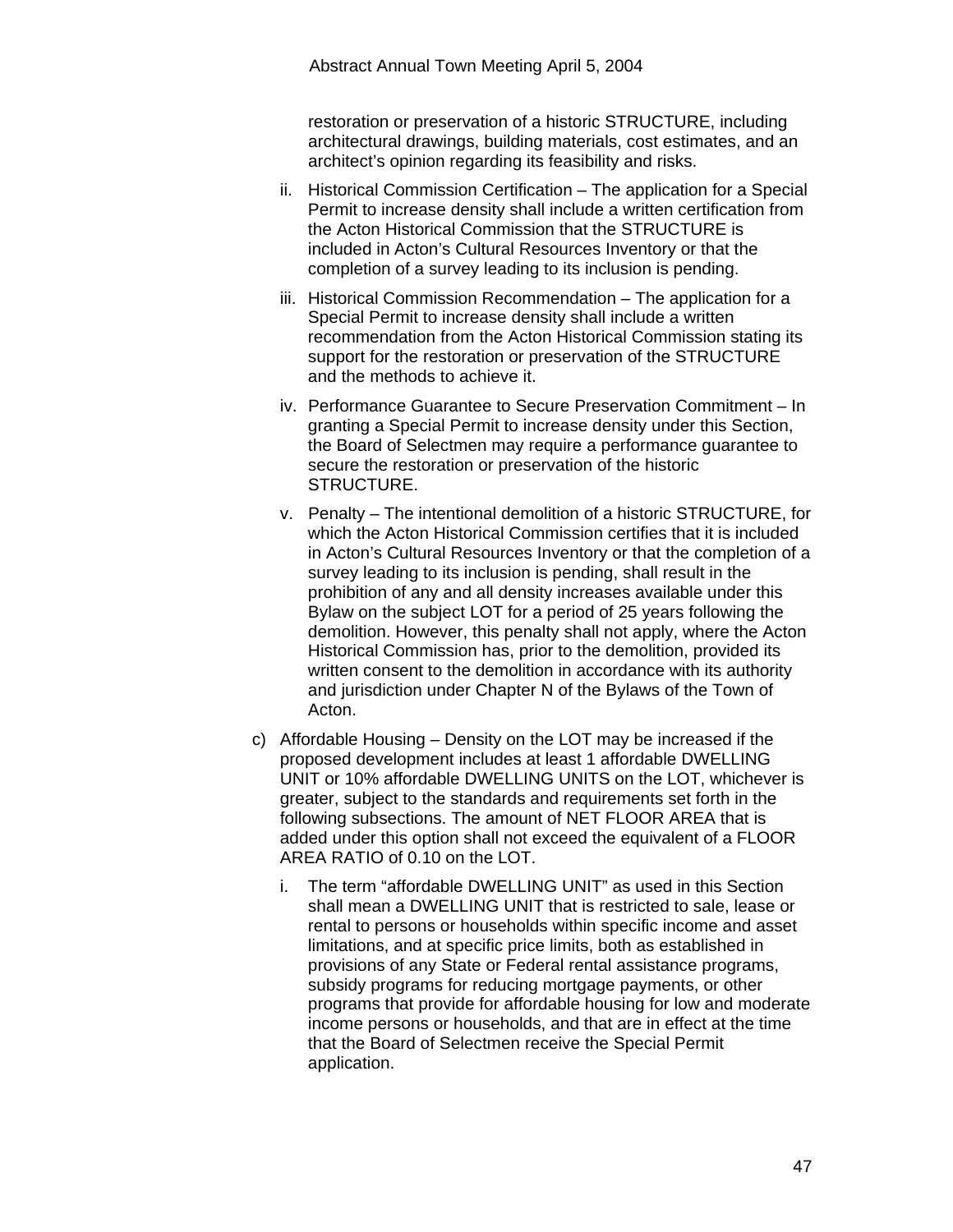restoration or preservation of a historic STRUCTURE, including architectural drawings, building materials, cost estimates, and an architect's opinion regarding its feasibility and risks.

ii. Historical Commission Certification – The application for a Special Permit to increase density shall include a written certification from the Acton Historical Commission that the STRUCTURE is included in Acton's Cultural Resources Inventory or that the completion of a survey leading to its inclusion is pending.

iii. Historical Commission Recommendation – The application for a Special Permit to increase density shall include a written recommendation from the Acton Historical Commission stating its support for the restoration or preservation of the STRUCTURE and the methods to achieve it.

iv. Performance Guarantee to Secure Preservation Commitment – In granting a Special Permit to increase density under this Section, the Board of Selectmen may require a performance guarantee to secure the restoration or preservation of the historic STRUCTURE.

v. Penalty – The intentional demolition of a historic STRUCTURE, for which the Acton Historical Commission certifies that it is included in Acton's Cultural Resources Inventory or that the completion of a survey leading to its inclusion is pending, shall result in the prohibition of any and all density increases available under this Bylaw on the subject LOT for a period of 25 years following the demolition. However, this penalty shall not apply, where the Acton Historical Commission has, prior to the demolition, provided its written consent to the demolition in accordance with its authority and jurisdiction under Chapter N of the Bylaws of the Town of Acton.

c) Affordable Housing – Density on the LOT may be increased if the proposed development includes at least 1 affordable DWELLING UNIT or 10% affordable DWELLING UNITS on the LOT, whichever is greater, subject to the standards and requirements set forth in the following subsections. The amount of NET FLOOR AREA that is added under this option shall not exceed the equivalent of a FLOOR AREA RATIO of 0.10 on the LOT.

i. The term "affordable DWELLING UNIT" as used in this Section shall mean a DWELLING UNIT that is restricted to sale, lease or rental to persons or households within specific income and asset limitations, and at specific price limits, both as established in provisions of any State or Federal rental assistance programs, subsidy programs for reducing mortgage payments, or other programs that provide for affordable housing for low and moderate income persons or households, and that are in effect at the time that the Board of Selectmen receive the Special Permit application.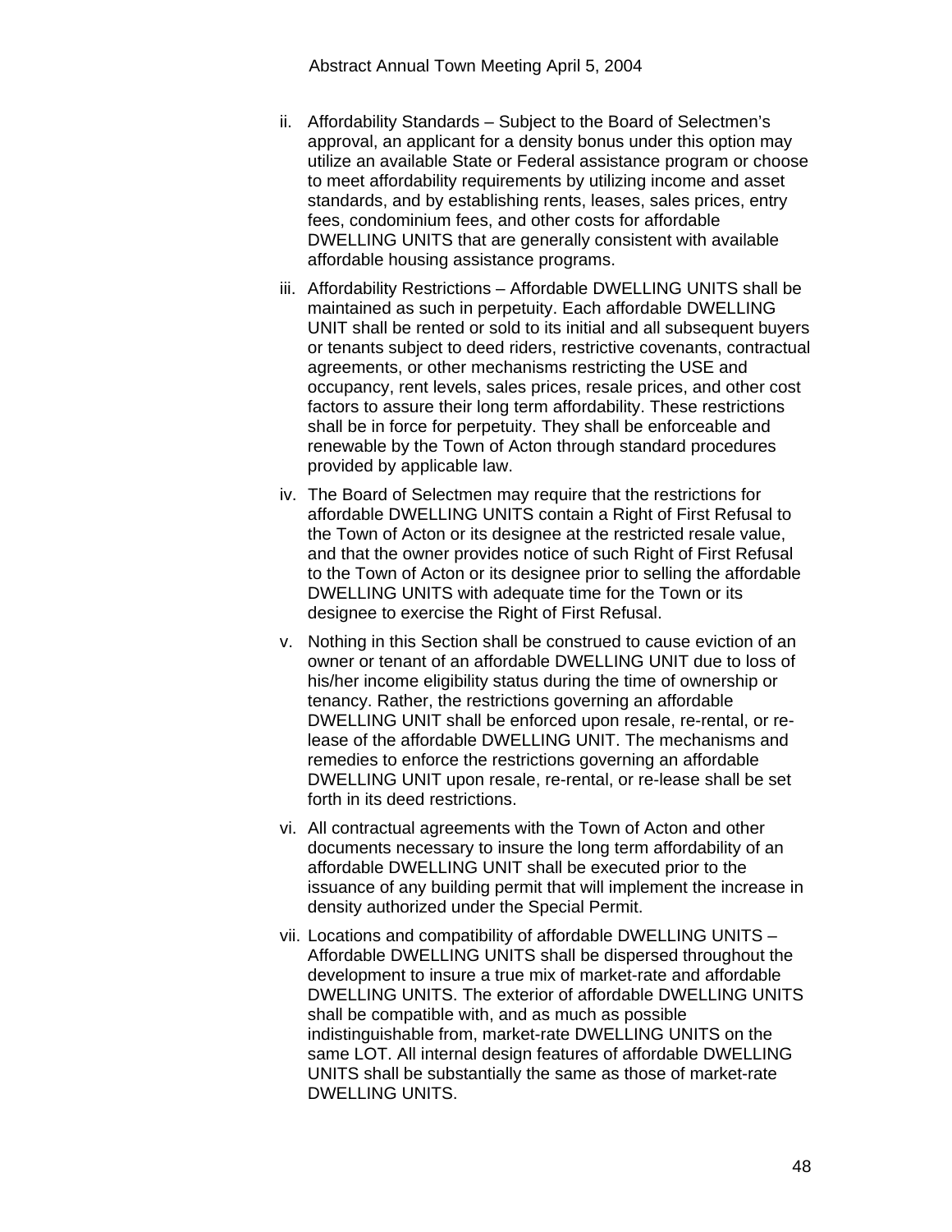ii. Affordability Standards – Subject to the Board of Selectmen's approval, an applicant for a density bonus under this option may utilize an available State or Federal assistance program or choose to meet affordability requirements by utilizing income and asset standards, and by establishing rents, leases, sales prices, entry fees, condominium fees, and other costs for affordable DWELLING UNITS that are generally consistent with available affordable housing assistance programs.

iii. Affordability Restrictions – Affordable DWELLING UNITS shall be maintained as such in perpetuity. Each affordable DWELLING UNIT shall be rented or sold to its initial and all subsequent buyers or tenants subject to deed riders, restrictive covenants, contractual agreements, or other mechanisms restricting the USE and occupancy, rent levels, sales prices, resale prices, and other cost factors to assure their long term affordability. These restrictions shall be in force for perpetuity. They shall be enforceable and renewable by the Town of Acton through standard procedures provided by applicable law.

iv. The Board of Selectmen may require that the restrictions for affordable DWELLING UNITS contain a Right of First Refusal to the Town of Acton or its designee at the restricted resale value, and that the owner provides notice of such Right of First Refusal to the Town of Acton or its designee prior to selling the affordable DWELLING UNITS with adequate time for the Town or its designee to exercise the Right of First Refusal.

v. Nothing in this Section shall be construed to cause eviction of an owner or tenant of an affordable DWELLING UNIT due to loss of his/her income eligibility status during the time of ownership or tenancy. Rather, the restrictions governing an affordable DWELLING UNIT shall be enforced upon resale, re-rental, or re-lease of the affordable DWELLING UNIT. The mechanisms and remedies to enforce the restrictions governing an affordable DWELLING UNIT upon resale, re-rental, or re-lease shall be set forth in its deed restrictions.

vi. All contractual agreements with the Town of Acton and other documents necessary to insure the long term affordability of an affordable DWELLING UNIT shall be executed prior to the issuance of any building permit that will implement the increase in density authorized under the Special Permit.

vii. Locations and compatibility of affordable DWELLING UNITS – Affordable DWELLING UNITS shall be dispersed throughout the development to insure a true mix of market-rate and affordable DWELLING UNITS. The exterior of affordable DWELLING UNITS shall be compatible with, and as much as possible indistinguishable from, market-rate DWELLING UNITS on the same LOT. All internal design features of affordable DWELLING UNITS shall be substantially the same as those of market-rate DWELLING UNITS.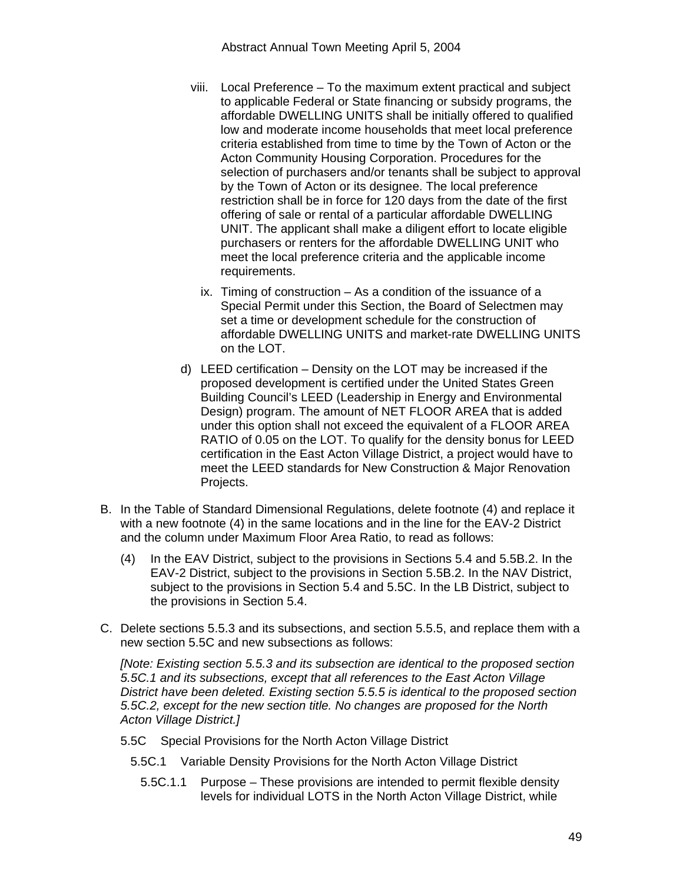viii. Local Preference – To the maximum extent practical and subject to applicable Federal or State financing or subsidy programs, the affordable DWELLING UNITS shall be initially offered to qualified low and moderate income households that meet local preference criteria established from time to time by the Town of Acton or the Acton Community Housing Corporation. Procedures for the selection of purchasers and/or tenants shall be subject to approval by the Town of Acton or its designee. The local preference restriction shall be in force for 120 days from the date of the first offering of sale or rental of a particular affordable DWELLING UNIT. The applicant shall make a diligent effort to locate eligible purchasers or renters for the affordable DWELLING UNIT who meet the local preference criteria and the applicable income requirements.

ix. Timing of construction – As a condition of the issuance of a Special Permit under this Section, the Board of Selectmen may set a time or development schedule for the construction of affordable DWELLING UNITS and market-rate DWELLING UNITS on the LOT.

d) LEED certification – Density on the LOT may be increased if the proposed development is certified under the United States Green Building Council's LEED (Leadership in Energy and Environmental Design) program. The amount of NET FLOOR AREA that is added under this option shall not exceed the equivalent of a FLOOR AREA RATIO of 0.05 on the LOT. To qualify for the density bonus for LEED certification in the East Acton Village District, a project would have to meet the LEED standards for New Construction & Major Renovation Projects.

B. In the Table of Standard Dimensional Regulations, delete footnote (4) and replace it with a new footnote (4) in the same locations and in the line for the EAV-2 District and the column under Maximum Floor Area Ratio, to read as follows:

(4) In the EAV District, subject to the provisions in Sections 5.4 and 5.5B.2. In the EAV-2 District, subject to the provisions in Section 5.5B.2. In the NAV District, subject to the provisions in Section 5.4 and 5.5C. In the LB District, subject to the provisions in Section 5.4.

C. Delete sections 5.5.3 and its subsections, and section 5.5.5, and replace them with a new section 5.5C and new subsections as follows:

*[Note: Existing section 5.5.3 and its subsection are identical to the proposed section 5.5C.1 and its subsections, except that all references to the East Acton Village District have been deleted. Existing section 5.5.5 is identical to the proposed section 5.5C.2, except for the new section title. No changes are proposed for the North Acton Village District.]*

5.5C Special Provisions for the North Acton Village District

5.5C.1 Variable Density Provisions for the North Acton Village District

5.5C.1.1 Purpose – These provisions are intended to permit flexible density levels for individual LOTS in the North Acton Village District, while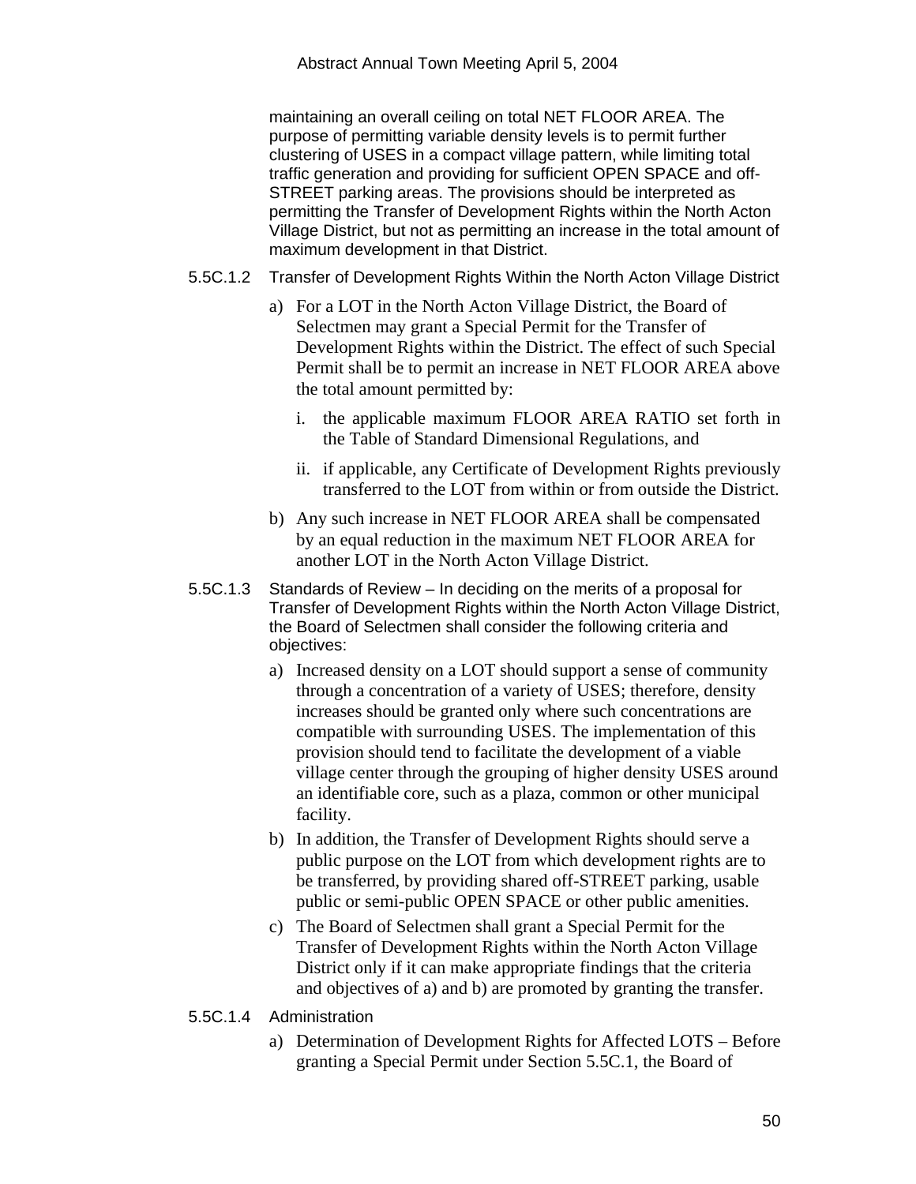maintaining an overall ceiling on total NET FLOOR AREA. The purpose of permitting variable density levels is to permit further clustering of USES in a compact village pattern, while limiting total traffic generation and providing for sufficient OPEN SPACE and off-STREET parking areas. The provisions should be interpreted as permitting the Transfer of Development Rights within the North Acton Village District, but not as permitting an increase in the total amount of maximum development in that District.

5.5C.1.2 Transfer of Development Rights Within the North Acton Village District

a) For a LOT in the North Acton Village District, the Board of Selectmen may grant a Special Permit for the Transfer of Development Rights within the District. The effect of such Special Permit shall be to permit an increase in NET FLOOR AREA above the total amount permitted by:

   i. the applicable maximum FLOOR AREA RATIO set forth in the Table of Standard Dimensional Regulations, and

   ii. if applicable, any Certificate of Development Rights previously transferred to the LOT from within or from outside the District.

b) Any such increase in NET FLOOR AREA shall be compensated by an equal reduction in the maximum NET FLOOR AREA for another LOT in the North Acton Village District.

5.5C.1.3 Standards of Review – In deciding on the merits of a proposal for Transfer of Development Rights within the North Acton Village District, the Board of Selectmen shall consider the following criteria and objectives:

a) Increased density on a LOT should support a sense of community through a concentration of a variety of USES; therefore, density increases should be granted only where such concentrations are compatible with surrounding USES. The implementation of this provision should tend to facilitate the development of a viable village center through the grouping of higher density USES around an identifiable core, such as a plaza, common or other municipal facility.

b) In addition, the Transfer of Development Rights should serve a public purpose on the LOT from which development rights are to be transferred, by providing shared off-STREET parking, usable public or semi-public OPEN SPACE or other public amenities.

c) The Board of Selectmen shall grant a Special Permit for the Transfer of Development Rights within the North Acton Village District only if it can make appropriate findings that the criteria and objectives of a) and b) are promoted by granting the transfer.

5.5C.1.4 Administration

a) Determination of Development Rights for Affected LOTS – Before granting a Special Permit under Section 5.5C.1, the Board of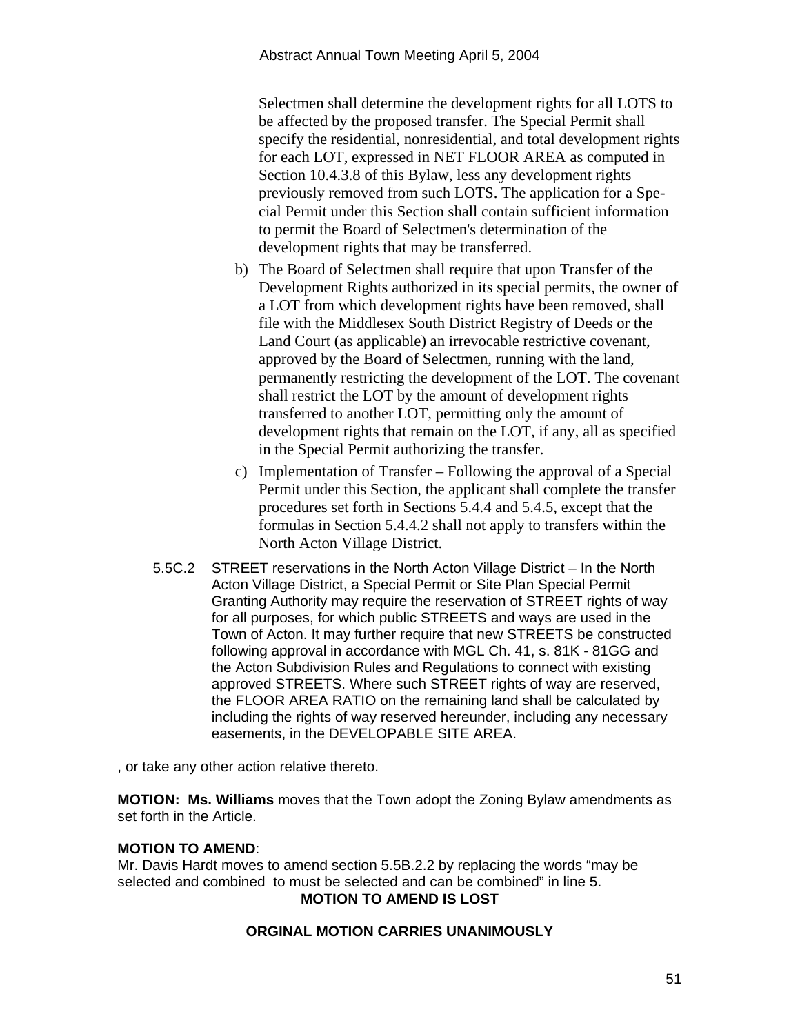Selectmen shall determine the development rights for all LOTS to be affected by the proposed transfer. The Special Permit shall specify the residential, nonresidential, and total development rights for each LOT, expressed in NET FLOOR AREA as computed in Section 10.4.3.8 of this Bylaw, less any development rights previously removed from such LOTS. The application for a Special Permit under this Section shall contain sufficient information to permit the Board of Selectmen's determination of the development rights that may be transferred.

b) The Board of Selectmen shall require that upon Transfer of the Development Rights authorized in its special permits, the owner of a LOT from which development rights have been removed, shall file with the Middlesex South District Registry of Deeds or the Land Court (as applicable) an irrevocable restrictive covenant, approved by the Board of Selectmen, running with the land, permanently restricting the development of the LOT. The covenant shall restrict the LOT by the amount of development rights transferred to another LOT, permitting only the amount of development rights that remain on the LOT, if any, all as specified in the Special Permit authorizing the transfer.

c) Implementation of Transfer – Following the approval of a Special Permit under this Section, the applicant shall complete the transfer procedures set forth in Sections 5.4.4 and 5.4.5, except that the formulas in Section 5.4.4.2 shall not apply to transfers within the North Acton Village District.

5.5C.2 STREET reservations in the North Acton Village District – In the North Acton Village District, a Special Permit or Site Plan Special Permit Granting Authority may require the reservation of STREET rights of way for all purposes, for which public STREETS and ways are used in the Town of Acton. It may further require that new STREETS be constructed following approval in accordance with MGL Ch. 41, s. 81K - 81GG and the Acton Subdivision Rules and Regulations to connect with existing approved STREETS. Where such STREET rights of way are reserved, the FLOOR AREA RATIO on the remaining land shall be calculated by including the rights of way reserved hereunder, including any necessary easements, in the DEVELOPABLE SITE AREA.

, or take any other action relative thereto.

**MOTION: Ms. Williams** moves that the Town adopt the Zoning Bylaw amendments as set forth in the Article.

**MOTION TO AMEND**:
Mr. Davis Hardt moves to amend section 5.5B.2.2 by replacing the words "may be selected and combined to must be selected and can be combined" in line 5.

**MOTION TO AMEND IS LOST**

**ORGINAL MOTION CARRIES UNANIMOUSLY**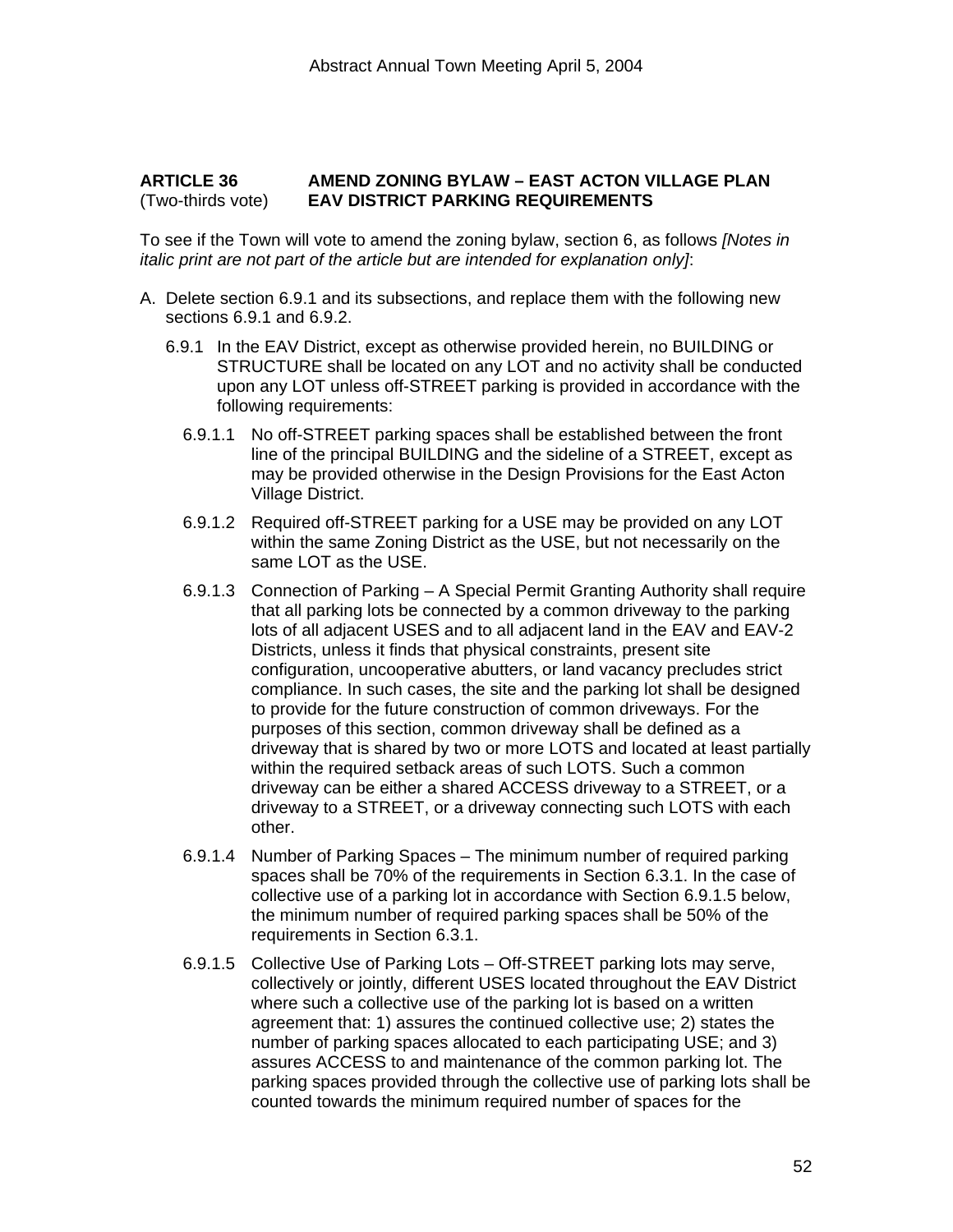**ARTICLE 36 AMEND ZONING BYLAW – EAST ACTON VILLAGE PLAN**
(Two-thirds vote) **EAV DISTRICT PARKING REQUIREMENTS**

To see if the Town will vote to amend the zoning bylaw, section 6, as follows *[Notes in italic print are not part of the article but are intended for explanation only]*:

A. Delete section 6.9.1 and its subsections, and replace them with the following new sections 6.9.1 and 6.9.2.

   6.9.1 In the EAV District, except as otherwise provided herein, no BUILDING or STRUCTURE shall be located on any LOT and no activity shall be conducted upon any LOT unless off-STREET parking is provided in accordance with the following requirements:

   6.9.1.1 No off-STREET parking spaces shall be established between the front line of the principal BUILDING and the sideline of a STREET, except as may be provided otherwise in the Design Provisions for the East Acton Village District.

   6.9.1.2 Required off-STREET parking for a USE may be provided on any LOT within the same Zoning District as the USE, but not necessarily on the same LOT as the USE.

   6.9.1.3 Connection of Parking – A Special Permit Granting Authority shall require that all parking lots be connected by a common driveway to the parking lots of all adjacent USES and to all adjacent land in the EAV and EAV-2 Districts, unless it finds that physical constraints, present site configuration, uncooperative abutters, or land vacancy precludes strict compliance. In such cases, the site and the parking lot shall be designed to provide for the future construction of common driveways. For the purposes of this section, common driveway shall be defined as a driveway that is shared by two or more LOTS and located at least partially within the required setback areas of such LOTS. Such a common driveway can be either a shared ACCESS driveway to a STREET, or a driveway to a STREET, or a driveway connecting such LOTS with each other.

   6.9.1.4 Number of Parking Spaces – The minimum number of required parking spaces shall be 70% of the requirements in Section 6.3.1. In the case of collective use of a parking lot in accordance with Section 6.9.1.5 below, the minimum number of required parking spaces shall be 50% of the requirements in Section 6.3.1.

   6.9.1.5 Collective Use of Parking Lots – Off-STREET parking lots may serve, collectively or jointly, different USES located throughout the EAV District where such a collective use of the parking lot is based on a written agreement that: 1) assures the continued collective use; 2) states the number of parking spaces allocated to each participating USE; and 3) assures ACCESS to and maintenance of the common parking lot. The parking spaces provided through the collective use of parking lots shall be counted towards the minimum required number of spaces for the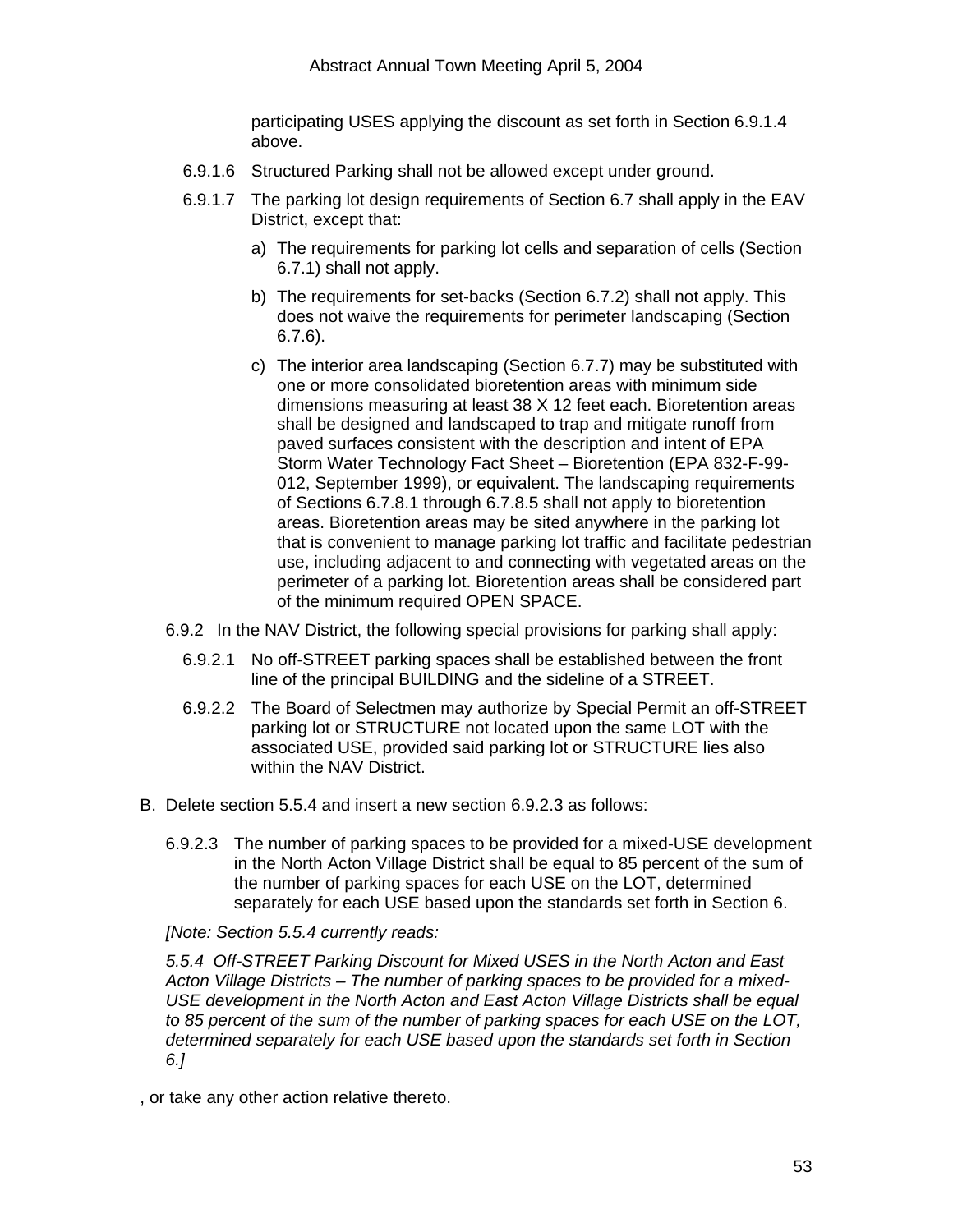participating USES applying the discount as set forth in Section 6.9.1.4 above.

6.9.1.6 Structured Parking shall not be allowed except under ground.

6.9.1.7 The parking lot design requirements of Section 6.7 shall apply in the EAV District, except that:

a) The requirements for parking lot cells and separation of cells (Section 6.7.1) shall not apply.

b) The requirements for set-backs (Section 6.7.2) shall not apply. This does not waive the requirements for perimeter landscaping (Section 6.7.6).

c) The interior area landscaping (Section 6.7.7) may be substituted with one or more consolidated bioretention areas with minimum side dimensions measuring at least 38 X 12 feet each. Bioretention areas shall be designed and landscaped to trap and mitigate runoff from paved surfaces consistent with the description and intent of EPA Storm Water Technology Fact Sheet – Bioretention (EPA 832-F-99-012, September 1999), or equivalent. The landscaping requirements of Sections 6.7.8.1 through 6.7.8.5 shall not apply to bioretention areas. Bioretention areas may be sited anywhere in the parking lot that is convenient to manage parking lot traffic and facilitate pedestrian use, including adjacent to and connecting with vegetated areas on the perimeter of a parking lot. Bioretention areas shall be considered part of the minimum required OPEN SPACE.

6.9.2 In the NAV District, the following special provisions for parking shall apply:

6.9.2.1 No off-STREET parking spaces shall be established between the front line of the principal BUILDING and the sideline of a STREET.

6.9.2.2 The Board of Selectmen may authorize by Special Permit an off-STREET parking lot or STRUCTURE not located upon the same LOT with the associated USE, provided said parking lot or STRUCTURE lies also within the NAV District.

B. Delete section 5.5.4 and insert a new section 6.9.2.3 as follows:

6.9.2.3 The number of parking spaces to be provided for a mixed-USE development in the North Acton Village District shall be equal to 85 percent of the sum of the number of parking spaces for each USE on the LOT, determined separately for each USE based upon the standards set forth in Section 6.

*[Note: Section 5.5.4 currently reads:*

*5.5.4 Off-STREET Parking Discount for Mixed USES in the North Acton and East Acton Village Districts – The number of parking spaces to be provided for a mixed-USE development in the North Acton and East Acton Village Districts shall be equal to 85 percent of the sum of the number of parking spaces for each USE on the LOT, determined separately for each USE based upon the standards set forth in Section 6.]*

, or take any other action relative thereto.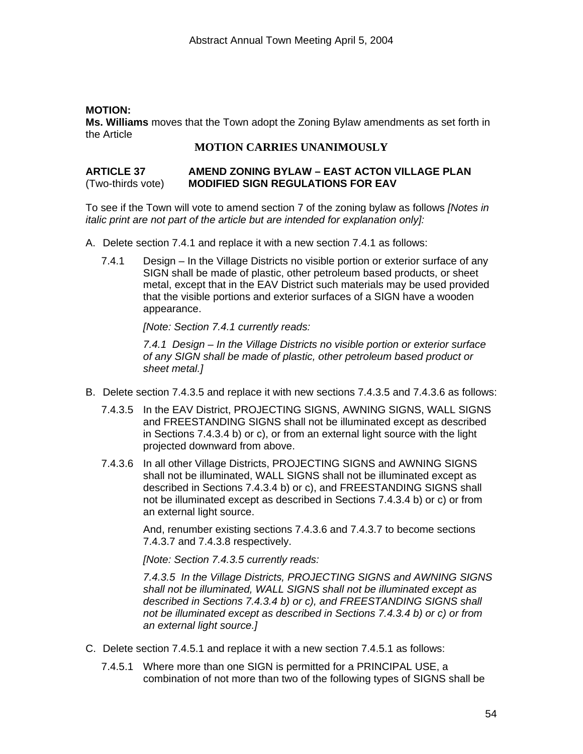**MOTION:**
**Ms. Williams** moves that the Town adopt the Zoning Bylaw amendments as set forth in the Article

**MOTION CARRIES UNANIMOUSLY**

**ARTICLE 37** **AMEND ZONING BYLAW – EAST ACTON VILLAGE PLAN**
(Two-thirds vote) **MODIFIED SIGN REGULATIONS FOR EAV**

To see if the Town will vote to amend section 7 of the zoning bylaw as follows *[Notes in italic print are not part of the article but are intended for explanation only]:*

A. Delete section 7.4.1 and replace it with a new section 7.4.1 as follows:

7.4.1 Design – In the Village Districts no visible portion or exterior surface of any SIGN shall be made of plastic, other petroleum based products, or sheet metal, except that in the EAV District such materials may be used provided that the visible portions and exterior surfaces of a SIGN have a wooden appearance.

*[Note: Section 7.4.1 currently reads:*

*7.4.1 Design – In the Village Districts no visible portion or exterior surface of any SIGN shall be made of plastic, other petroleum based product or sheet metal.]*

B. Delete section 7.4.3.5 and replace it with new sections 7.4.3.5 and 7.4.3.6 as follows:

7.4.3.5 In the EAV District, PROJECTING SIGNS, AWNING SIGNS, WALL SIGNS and FREESTANDING SIGNS shall not be illuminated except as described in Sections 7.4.3.4 b) or c), or from an external light source with the light projected downward from above.

7.4.3.6 In all other Village Districts, PROJECTING SIGNS and AWNING SIGNS shall not be illuminated, WALL SIGNS shall not be illuminated except as described in Sections 7.4.3.4 b) or c), and FREESTANDING SIGNS shall not be illuminated except as described in Sections 7.4.3.4 b) or c) or from an external light source.

And, renumber existing sections 7.4.3.6 and 7.4.3.7 to become sections 7.4.3.7 and 7.4.3.8 respectively.

*[Note: Section 7.4.3.5 currently reads:*

*7.4.3.5 In the Village Districts, PROJECTING SIGNS and AWNING SIGNS shall not be illuminated, WALL SIGNS shall not be illuminated except as described in Sections 7.4.3.4 b) or c), and FREESTANDING SIGNS shall not be illuminated except as described in Sections 7.4.3.4 b) or c) or from an external light source.]*

C. Delete section 7.4.5.1 and replace it with a new section 7.4.5.1 as follows:

7.4.5.1 Where more than one SIGN is permitted for a PRINCIPAL USE, a combination of not more than two of the following types of SIGNS shall be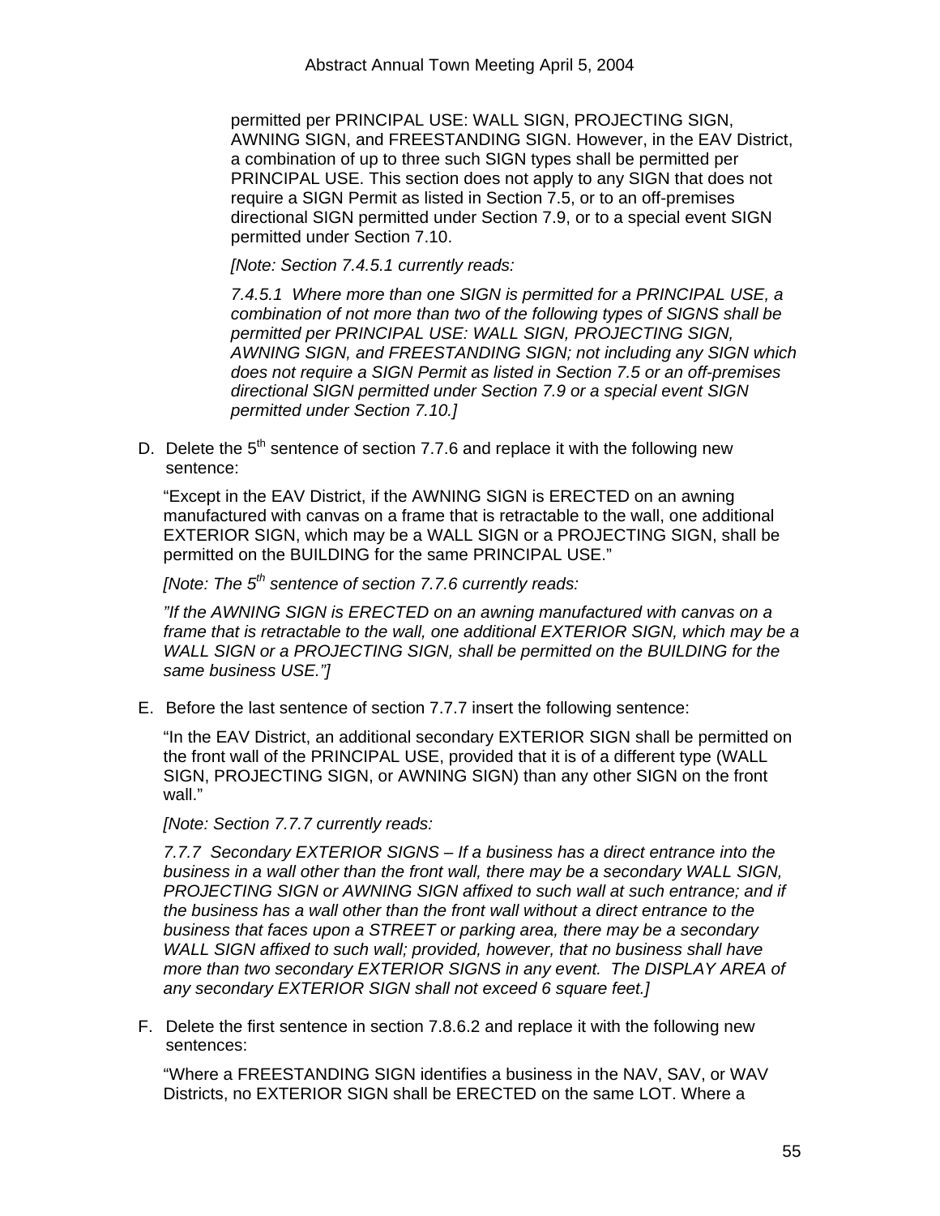permitted per PRINCIPAL USE: WALL SIGN, PROJECTING SIGN, AWNING SIGN, and FREESTANDING SIGN. However, in the EAV District, a combination of up to three such SIGN types shall be permitted per PRINCIPAL USE. This section does not apply to any SIGN that does not require a SIGN Permit as listed in Section 7.5, or to an off-premises directional SIGN permitted under Section 7.9, or to a special event SIGN permitted under Section 7.10.

*[Note: Section 7.4.5.1 currently reads:*

*7.4.5.1 Where more than one SIGN is permitted for a PRINCIPAL USE, a combination of not more than two of the following types of SIGNS shall be permitted per PRINCIPAL USE: WALL SIGN, PROJECTING SIGN, AWNING SIGN, and FREESTANDING SIGN; not including any SIGN which does not require a SIGN Permit as listed in Section 7.5 or an off-premises directional SIGN permitted under Section 7.9 or a special event SIGN permitted under Section 7.10.]*

D. Delete the 5th sentence of section 7.7.6 and replace it with the following new sentence:

"Except in the EAV District, if the AWNING SIGN is ERECTED on an awning manufactured with canvas on a frame that is retractable to the wall, one additional EXTERIOR SIGN, which may be a WALL SIGN or a PROJECTING SIGN, shall be permitted on the BUILDING for the same PRINCIPAL USE."

*[Note: The 5th sentence of section 7.7.6 currently reads:*

*"If the AWNING SIGN is ERECTED on an awning manufactured with canvas on a frame that is retractable to the wall, one additional EXTERIOR SIGN, which may be a WALL SIGN or a PROJECTING SIGN, shall be permitted on the BUILDING for the same business USE."]*

E. Before the last sentence of section 7.7.7 insert the following sentence:

"In the EAV District, an additional secondary EXTERIOR SIGN shall be permitted on the front wall of the PRINCIPAL USE, provided that it is of a different type (WALL SIGN, PROJECTING SIGN, or AWNING SIGN) than any other SIGN on the front wall."

*[Note: Section 7.7.7 currently reads:*

*7.7.7 Secondary EXTERIOR SIGNS – If a business has a direct entrance into the business in a wall other than the front wall, there may be a secondary WALL SIGN, PROJECTING SIGN or AWNING SIGN affixed to such wall at such entrance; and if the business has a wall other than the front wall without a direct entrance to the business that faces upon a STREET or parking area, there may be a secondary WALL SIGN affixed to such wall; provided, however, that no business shall have more than two secondary EXTERIOR SIGNS in any event. The DISPLAY AREA of any secondary EXTERIOR SIGN shall not exceed 6 square feet.]*

F. Delete the first sentence in section 7.8.6.2 and replace it with the following new sentences:

"Where a FREESTANDING SIGN identifies a business in the NAV, SAV, or WAV Districts, no EXTERIOR SIGN shall be ERECTED on the same LOT. Where a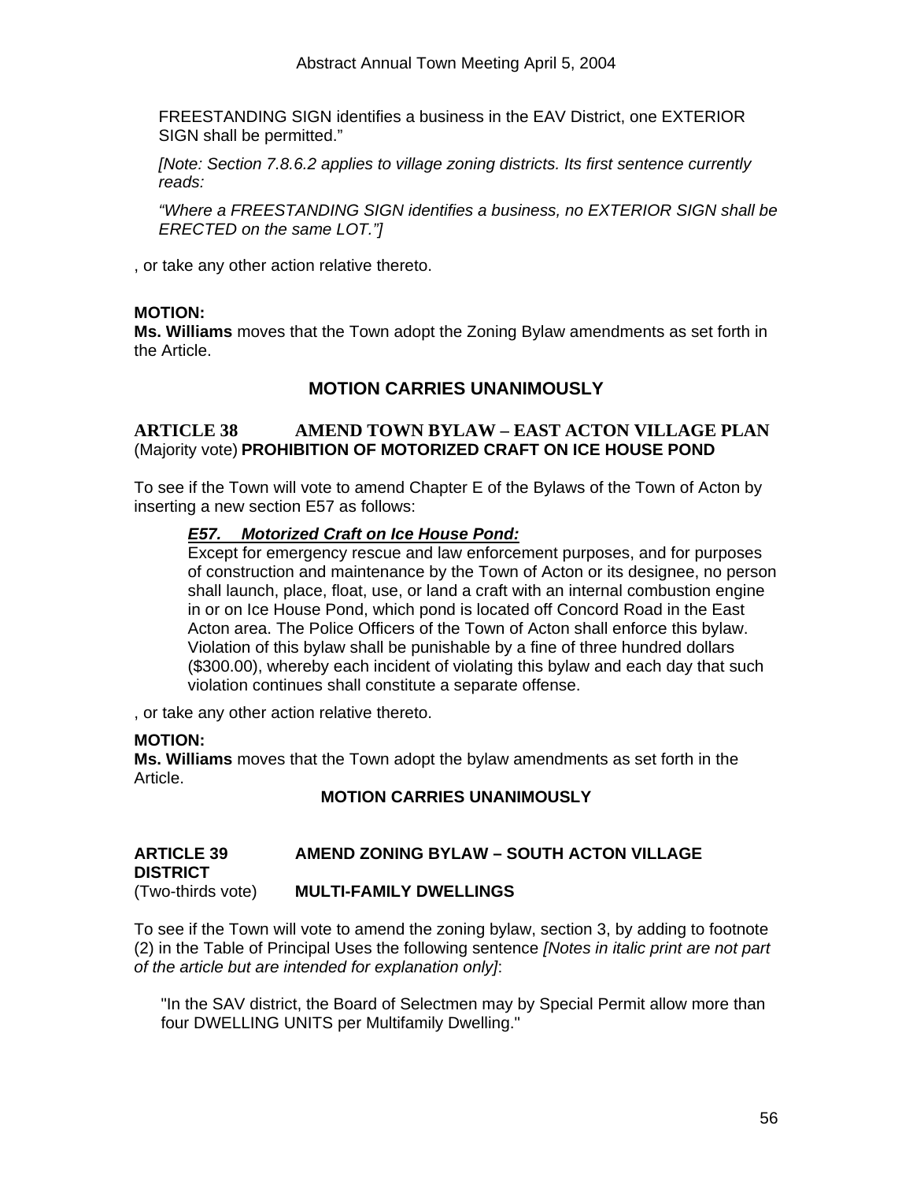FREESTANDING SIGN identifies a business in the EAV District, one EXTERIOR SIGN shall be permitted."

*[Note: Section 7.8.6.2 applies to village zoning districts. Its first sentence currently reads:*

*"Where a FREESTANDING SIGN identifies a business, no EXTERIOR SIGN shall be ERECTED on the same LOT."]*

, or take any other action relative thereto.

**MOTION:**
**Ms. Williams** moves that the Town adopt the Zoning Bylaw amendments as set forth in the Article.

**MOTION CARRIES UNANIMOUSLY**

**ARTICLE 38 AMEND TOWN BYLAW – EAST ACTON VILLAGE PLAN**
(Majority vote) **PROHIBITION OF MOTORIZED CRAFT ON ICE HOUSE POND**

To see if the Town will vote to amend Chapter E of the Bylaws of the Town of Acton by inserting a new section E57 as follows:

***E57. Motorized Craft on Ice House Pond:***
Except for emergency rescue and law enforcement purposes, and for purposes of construction and maintenance by the Town of Acton or its designee, no person shall launch, place, float, use, or land a craft with an internal combustion engine in or on Ice House Pond, which pond is located off Concord Road in the East Acton area. The Police Officers of the Town of Acton shall enforce this bylaw. Violation of this bylaw shall be punishable by a fine of three hundred dollars ($300.00), whereby each incident of violating this bylaw and each day that such violation continues shall constitute a separate offense.

, or take any other action relative thereto.

**MOTION:**
**Ms. Williams** moves that the Town adopt the bylaw amendments as set forth in the Article.

**MOTION CARRIES UNANIMOUSLY**

**ARTICLE 39 AMEND ZONING BYLAW – SOUTH ACTON VILLAGE DISTRICT**
(Two-thirds vote) **MULTI-FAMILY DWELLINGS**

To see if the Town will vote to amend the zoning bylaw, section 3, by adding to footnote (2) in the Table of Principal Uses the following sentence *[Notes in italic print are not part of the article but are intended for explanation only]*:

"In the SAV district, the Board of Selectmen may by Special Permit allow more than four DWELLING UNITS per Multifamily Dwelling."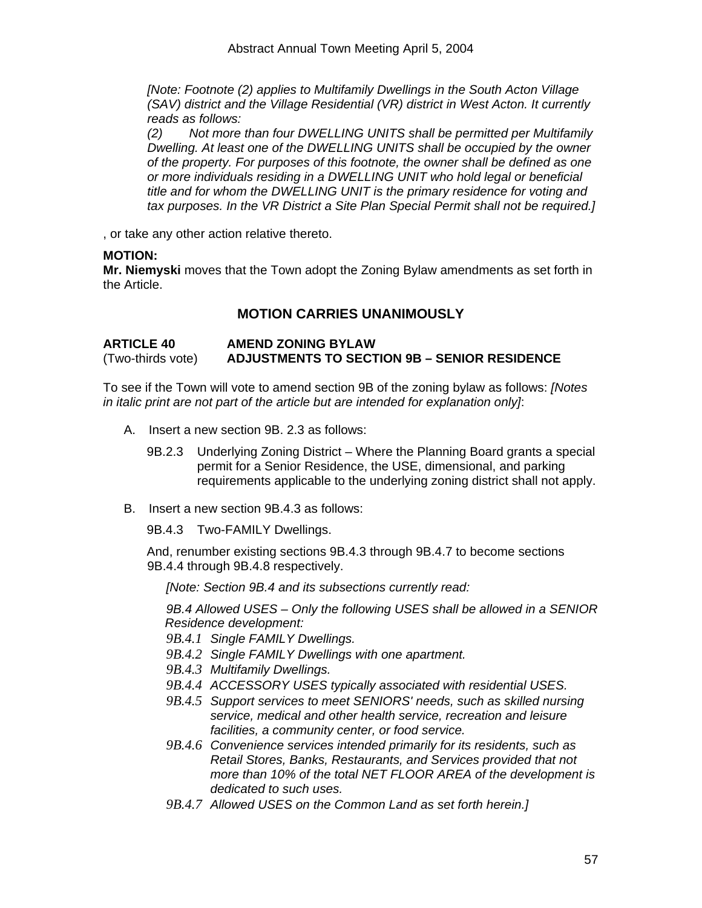*[Note: Footnote (2) applies to Multifamily Dwellings in the South Acton Village (SAV) district and the Village Residential (VR) district in West Acton. It currently reads as follows:*
*(2) Not more than four DWELLING UNITS shall be permitted per Multifamily Dwelling. At least one of the DWELLING UNITS shall be occupied by the owner of the property. For purposes of this footnote, the owner shall be defined as one or more individuals residing in a DWELLING UNIT who hold legal or beneficial title and for whom the DWELLING UNIT is the primary residence for voting and tax purposes. In the VR District a Site Plan Special Permit shall not be required.]*

, or take any other action relative thereto.

**MOTION:**
**Mr. Niemyski** moves that the Town adopt the Zoning Bylaw amendments as set forth in the Article.

**MOTION CARRIES UNANIMOUSLY**

**ARTICLE 40** **AMEND ZONING BYLAW**
(Two-thirds vote) **ADJUSTMENTS TO SECTION 9B – SENIOR RESIDENCE**

To see if the Town will vote to amend section 9B of the zoning bylaw as follows: *[Notes in italic print are not part of the article but are intended for explanation only]*:

A. Insert a new section 9B. 2.3 as follows:

9B.2.3 Underlying Zoning District – Where the Planning Board grants a special permit for a Senior Residence, the USE, dimensional, and parking requirements applicable to the underlying zoning district shall not apply.

B. Insert a new section 9B.4.3 as follows:

9B.4.3 Two-FAMILY Dwellings.

And, renumber existing sections 9B.4.3 through 9B.4.7 to become sections 9B.4.4 through 9B.4.8 respectively.

*[Note: Section 9B.4 and its subsections currently read:*

*9B.4 Allowed USES – Only the following USES shall be allowed in a SENIOR Residence development:*
*9B.4.1 Single FAMILY Dwellings.*
*9B.4.2 Single FAMILY Dwellings with one apartment.*
*9B.4.3 Multifamily Dwellings.*
*9B.4.4 ACCESSORY USES typically associated with residential USES.*
*9B.4.5 Support services to meet SENIORS' needs, such as skilled nursing service, medical and other health service, recreation and leisure facilities, a community center, or food service.*
*9B.4.6 Convenience services intended primarily for its residents, such as Retail Stores, Banks, Restaurants, and Services provided that not more than 10% of the total NET FLOOR AREA of the development is dedicated to such uses.*
*9B.4.7 Allowed USES on the Common Land as set forth herein.]*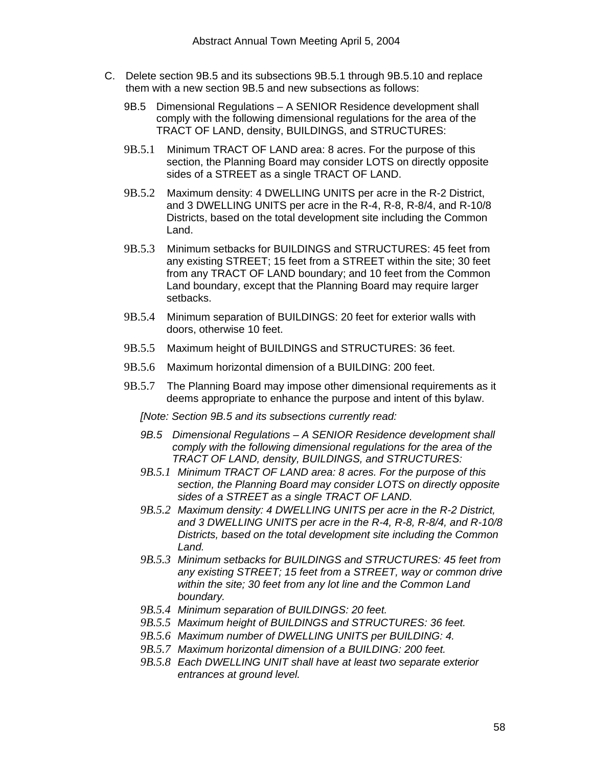C. Delete section 9B.5 and its subsections 9B.5.1 through 9B.5.10 and replace them with a new section 9B.5 and new subsections as follows:

9B.5 Dimensional Regulations – A SENIOR Residence development shall comply with the following dimensional regulations for the area of the TRACT OF LAND, density, BUILDINGS, and STRUCTURES:

9B.5.1 Minimum TRACT OF LAND area: 8 acres. For the purpose of this section, the Planning Board may consider LOTS on directly opposite sides of a STREET as a single TRACT OF LAND.

9B.5.2 Maximum density: 4 DWELLING UNITS per acre in the R-2 District, and 3 DWELLING UNITS per acre in the R-4, R-8, R-8/4, and R-10/8 Districts, based on the total development site including the Common Land.

9B.5.3 Minimum setbacks for BUILDINGS and STRUCTURES: 45 feet from any existing STREET; 15 feet from a STREET within the site; 30 feet from any TRACT OF LAND boundary; and 10 feet from the Common Land boundary, except that the Planning Board may require larger setbacks.

9B.5.4 Minimum separation of BUILDINGS: 20 feet for exterior walls with doors, otherwise 10 feet.

9B.5.5 Maximum height of BUILDINGS and STRUCTURES: 36 feet.

9B.5.6 Maximum horizontal dimension of a BUILDING: 200 feet.

9B.5.7 The Planning Board may impose other dimensional requirements as it deems appropriate to enhance the purpose and intent of this bylaw.

*[Note: Section 9B.5 and its subsections currently read:*

*9B.5 Dimensional Regulations – A SENIOR Residence development shall comply with the following dimensional regulations for the area of the TRACT OF LAND, density, BUILDINGS, and STRUCTURES:*

*9B.5.1 Minimum TRACT OF LAND area: 8 acres. For the purpose of this section, the Planning Board may consider LOTS on directly opposite sides of a STREET as a single TRACT OF LAND.*

*9B.5.2 Maximum density: 4 DWELLING UNITS per acre in the R-2 District, and 3 DWELLING UNITS per acre in the R-4, R-8, R-8/4, and R-10/8 Districts, based on the total development site including the Common Land.*

*9B.5.3 Minimum setbacks for BUILDINGS and STRUCTURES: 45 feet from any existing STREET; 15 feet from a STREET, way or common drive within the site; 30 feet from any lot line and the Common Land boundary.*

*9B.5.4 Minimum separation of BUILDINGS: 20 feet.*

*9B.5.5 Maximum height of BUILDINGS and STRUCTURES: 36 feet.*

*9B.5.6 Maximum number of DWELLING UNITS per BUILDING: 4.*

*9B.5.7 Maximum horizontal dimension of a BUILDING: 200 feet.*

*9B.5.8 Each DWELLING UNIT shall have at least two separate exterior entrances at ground level.*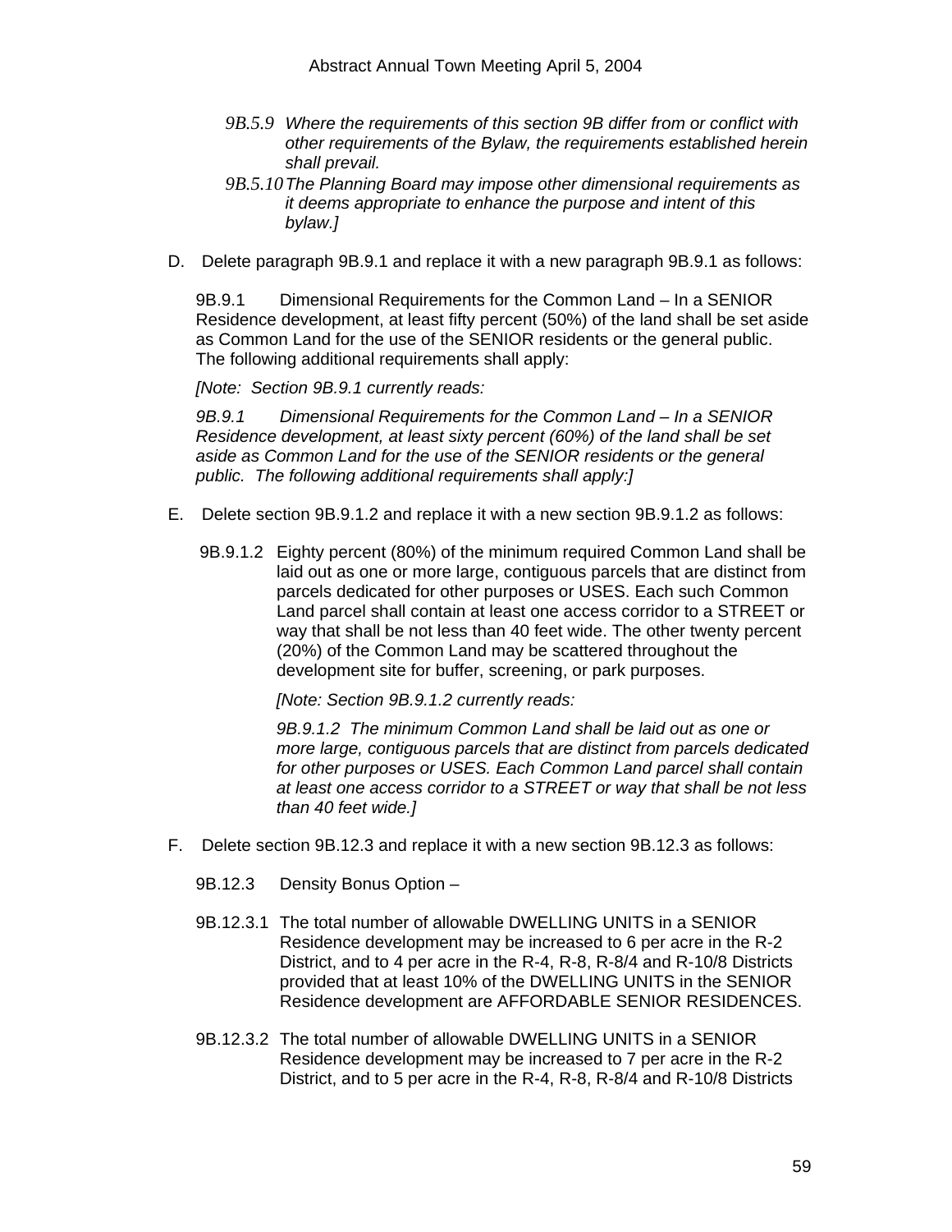*9B.5.9 Where the requirements of this section 9B differ from or conflict with other requirements of the Bylaw, the requirements established herein shall prevail.*

*9B.5.10 The Planning Board may impose other dimensional requirements as it deems appropriate to enhance the purpose and intent of this bylaw.]*

D. Delete paragraph 9B.9.1 and replace it with a new paragraph 9B.9.1 as follows:

9B.9.1 Dimensional Requirements for the Common Land – In a SENIOR Residence development, at least fifty percent (50%) of the land shall be set aside as Common Land for the use of the SENIOR residents or the general public. The following additional requirements shall apply:

*[Note: Section 9B.9.1 currently reads:*

*9B.9.1 Dimensional Requirements for the Common Land – In a SENIOR Residence development, at least sixty percent (60%) of the land shall be set aside as Common Land for the use of the SENIOR residents or the general public. The following additional requirements shall apply:]*

E. Delete section 9B.9.1.2 and replace it with a new section 9B.9.1.2 as follows:

9B.9.1.2 Eighty percent (80%) of the minimum required Common Land shall be laid out as one or more large, contiguous parcels that are distinct from parcels dedicated for other purposes or USES. Each such Common Land parcel shall contain at least one access corridor to a STREET or way that shall be not less than 40 feet wide. The other twenty percent (20%) of the Common Land may be scattered throughout the development site for buffer, screening, or park purposes.

*[Note: Section 9B.9.1.2 currently reads:*

*9B.9.1.2 The minimum Common Land shall be laid out as one or more large, contiguous parcels that are distinct from parcels dedicated for other purposes or USES. Each Common Land parcel shall contain at least one access corridor to a STREET or way that shall be not less than 40 feet wide.]*

F. Delete section 9B.12.3 and replace it with a new section 9B.12.3 as follows:

9B.12.3 Density Bonus Option –

9B.12.3.1 The total number of allowable DWELLING UNITS in a SENIOR Residence development may be increased to 6 per acre in the R-2 District, and to 4 per acre in the R-4, R-8, R-8/4 and R-10/8 Districts provided that at least 10% of the DWELLING UNITS in the SENIOR Residence development are AFFORDABLE SENIOR RESIDENCES.

9B.12.3.2 The total number of allowable DWELLING UNITS in a SENIOR Residence development may be increased to 7 per acre in the R-2 District, and to 5 per acre in the R-4, R-8, R-8/4 and R-10/8 Districts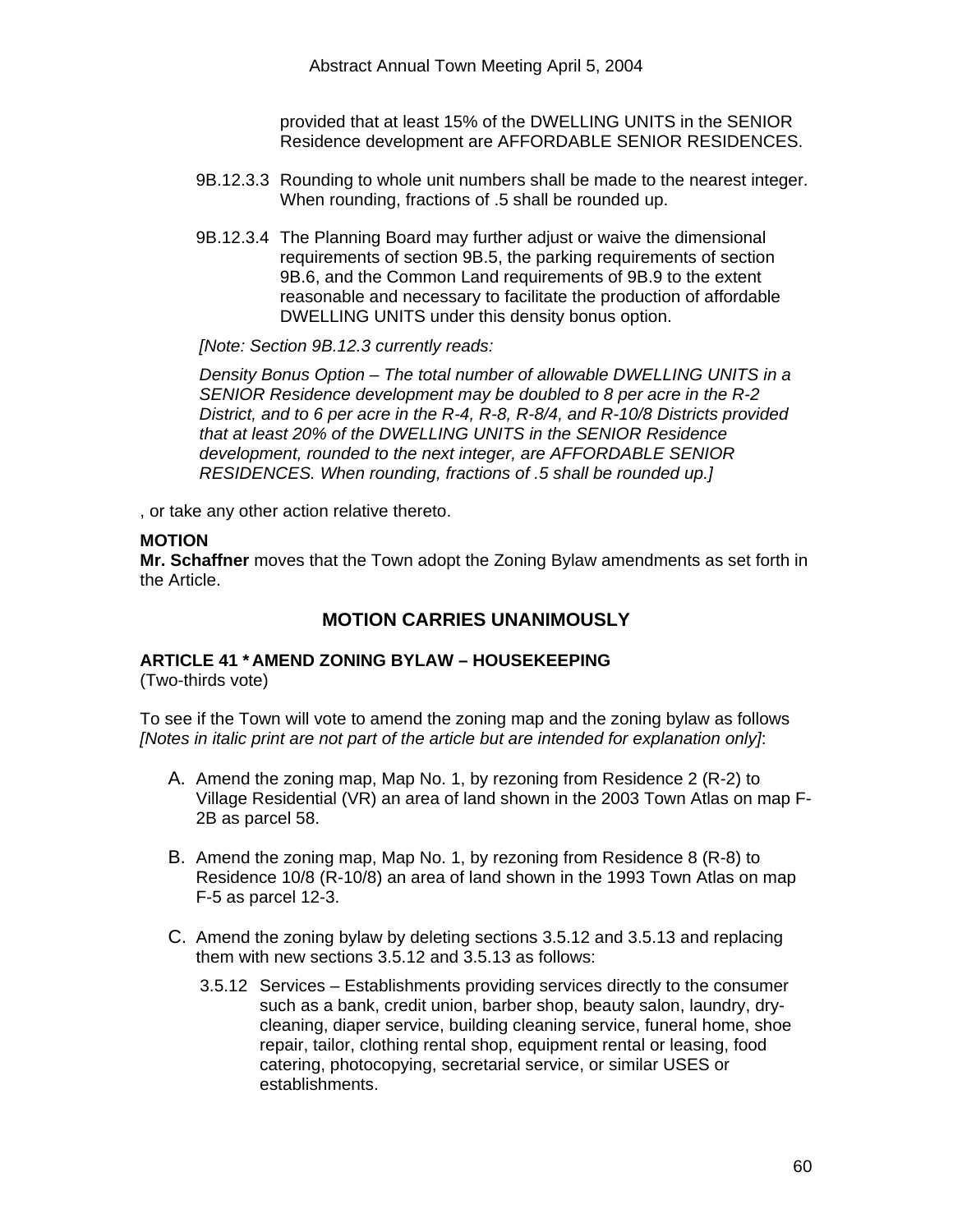provided that at least 15% of the DWELLING UNITS in the SENIOR Residence development are AFFORDABLE SENIOR RESIDENCES.

9B.12.3.3 Rounding to whole unit numbers shall be made to the nearest integer. When rounding, fractions of .5 shall be rounded up.

9B.12.3.4 The Planning Board may further adjust or waive the dimensional requirements of section 9B.5, the parking requirements of section 9B.6, and the Common Land requirements of 9B.9 to the extent reasonable and necessary to facilitate the production of affordable DWELLING UNITS under this density bonus option.

*[Note: Section 9B.12.3 currently reads:*

*Density Bonus Option – The total number of allowable DWELLING UNITS in a SENIOR Residence development may be doubled to 8 per acre in the R-2 District, and to 6 per acre in the R-4, R-8, R-8/4, and R-10/8 Districts provided that at least 20% of the DWELLING UNITS in the SENIOR Residence development, rounded to the next integer, are AFFORDABLE SENIOR RESIDENCES. When rounding, fractions of .5 shall be rounded up.]*

, or take any other action relative thereto.

**MOTION**
**Mr. Schaffner** moves that the Town adopt the Zoning Bylaw amendments as set forth in the Article.

## MOTION CARRIES UNANIMOUSLY

**ARTICLE 41 * AMEND ZONING BYLAW – HOUSEKEEPING**
(Two-thirds vote)

To see if the Town will vote to amend the zoning map and the zoning bylaw as follows *[Notes in italic print are not part of the article but are intended for explanation only]*:

A. Amend the zoning map, Map No. 1, by rezoning from Residence 2 (R-2) to Village Residential (VR) an area of land shown in the 2003 Town Atlas on map F-2B as parcel 58.

B. Amend the zoning map, Map No. 1, by rezoning from Residence 8 (R-8) to Residence 10/8 (R-10/8) an area of land shown in the 1993 Town Atlas on map F-5 as parcel 12-3.

C. Amend the zoning bylaw by deleting sections 3.5.12 and 3.5.13 and replacing them with new sections 3.5.12 and 3.5.13 as follows:

3.5.12 Services – Establishments providing services directly to the consumer such as a bank, credit union, barber shop, beauty salon, laundry, dry-cleaning, diaper service, building cleaning service, funeral home, shoe repair, tailor, clothing rental shop, equipment rental or leasing, food catering, photocopying, secretarial service, or similar USES or establishments.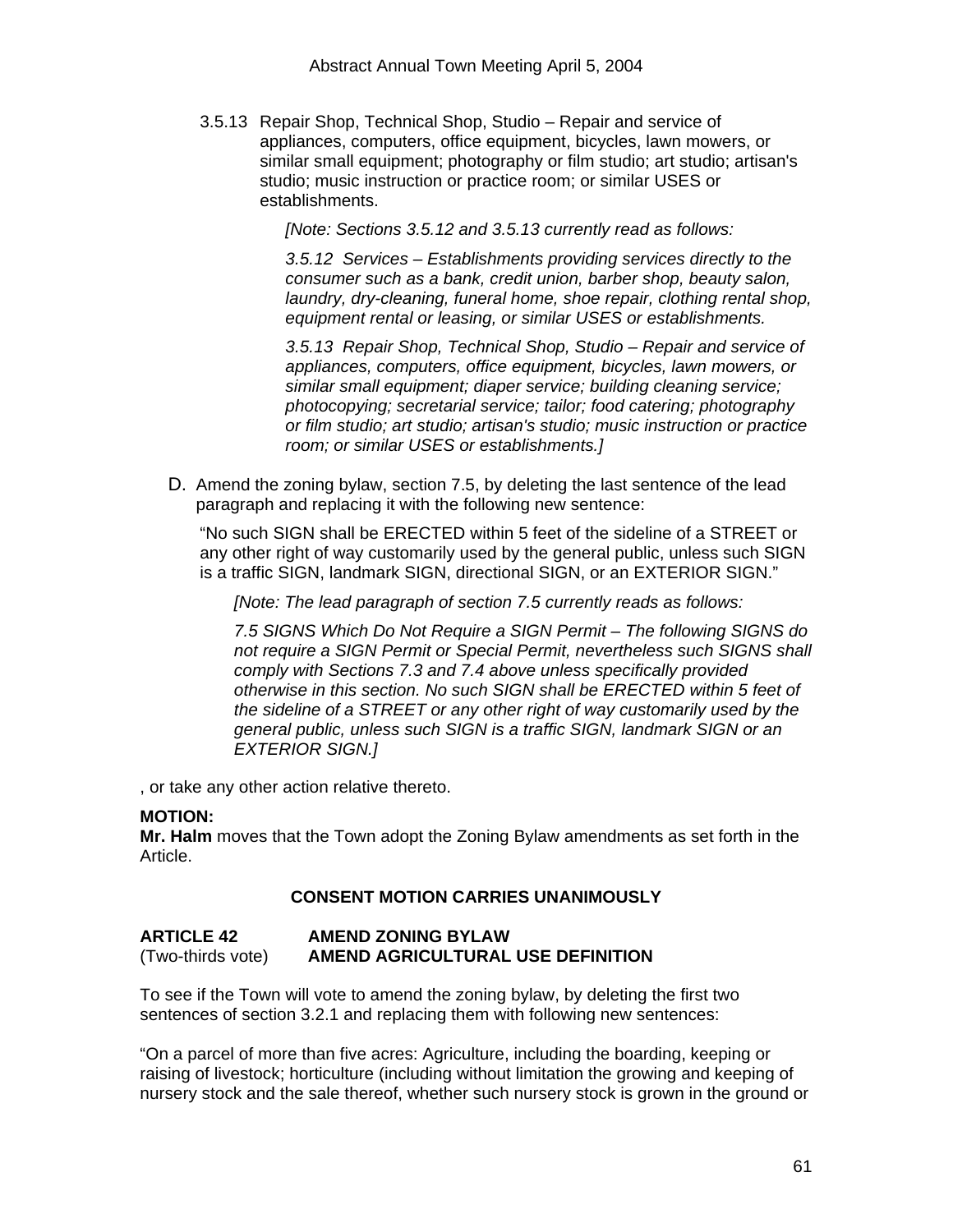3.5.13 Repair Shop, Technical Shop, Studio – Repair and service of appliances, computers, office equipment, bicycles, lawn mowers, or similar small equipment; photography or film studio; art studio; artisan's studio; music instruction or practice room; or similar USES or establishments.

*[Note: Sections 3.5.12 and 3.5.13 currently read as follows:*

*3.5.12 Services – Establishments providing services directly to the consumer such as a bank, credit union, barber shop, beauty salon, laundry, dry-cleaning, funeral home, shoe repair, clothing rental shop, equipment rental or leasing, or similar USES or establishments.*

*3.5.13 Repair Shop, Technical Shop, Studio – Repair and service of appliances, computers, office equipment, bicycles, lawn mowers, or similar small equipment; diaper service; building cleaning service; photocopying; secretarial service; tailor; food catering; photography or film studio; art studio; artisan's studio; music instruction or practice room; or similar USES or establishments.]*

D. Amend the zoning bylaw, section 7.5, by deleting the last sentence of the lead paragraph and replacing it with the following new sentence:

"No such SIGN shall be ERECTED within 5 feet of the sideline of a STREET or any other right of way customarily used by the general public, unless such SIGN is a traffic SIGN, landmark SIGN, directional SIGN, or an EXTERIOR SIGN."

*[Note: The lead paragraph of section 7.5 currently reads as follows:*

*7.5 SIGNS Which Do Not Require a SIGN Permit – The following SIGNS do not require a SIGN Permit or Special Permit, nevertheless such SIGNS shall comply with Sections 7.3 and 7.4 above unless specifically provided otherwise in this section. No such SIGN shall be ERECTED within 5 feet of the sideline of a STREET or any other right of way customarily used by the general public, unless such SIGN is a traffic SIGN, landmark SIGN or an EXTERIOR SIGN.]*

, or take any other action relative thereto.

**MOTION:**
**Mr. Halm** moves that the Town adopt the Zoning Bylaw amendments as set forth in the Article.

**CONSENT MOTION CARRIES UNANIMOUSLY**

**ARTICLE 42** **AMEND ZONING BYLAW**
(Two-thirds vote) **AMEND AGRICULTURAL USE DEFINITION**

To see if the Town will vote to amend the zoning bylaw, by deleting the first two sentences of section 3.2.1 and replacing them with following new sentences:

"On a parcel of more than five acres: Agriculture, including the boarding, keeping or raising of livestock; horticulture (including without limitation the growing and keeping of nursery stock and the sale thereof, whether such nursery stock is grown in the ground or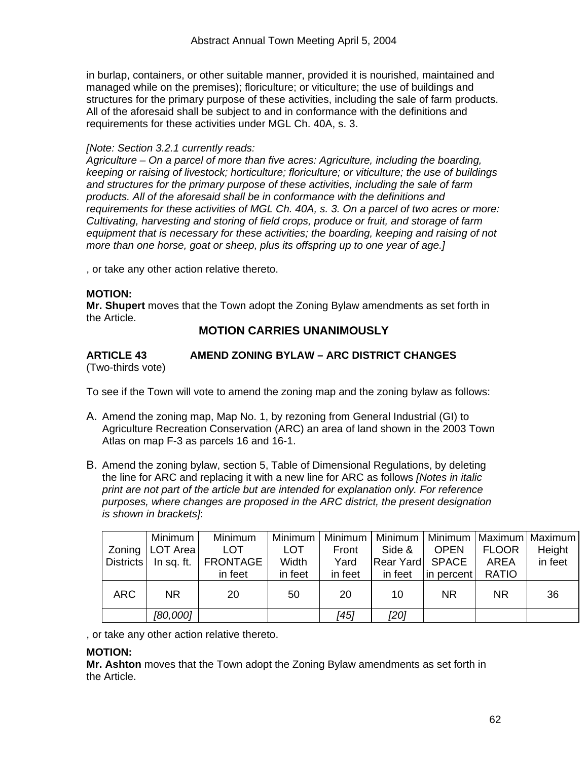in burlap, containers, or other suitable manner, provided it is nourished, maintained and managed while on the premises); floriculture; or viticulture; the use of buildings and structures for the primary purpose of these activities, including the sale of farm products. All of the aforesaid shall be subject to and in conformance with the definitions and requirements for these activities under MGL Ch. 40A, s. 3.

*[Note: Section 3.2.1 currently reads:*
*Agriculture – On a parcel of more than five acres: Agriculture, including the boarding, keeping or raising of livestock; horticulture; floriculture; or viticulture; the use of buildings and structures for the primary purpose of these activities, including the sale of farm products. All of the aforesaid shall be in conformance with the definitions and requirements for these activities of MGL Ch. 40A, s. 3. On a parcel of two acres or more: Cultivating, harvesting and storing of field crops, produce or fruit, and storage of farm equipment that is necessary for these activities; the boarding, keeping and raising of not more than one horse, goat or sheep, plus its offspring up to one year of age.]*

, or take any other action relative thereto.

**MOTION:**
**Mr. Shupert** moves that the Town adopt the Zoning Bylaw amendments as set forth in the Article.

**MOTION CARRIES UNANIMOUSLY**

**ARTICLE 43 AMEND ZONING BYLAW – ARC DISTRICT CHANGES**
(Two-thirds vote)

To see if the Town will vote to amend the zoning map and the zoning bylaw as follows:

A. Amend the zoning map, Map No. 1, by rezoning from General Industrial (GI) to Agriculture Recreation Conservation (ARC) an area of land shown in the 2003 Town Atlas on map F-3 as parcels 16 and 16-1.

B. Amend the zoning bylaw, section 5, Table of Dimensional Regulations, by deleting the line for ARC and replacing it with a new line for ARC as follows *[Notes in italic print are not part of the article but are intended for explanation only. For reference purposes, where changes are proposed in the ARC district, the present designation is shown in brackets]*:

| Zoning Districts | Minimum LOT Area In sq. ft. | Minimum LOT FRONTAGE in feet | Minimum LOT Width in feet | Minimum Front Yard in feet | Minimum Side & Rear Yard in feet | Minimum OPEN SPACE in percent | Maximum FLOOR AREA RATIO | Maximum Height in feet |
|---|---|---|---|---|---|---|---|---|
| ARC | NR | 20 | 50 | 20 | 10 | NR | NR | 36 |
| | *[80,000]* | | | *[45]* | *[20]* | | | |

, or take any other action relative thereto.

**MOTION:**
**Mr. Ashton** moves that the Town adopt the Zoning Bylaw amendments as set forth in the Article.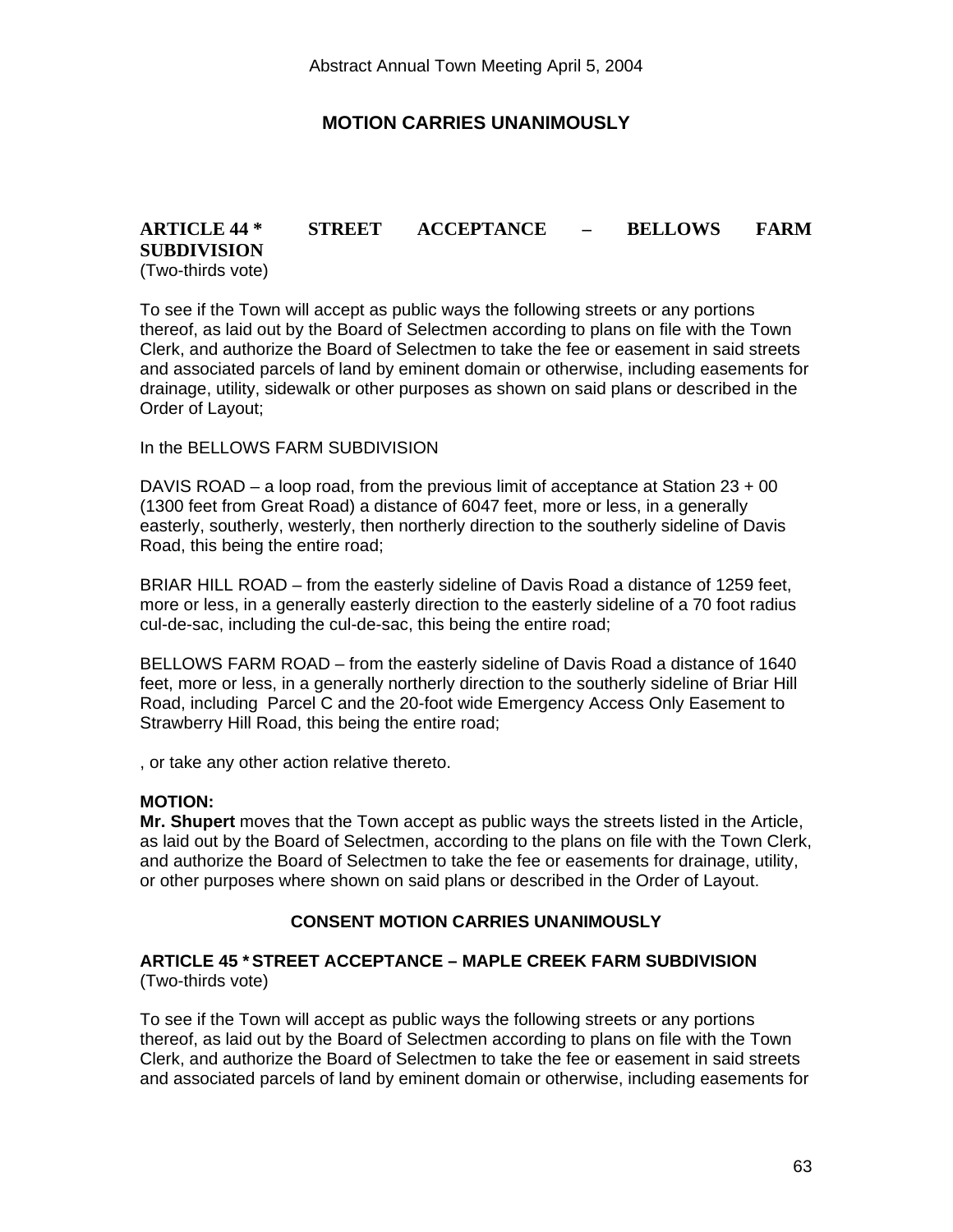**MOTION CARRIES UNANIMOUSLY**

## ARTICLE 44 * STREET ACCEPTANCE – BELLOWS FARM SUBDIVISION

(Two-thirds vote)

To see if the Town will accept as public ways the following streets or any portions thereof, as laid out by the Board of Selectmen according to plans on file with the Town Clerk, and authorize the Board of Selectmen to take the fee or easement in said streets and associated parcels of land by eminent domain or otherwise, including easements for drainage, utility, sidewalk or other purposes as shown on said plans or described in the Order of Layout;

In the BELLOWS FARM SUBDIVISION

DAVIS ROAD – a loop road, from the previous limit of acceptance at Station 23 + 00 (1300 feet from Great Road) a distance of 6047 feet, more or less, in a generally easterly, southerly, westerly, then northerly direction to the southerly sideline of Davis Road, this being the entire road;

BRIAR HILL ROAD – from the easterly sideline of Davis Road a distance of 1259 feet, more or less, in a generally easterly direction to the easterly sideline of a 70 foot radius cul-de-sac, including the cul-de-sac, this being the entire road;

BELLOWS FARM ROAD – from the easterly sideline of Davis Road a distance of 1640 feet, more or less, in a generally northerly direction to the southerly sideline of Briar Hill Road, including Parcel C and the 20-foot wide Emergency Access Only Easement to Strawberry Hill Road, this being the entire road;

, or take any other action relative thereto.

**MOTION:**
**Mr. Shupert** moves that the Town accept as public ways the streets listed in the Article, as laid out by the Board of Selectmen, according to the plans on file with the Town Clerk, and authorize the Board of Selectmen to take the fee or easements for drainage, utility, or other purposes where shown on said plans or described in the Order of Layout.

**CONSENT MOTION CARRIES UNANIMOUSLY**

## ARTICLE 45 * STREET ACCEPTANCE – MAPLE CREEK FARM SUBDIVISION

(Two-thirds vote)

To see if the Town will accept as public ways the following streets or any portions thereof, as laid out by the Board of Selectmen according to plans on file with the Town Clerk, and authorize the Board of Selectmen to take the fee or easement in said streets and associated parcels of land by eminent domain or otherwise, including easements for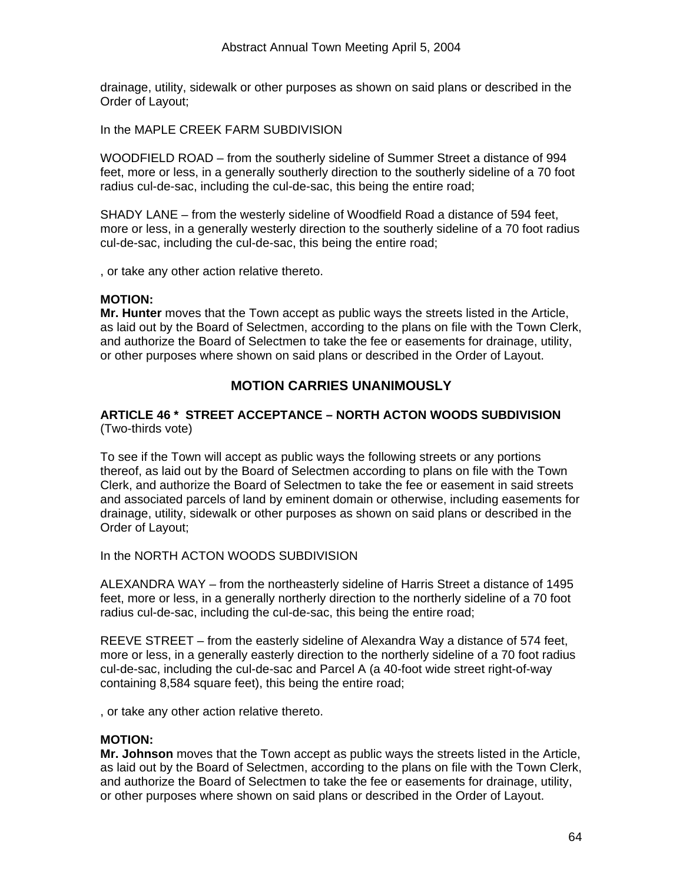drainage, utility, sidewalk or other purposes as shown on said plans or described in the Order of Layout;

In the MAPLE CREEK FARM SUBDIVISION

WOODFIELD ROAD – from the southerly sideline of Summer Street a distance of 994 feet, more or less, in a generally southerly direction to the southerly sideline of a 70 foot radius cul-de-sac, including the cul-de-sac, this being the entire road;

SHADY LANE – from the westerly sideline of Woodfield Road a distance of 594 feet, more or less, in a generally westerly direction to the southerly sideline of a 70 foot radius cul-de-sac, including the cul-de-sac, this being the entire road;

, or take any other action relative thereto.

**MOTION:**
**Mr. Hunter** moves that the Town accept as public ways the streets listed in the Article, as laid out by the Board of Selectmen, according to the plans on file with the Town Clerk, and authorize the Board of Selectmen to take the fee or easements for drainage, utility, or other purposes where shown on said plans or described in the Order of Layout.

## MOTION CARRIES UNANIMOUSLY

**ARTICLE 46 * STREET ACCEPTANCE – NORTH ACTON WOODS SUBDIVISION**
(Two-thirds vote)

To see if the Town will accept as public ways the following streets or any portions thereof, as laid out by the Board of Selectmen according to plans on file with the Town Clerk, and authorize the Board of Selectmen to take the fee or easement in said streets and associated parcels of land by eminent domain or otherwise, including easements for drainage, utility, sidewalk or other purposes as shown on said plans or described in the Order of Layout;

In the NORTH ACTON WOODS SUBDIVISION

ALEXANDRA WAY – from the northeasterly sideline of Harris Street a distance of 1495 feet, more or less, in a generally northerly direction to the northerly sideline of a 70 foot radius cul-de-sac, including the cul-de-sac, this being the entire road;

REEVE STREET – from the easterly sideline of Alexandra Way a distance of 574 feet, more or less, in a generally easterly direction to the northerly sideline of a 70 foot radius cul-de-sac, including the cul-de-sac and Parcel A (a 40-foot wide street right-of-way containing 8,584 square feet), this being the entire road;

, or take any other action relative thereto.

**MOTION:**
**Mr. Johnson** moves that the Town accept as public ways the streets listed in the Article, as laid out by the Board of Selectmen, according to the plans on file with the Town Clerk, and authorize the Board of Selectmen to take the fee or easements for drainage, utility, or other purposes where shown on said plans or described in the Order of Layout.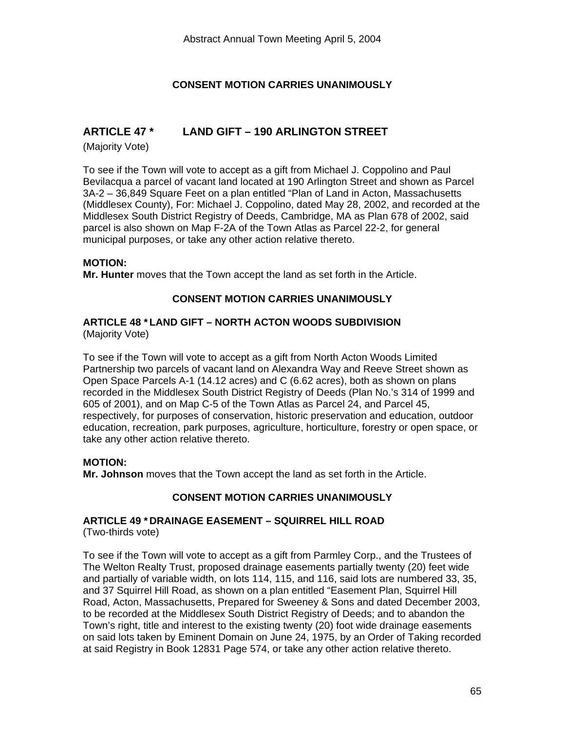**CONSENT MOTION CARRIES UNANIMOUSLY**

## ARTICLE 47 * LAND GIFT – 190 ARLINGTON STREET

(Majority Vote)

To see if the Town will vote to accept as a gift from Michael J. Coppolino and Paul Bevilacqua a parcel of vacant land located at 190 Arlington Street and shown as Parcel 3A-2 – 36,849 Square Feet on a plan entitled "Plan of Land in Acton, Massachusetts (Middlesex County), For: Michael J. Coppolino, dated May 28, 2002, and recorded at the Middlesex South District Registry of Deeds, Cambridge, MA as Plan 678 of 2002, said parcel is also shown on Map F-2A of the Town Atlas as Parcel 22-2, for general municipal purposes, or take any other action relative thereto.

**MOTION:**
**Mr. Hunter** moves that the Town accept the land as set forth in the Article.

**CONSENT MOTION CARRIES UNANIMOUSLY**

### ARTICLE 48 * LAND GIFT – NORTH ACTON WOODS SUBDIVISION

(Majority Vote)

To see if the Town will vote to accept as a gift from North Acton Woods Limited Partnership two parcels of vacant land on Alexandra Way and Reeve Street shown as Open Space Parcels A-1 (14.12 acres) and C (6.62 acres), both as shown on plans recorded in the Middlesex South District Registry of Deeds (Plan No.'s 314 of 1999 and 605 of 2001), and on Map C-5 of the Town Atlas as Parcel 24, and Parcel 45, respectively, for purposes of conservation, historic preservation and education, outdoor education, recreation, park purposes, agriculture, horticulture, forestry or open space, or take any other action relative thereto.

**MOTION:**
**Mr. Johnson** moves that the Town accept the land as set forth in the Article.

**CONSENT MOTION CARRIES UNANIMOUSLY**

### ARTICLE 49 * DRAINAGE EASEMENT – SQUIRREL HILL ROAD

(Two-thirds vote)

To see if the Town will vote to accept as a gift from Parmley Corp., and the Trustees of The Welton Realty Trust, proposed drainage easements partially twenty (20) feet wide and partially of variable width, on lots 114, 115, and 116, said lots are numbered 33, 35, and 37 Squirrel Hill Road, as shown on a plan entitled "Easement Plan, Squirrel Hill Road, Acton, Massachusetts, Prepared for Sweeney & Sons and dated December 2003, to be recorded at the Middlesex South District Registry of Deeds; and to abandon the Town's right, title and interest to the existing twenty (20) foot wide drainage easements on said lots taken by Eminent Domain on June 24, 1975, by an Order of Taking recorded at said Registry in Book 12831 Page 574, or take any other action relative thereto.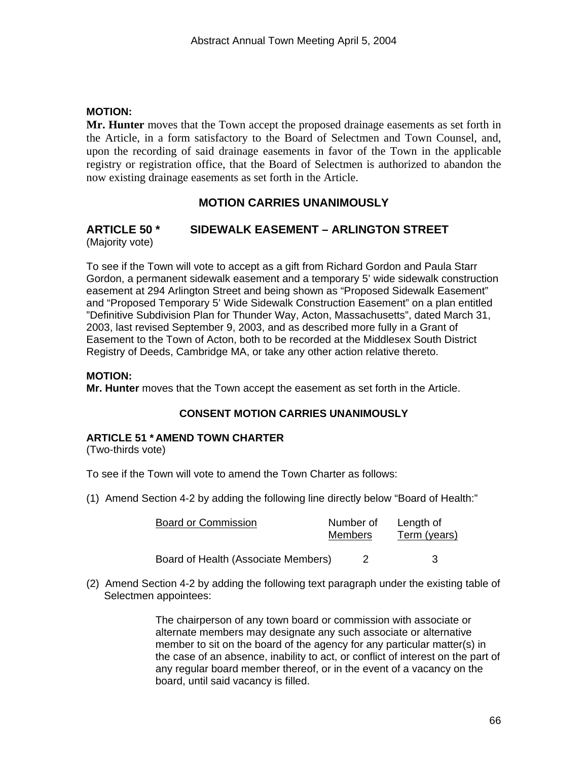**MOTION:**
**Mr. Hunter** moves that the Town accept the proposed drainage easements as set forth in the Article, in a form satisfactory to the Board of Selectmen and Town Counsel, and, upon the recording of said drainage easements in favor of the Town in the applicable registry or registration office, that the Board of Selectmen is authorized to abandon the now existing drainage easements as set forth in the Article.

**MOTION CARRIES UNANIMOUSLY**

## ARTICLE 50 * SIDEWALK EASEMENT – ARLINGTON STREET

(Majority vote)

To see if the Town will vote to accept as a gift from Richard Gordon and Paula Starr Gordon, a permanent sidewalk easement and a temporary 5' wide sidewalk construction easement at 294 Arlington Street and being shown as "Proposed Sidewalk Easement" and "Proposed Temporary 5' Wide Sidewalk Construction Easement" on a plan entitled "Definitive Subdivision Plan for Thunder Way, Acton, Massachusetts", dated March 31, 2003, last revised September 9, 2003, and as described more fully in a Grant of Easement to the Town of Acton, both to be recorded at the Middlesex South District Registry of Deeds, Cambridge MA, or take any other action relative thereto.

**MOTION:**
**Mr. Hunter** moves that the Town accept the easement as set forth in the Article.

**CONSENT MOTION CARRIES UNANIMOUSLY**

### ARTICLE 51 * AMEND TOWN CHARTER

(Two-thirds vote)

To see if the Town will vote to amend the Town Charter as follows:

(1) Amend Section 4-2 by adding the following line directly below "Board of Health:"

| Board or Commission | Number of Members | Length of Term (years) |
|---|---|---|
| Board of Health (Associate Members) | 2 | 3 |

(2) Amend Section 4-2 by adding the following text paragraph under the existing table of Selectmen appointees:

> The chairperson of any town board or commission with associate or alternate members may designate any such associate or alternative member to sit on the board of the agency for any particular matter(s) in the case of an absence, inability to act, or conflict of interest on the part of any regular board member thereof, or in the event of a vacancy on the board, until said vacancy is filled.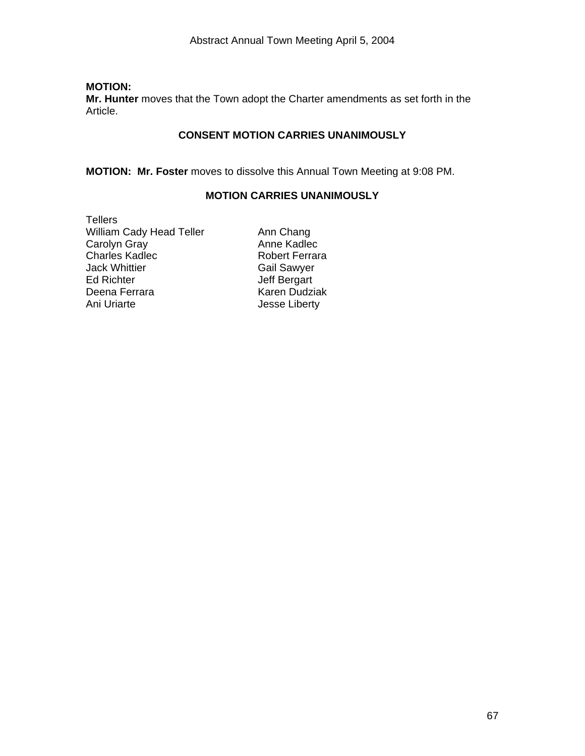**MOTION:**
**Mr. Hunter** moves that the Town adopt the Charter amendments as set forth in the Article.

**CONSENT MOTION CARRIES UNANIMOUSLY**

**MOTION: Mr. Foster** moves to dissolve this Annual Town Meeting at 9:08 PM.

**MOTION CARRIES UNANIMOUSLY**

Tellers

| | |
|---|---|
| William Cady Head Teller | Ann Chang |
| Carolyn Gray | Anne Kadlec |
| Charles Kadlec | Robert Ferrara |
| Jack Whittier | Gail Sawyer |
| Ed Richter | Jeff Bergart |
| Deena Ferrara | Karen Dudziak |
| Ani Uriarte | Jesse Liberty |